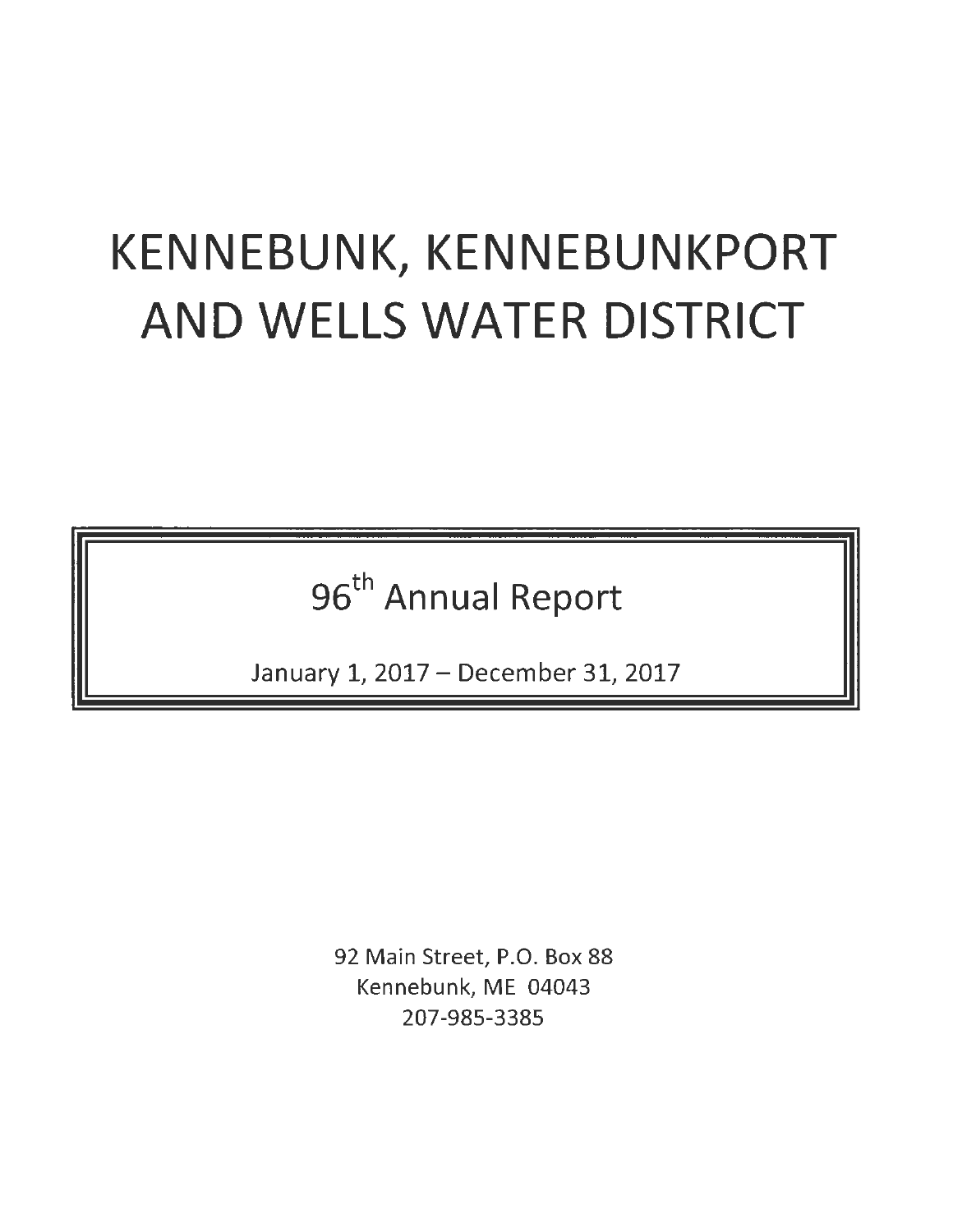# KENNEBUNK, KENNEBUNKPORT AND WELLS WATER DISTRICT

## 96th Annual Report

January 1, 2017 – December 31, 2017

92 Main Street, P.O. Box 88
Kennebunk, ME 04043
207-985-3385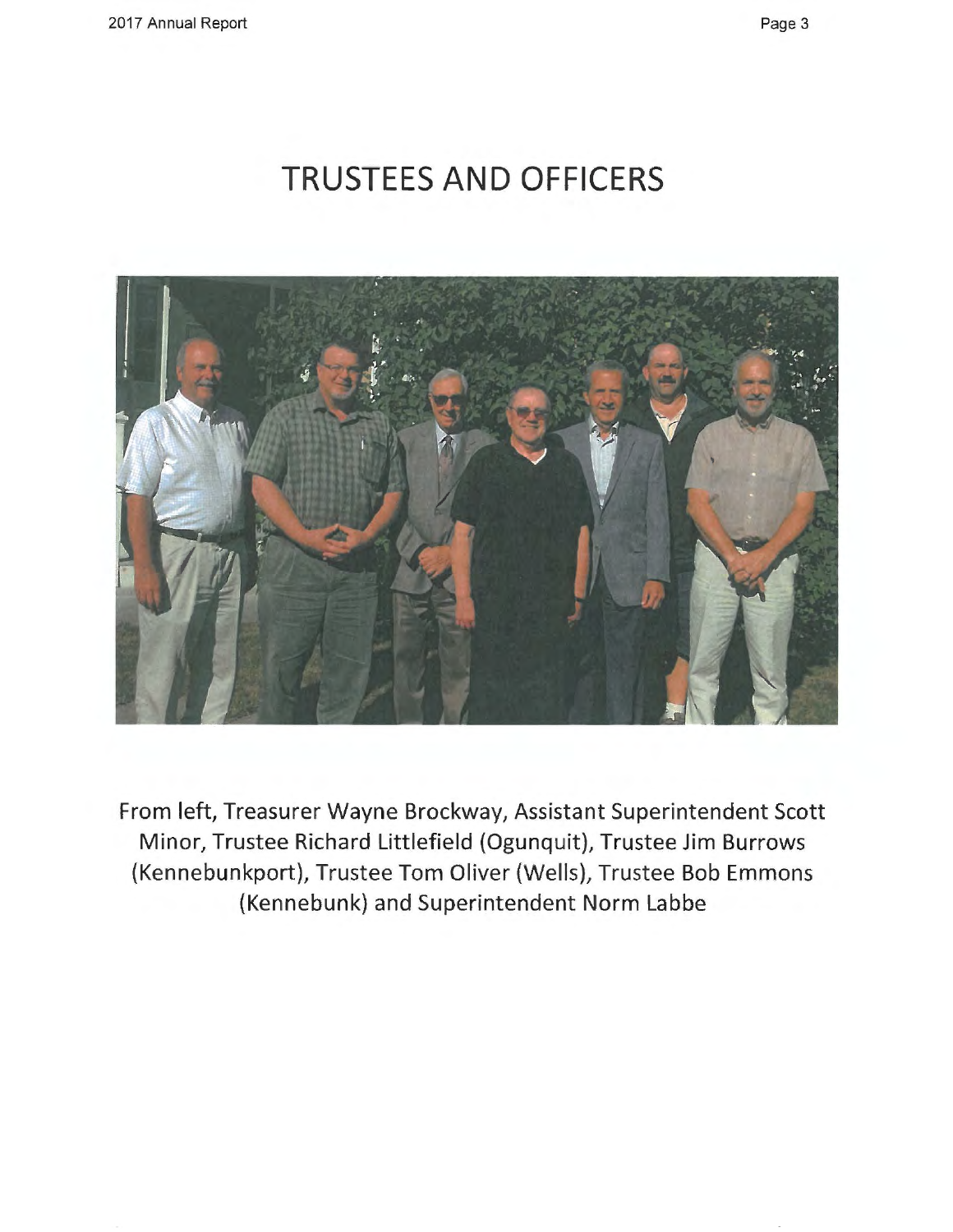# TRUSTEES AND OFFICERS

From left, Treasurer Wayne Brockway, Assistant Superintendent Scott Minor, Trustee Richard Littlefield (Ogunquit), Trustee Jim Burrows (Kennebunkport), Trustee Tom Oliver (Wells), Trustee Bob Emmons (Kennebunk) and Superintendent Norm Labbe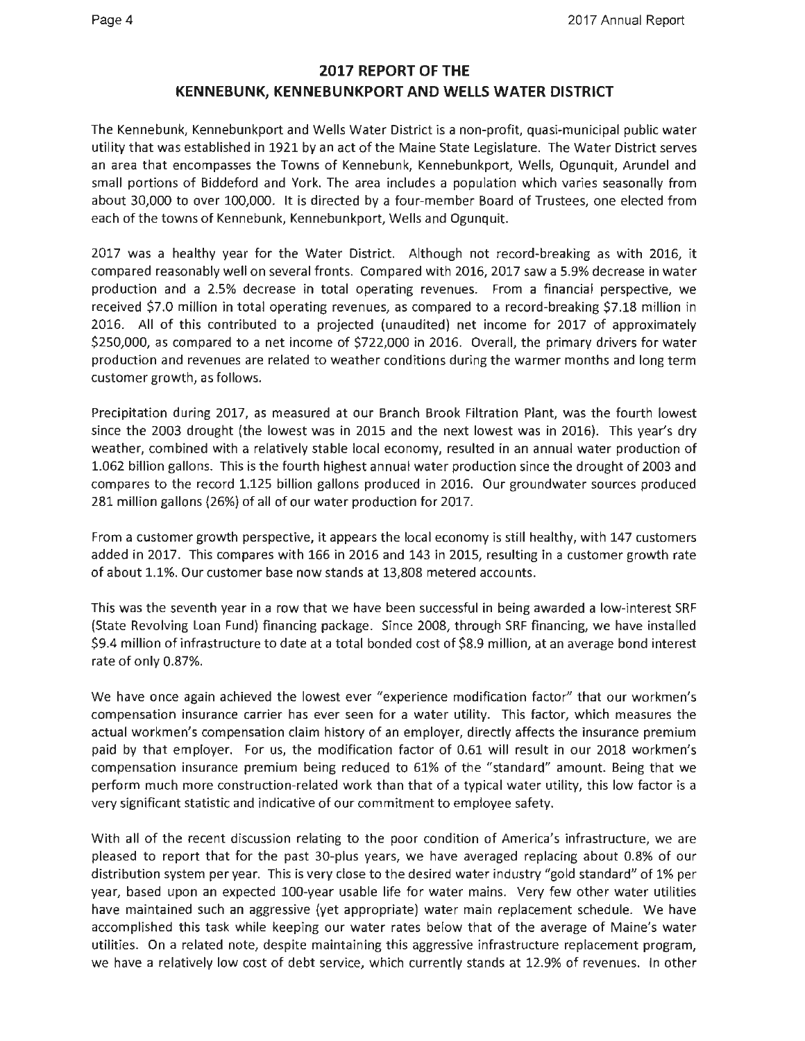## 2017 REPORT OF THE KENNEBUNK, KENNEBUNKPORT AND WELLS WATER DISTRICT

The Kennebunk, Kennebunkport and Wells Water District is a non-profit, quasi-municipal public water utility that was established in 1921 by an act of the Maine State Legislature. The Water District serves an area that encompasses the Towns of Kennebunk, Kennebunkport, Wells, Ogunquit, Arundel and small portions of Biddeford and York. The area includes a population which varies seasonally from about 30,000 to over 100,000. It is directed by a four-member Board of Trustees, one elected from each of the towns of Kennebunk, Kennebunkport, Wells and Ogunquit.

2017 was a healthy year for the Water District. Although not record-breaking as with 2016, it compared reasonably well on several fronts. Compared with 2016, 2017 saw a 5.9% decrease in water production and a 2.5% decrease in total operating revenues. From a financial perspective, we received $7.0 million in total operating revenues, as compared to a record-breaking $7.18 million in 2016. All of this contributed to a projected (unaudited) net income for 2017 of approximately $250,000, as compared to a net income of $722,000 in 2016. Overall, the primary drivers for water production and revenues are related to weather conditions during the warmer months and long term customer growth, as follows.

Precipitation during 2017, as measured at our Branch Brook Filtration Plant, was the fourth lowest since the 2003 drought (the lowest was in 2015 and the next lowest was in 2016). This year's dry weather, combined with a relatively stable local economy, resulted in an annual water production of 1.062 billion gallons. This is the fourth highest annual water production since the drought of 2003 and compares to the record 1.125 billion gallons produced in 2016. Our groundwater sources produced 281 million gallons (26%) of all of our water production for 2017.

From a customer growth perspective, it appears the local economy is still healthy, with 147 customers added in 2017. This compares with 166 in 2016 and 143 in 2015, resulting in a customer growth rate of about 1.1%. Our customer base now stands at 13,808 metered accounts.

This was the seventh year in a row that we have been successful in being awarded a low-interest SRF (State Revolving Loan Fund) financing package. Since 2008, through SRF financing, we have installed $9.4 million of infrastructure to date at a total bonded cost of $8.9 million, at an average bond interest rate of only 0.87%.

We have once again achieved the lowest ever "experience modification factor" that our workmen's compensation insurance carrier has ever seen for a water utility. This factor, which measures the actual workmen's compensation claim history of an employer, directly affects the insurance premium paid by that employer. For us, the modification factor of 0.61 will result in our 2018 workmen's compensation insurance premium being reduced to 61% of the "standard" amount. Being that we perform much more construction-related work than that of a typical water utility, this low factor is a very significant statistic and indicative of our commitment to employee safety.

With all of the recent discussion relating to the poor condition of America's infrastructure, we are pleased to report that for the past 30-plus years, we have averaged replacing about 0.8% of our distribution system per year. This is very close to the desired water industry "gold standard" of 1% per year, based upon an expected 100-year usable life for water mains. Very few other water utilities have maintained such an aggressive (yet appropriate) water main replacement schedule. We have accomplished this task while keeping our water rates below that of the average of Maine's water utilities. On a related note, despite maintaining this aggressive infrastructure replacement program, we have a relatively low cost of debt service, which currently stands at 12.9% of revenues. In other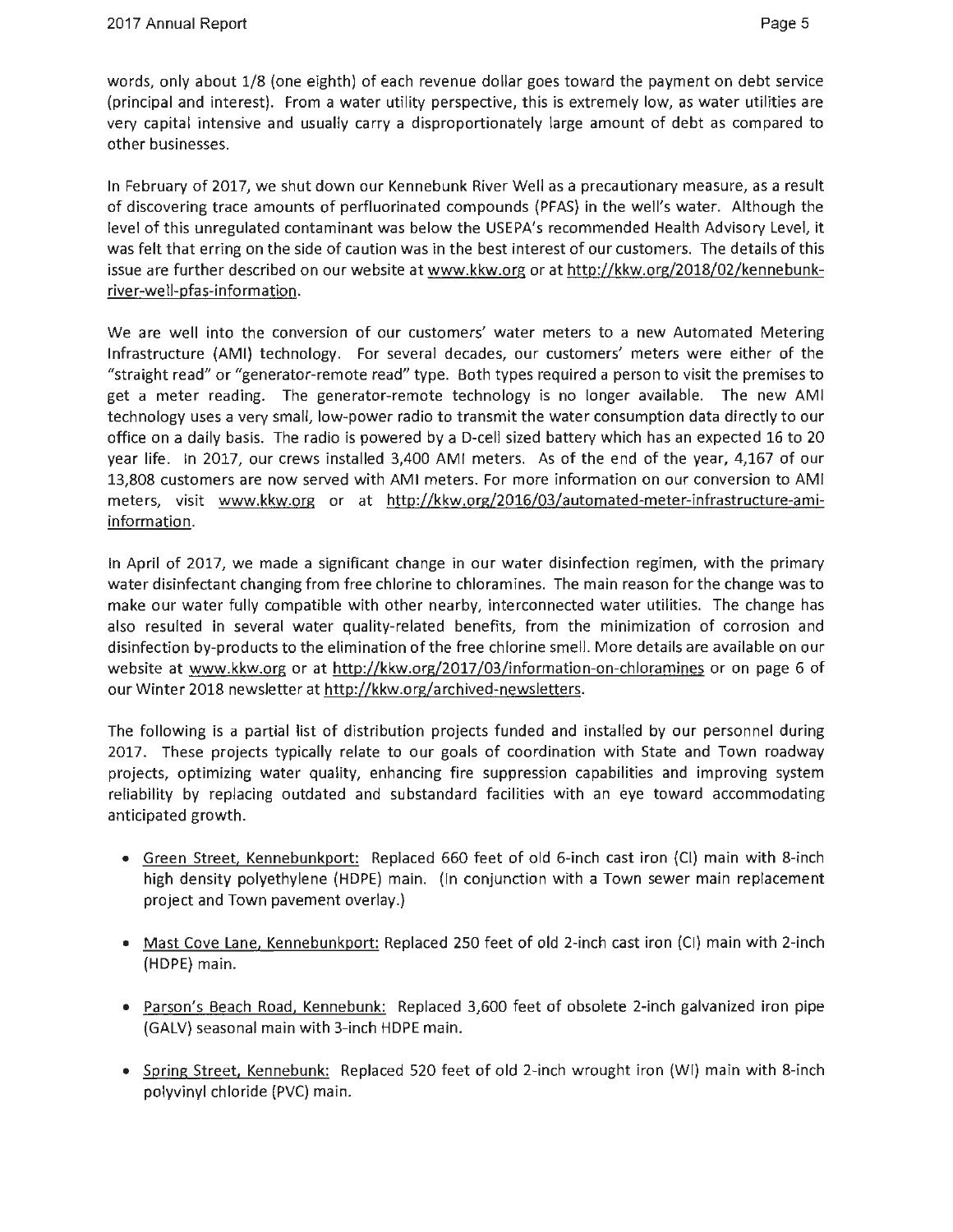words, only about 1/8 (one eighth) of each revenue dollar goes toward the payment on debt service (principal and interest). From a water utility perspective, this is extremely low, as water utilities are very capital intensive and usually carry a disproportionately large amount of debt as compared to other businesses.

In February of 2017, we shut down our Kennebunk River Well as a precautionary measure, as a result of discovering trace amounts of perfluorinated compounds (PFAS) in the well's water. Although the level of this unregulated contaminant was below the USEPA's recommended Health Advisory Level, it was felt that erring on the side of caution was in the best interest of our customers. The details of this issue are further described on our website at www.kkw.org or at http://kkw.org/2018/02/kennebunk-river-well-pfas-information.

We are well into the conversion of our customers' water meters to a new Automated Metering Infrastructure (AMI) technology. For several decades, our customers' meters were either of the "straight read" or "generator-remote read" type. Both types required a person to visit the premises to get a meter reading. The generator-remote technology is no longer available. The new AMI technology uses a very small, low-power radio to transmit the water consumption data directly to our office on a daily basis. The radio is powered by a D-cell sized battery which has an expected 16 to 20 year life. In 2017, our crews installed 3,400 AMI meters. As of the end of the year, 4,167 of our 13,808 customers are now served with AMI meters. For more information on our conversion to AMI meters, visit www.kkw.org or at http://kkw.org/2016/03/automated-meter-infrastructure-ami-information.

In April of 2017, we made a significant change in our water disinfection regimen, with the primary water disinfectant changing from free chlorine to chloramines. The main reason for the change was to make our water fully compatible with other nearby, interconnected water utilities. The change has also resulted in several water quality-related benefits, from the minimization of corrosion and disinfection by-products to the elimination of the free chlorine smell. More details are available on our website at www.kkw.org or at http://kkw.org/2017/03/information-on-chloramines or on page 6 of our Winter 2018 newsletter at http://kkw.org/archived-newsletters.

The following is a partial list of distribution projects funded and installed by our personnel during 2017. These projects typically relate to our goals of coordination with State and Town roadway projects, optimizing water quality, enhancing fire suppression capabilities and improving system reliability by replacing outdated and substandard facilities with an eye toward accommodating anticipated growth.

- Green Street, Kennebunkport: Replaced 660 feet of old 6-inch cast iron (CI) main with 8-inch high density polyethylene (HDPE) main. (In conjunction with a Town sewer main replacement project and Town pavement overlay.)

- Mast Cove Lane, Kennebunkport: Replaced 250 feet of old 2-inch cast iron (CI) main with 2-inch (HDPE) main.

- Parson's Beach Road, Kennebunk: Replaced 3,600 feet of obsolete 2-inch galvanized iron pipe (GALV) seasonal main with 3-inch HDPE main.

- Spring Street, Kennebunk: Replaced 520 feet of old 2-inch wrought iron (WI) main with 8-inch polyvinyl chloride (PVC) main.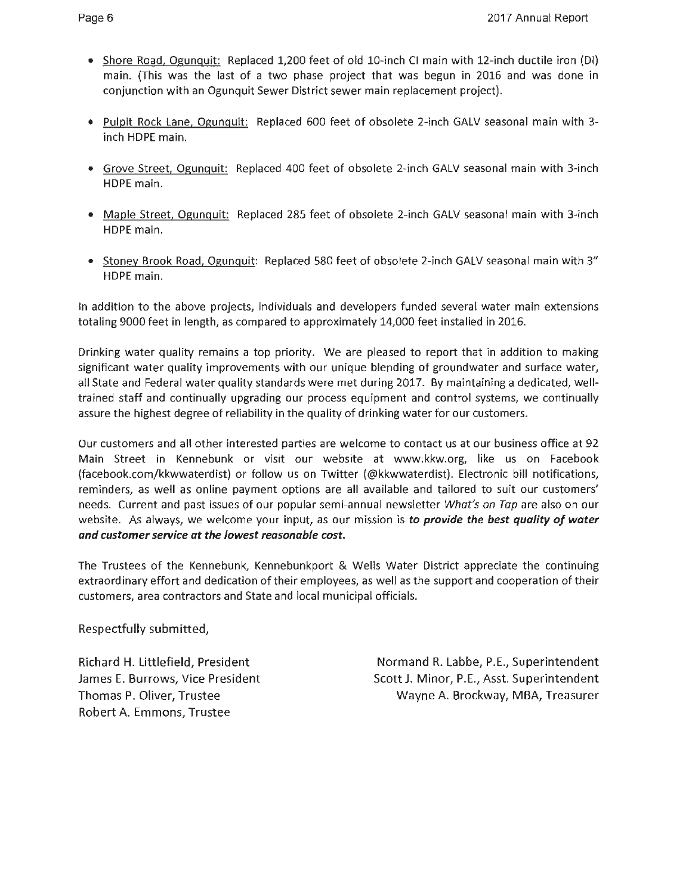- Shore Road, Ogunquit: Replaced 1,200 feet of old 10-inch CI main with 12-inch ductile iron (DI) main. (This was the last of a two phase project that was begun in 2016 and was done in conjunction with an Ogunquit Sewer District sewer main replacement project).

- Pulpit Rock Lane, Ogunquit: Replaced 600 feet of obsolete 2-inch GALV seasonal main with 3-inch HDPE main.

- Grove Street, Ogunquit: Replaced 400 feet of obsolete 2-inch GALV seasonal main with 3-inch HDPE main.

- Maple Street, Ogunquit: Replaced 285 feet of obsolete 2-inch GALV seasonal main with 3-inch HDPE main.

- Stoney Brook Road, Ogunquit: Replaced 580 feet of obsolete 2-inch GALV seasonal main with 3" HDPE main.

In addition to the above projects, individuals and developers funded several water main extensions totaling 9000 feet in length, as compared to approximately 14,000 feet installed in 2016.

Drinking water quality remains a top priority. We are pleased to report that in addition to making significant water quality improvements with our unique blending of groundwater and surface water, all State and Federal water quality standards were met during 2017. By maintaining a dedicated, well-trained staff and continually upgrading our process equipment and control systems, we continually assure the highest degree of reliability in the quality of drinking water for our customers.

Our customers and all other interested parties are welcome to contact us at our business office at 92 Main Street in Kennebunk or visit our website at www.kkw.org, like us on Facebook (facebook.com/kkwwaterdist) or follow us on Twitter (@kkwwaterdist). Electronic bill notifications, reminders, as well as online payment options are all available and tailored to suit our customers' needs. Current and past issues of our popular semi-annual newsletter *What's on Tap* are also on our website. As always, we welcome your input, as our mission is ***to provide the best quality of water and customer service at the lowest reasonable cost.***

The Trustees of the Kennebunk, Kennebunkport & Wells Water District appreciate the continuing extraordinary effort and dedication of their employees, as well as the support and cooperation of their customers, area contractors and State and local municipal officials.

Respectfully submitted,

Richard H. Littlefield, President
James E. Burrows, Vice President
Thomas P. Oliver, Trustee
Robert A. Emmons, Trustee

Normand R. Labbe, P.E., Superintendent
Scott J. Minor, P.E., Asst. Superintendent
Wayne A. Brockway, MBA, Treasurer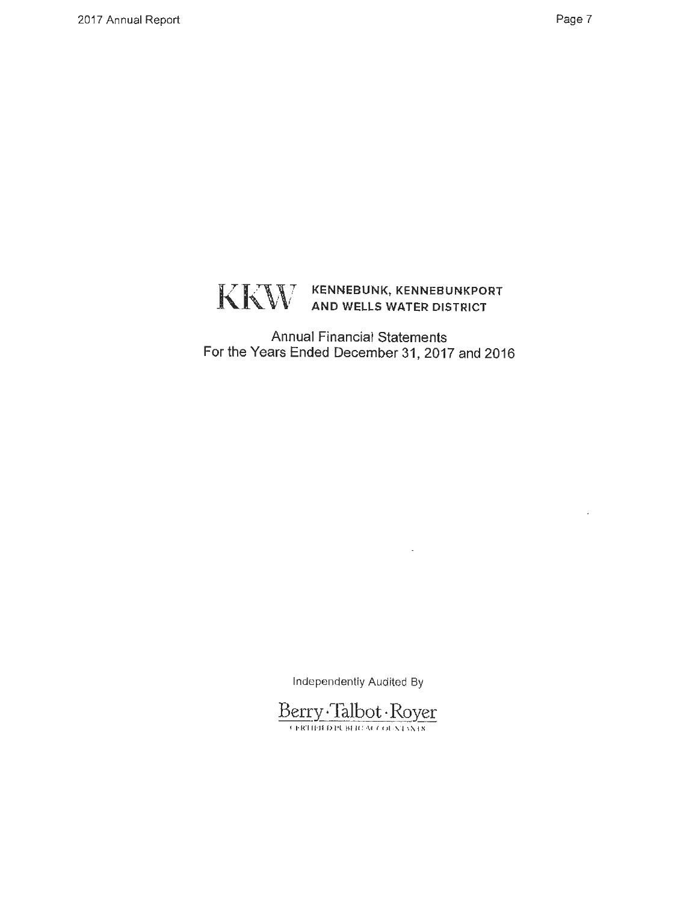# KKW KENNEBUNK, KENNEBUNKPORT AND WELLS WATER DISTRICT

Annual Financial Statements
For the Years Ended December 31, 2017 and 2016

Independently Audited By

Berry·Talbot·Royer
CERTIFIED PUBLIC ACCOUNTANTS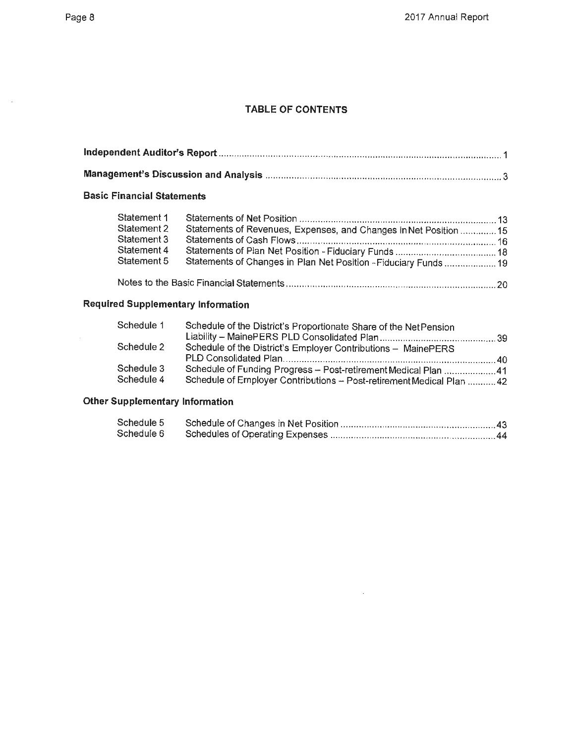# TABLE OF CONTENTS

**Independent Auditor's Report** .......... 1

**Management's Discussion and Analysis** .......... 3

## Basic Financial Statements

| | | |
|---|---|---|
| Statement 1 | Statements of Net Position | 13 |
| Statement 2 | Statements of Revenues, Expenses, and Changes in Net Position | 15 |
| Statement 3 | Statements of Cash Flows | 16 |
| Statement 4 | Statements of Plan Net Position - Fiduciary Funds | 18 |
| Statement 5 | Statements of Changes in Plan Net Position - Fiduciary Funds | 19 |

Notes to the Basic Financial Statements .......... 20

## Required Supplementary Information

| | | |
|---|---|---|
| Schedule 1 | Schedule of the District's Proportionate Share of the Net Pension Liability – MainePERS PLD Consolidated Plan | 39 |
| Schedule 2 | Schedule of the District's Employer Contributions – MainePERS PLD Consolidated Plan | 40 |
| Schedule 3 | Schedule of Funding Progress – Post-retirement Medical Plan | 41 |
| Schedule 4 | Schedule of Employer Contributions – Post-retirement Medical Plan | 42 |

## Other Supplementary Information

| | | |
|---|---|---|
| Schedule 5 | Schedule of Changes in Net Position | 43 |
| Schedule 6 | Schedules of Operating Expenses | 44 |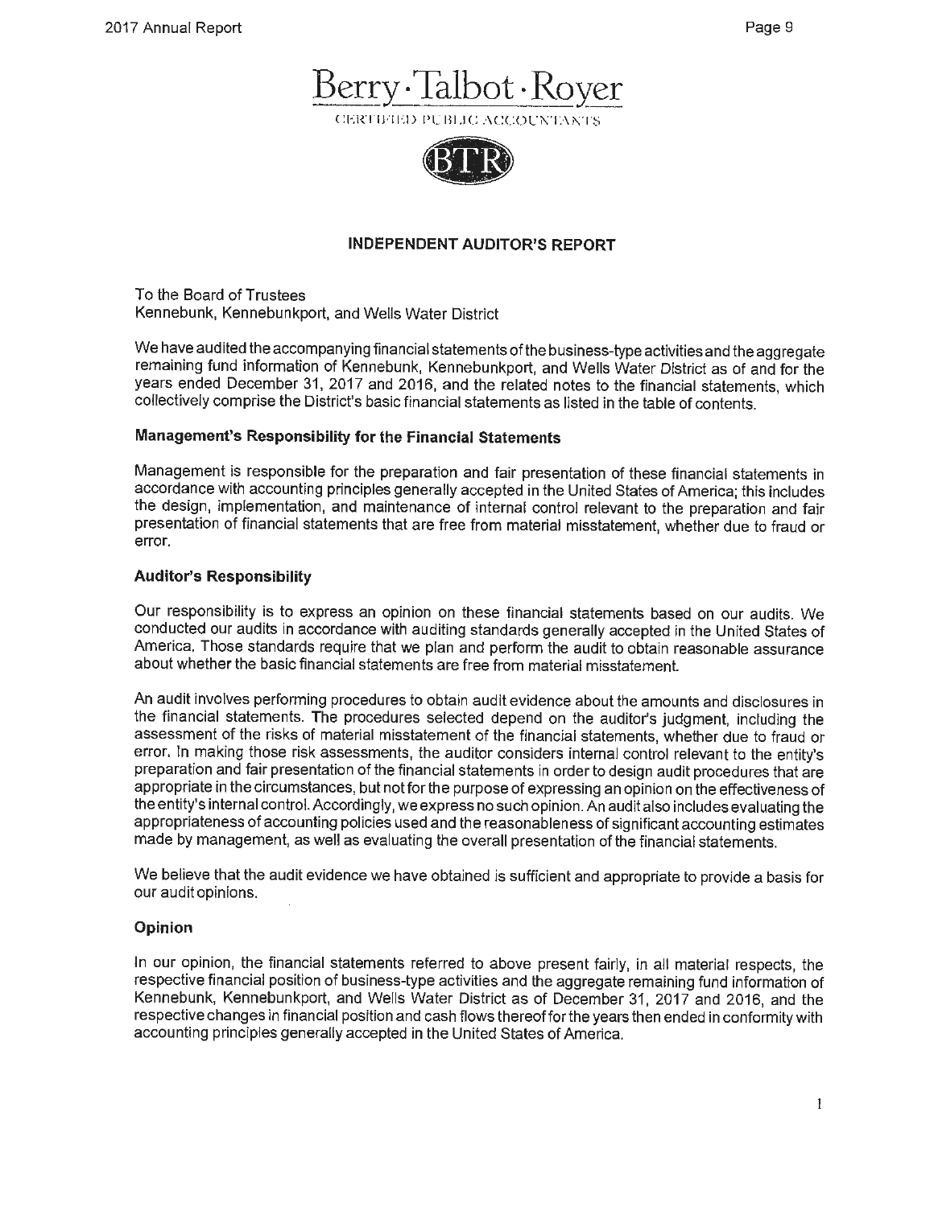# Berry · Talbot · Royer

CERTIFIED PUBLIC ACCOUNTANTS

BTR

## INDEPENDENT AUDITOR'S REPORT

To the Board of Trustees
Kennebunk, Kennebunkport, and Wells Water District

We have audited the accompanying financial statements of the business-type activities and the aggregate remaining fund information of Kennebunk, Kennebunkport, and Wells Water District as of and for the years ended December 31, 2017 and 2016, and the related notes to the financial statements, which collectively comprise the District's basic financial statements as listed in the table of contents.

### Management's Responsibility for the Financial Statements

Management is responsible for the preparation and fair presentation of these financial statements in accordance with accounting principles generally accepted in the United States of America; this includes the design, implementation, and maintenance of internal control relevant to the preparation and fair presentation of financial statements that are free from material misstatement, whether due to fraud or error.

### Auditor's Responsibility

Our responsibility is to express an opinion on these financial statements based on our audits. We conducted our audits in accordance with auditing standards generally accepted in the United States of America. Those standards require that we plan and perform the audit to obtain reasonable assurance about whether the basic financial statements are free from material misstatement.

An audit involves performing procedures to obtain audit evidence about the amounts and disclosures in the financial statements. The procedures selected depend on the auditor's judgment, including the assessment of the risks of material misstatement of the financial statements, whether due to fraud or error. In making those risk assessments, the auditor considers internal control relevant to the entity's preparation and fair presentation of the financial statements in order to design audit procedures that are appropriate in the circumstances, but not for the purpose of expressing an opinion on the effectiveness of the entity's internal control. Accordingly, we express no such opinion. An audit also includes evaluating the appropriateness of accounting policies used and the reasonableness of significant accounting estimates made by management, as well as evaluating the overall presentation of the financial statements.

We believe that the audit evidence we have obtained is sufficient and appropriate to provide a basis for our audit opinions.

### Opinion

In our opinion, the financial statements referred to above present fairly, in all material respects, the respective financial position of business-type activities and the aggregate remaining fund information of Kennebunk, Kennebunkport, and Wells Water District as of December 31, 2017 and 2016, and the respective changes in financial position and cash flows thereof for the years then ended in conformity with accounting principles generally accepted in the United States of America.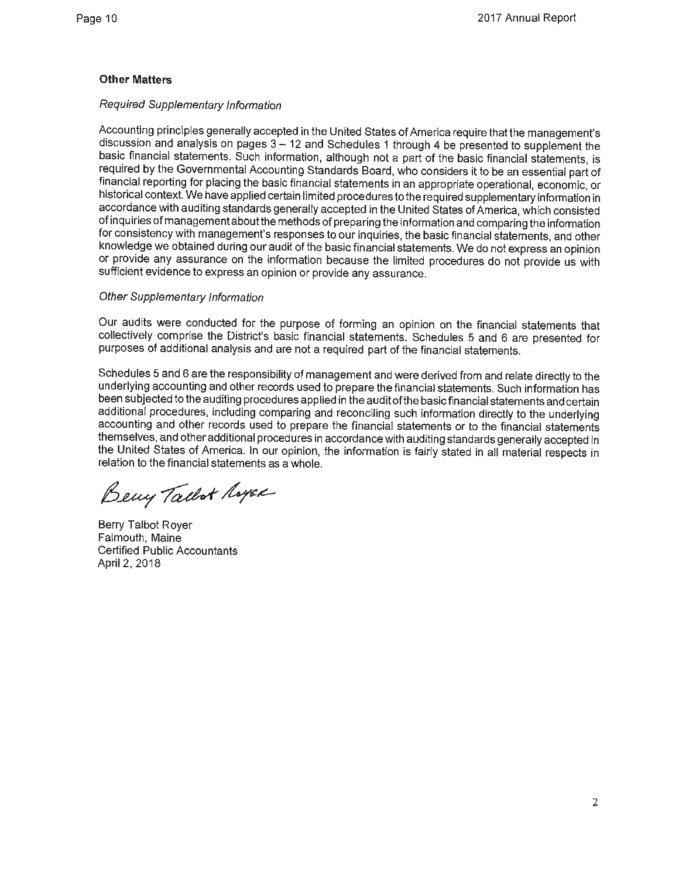**Other Matters**

*Required Supplementary Information*

Accounting principles generally accepted in the United States of America require that the management's discussion and analysis on pages 3 – 12 and Schedules 1 through 4 be presented to supplement the basic financial statements. Such information, although not a part of the basic financial statements, is required by the Governmental Accounting Standards Board, who considers it to be an essential part of financial reporting for placing the basic financial statements in an appropriate operational, economic, or historical context. We have applied certain limited procedures to the required supplementary information in accordance with auditing standards generally accepted in the United States of America, which consisted of inquiries of management about the methods of preparing the information and comparing the information for consistency with management's responses to our inquiries, the basic financial statements, and other knowledge we obtained during our audit of the basic financial statements. We do not express an opinion or provide any assurance on the information because the limited procedures do not provide us with sufficient evidence to express an opinion or provide any assurance.

*Other Supplementary Information*

Our audits were conducted for the purpose of forming an opinion on the financial statements that collectively comprise the District's basic financial statements. Schedules 5 and 6 are presented for purposes of additional analysis and are not a required part of the financial statements.

Schedules 5 and 6 are the responsibility of management and were derived from and relate directly to the underlying accounting and other records used to prepare the financial statements. Such information has been subjected to the auditing procedures applied in the audit of the basic financial statements and certain additional procedures, including comparing and reconciling such information directly to the underlying accounting and other records used to prepare the financial statements or to the financial statements themselves, and other additional procedures in accordance with auditing standards generally accepted in the United States of America. In our opinion, the information is fairly stated in all material respects in relation to the financial statements as a whole.

Berry Talbot Royer

Berry Talbot Royer
Falmouth, Maine
Certified Public Accountants
April 2, 2018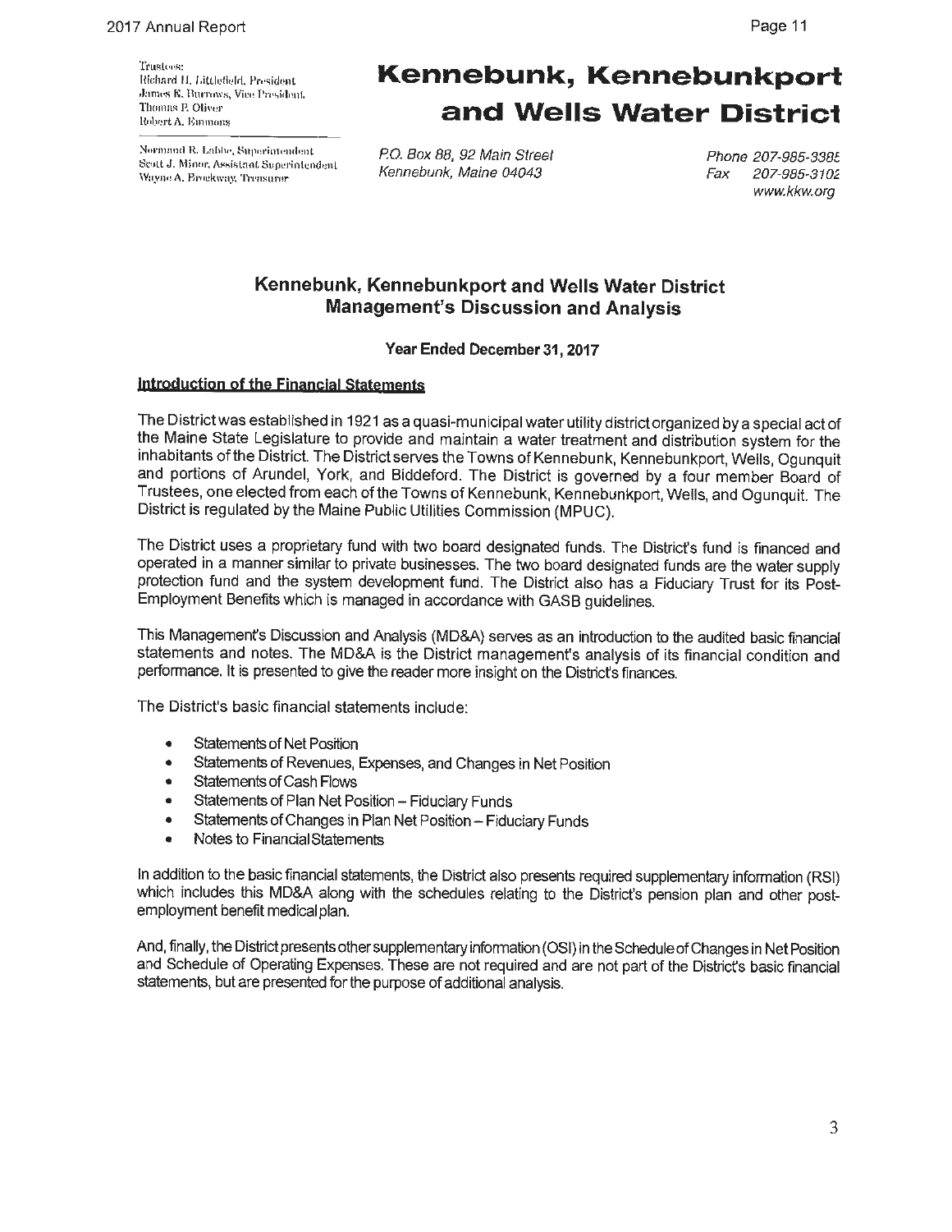Trustees:
Richard H. Littlefield, President
James E. Burrows, Vice President
Thomas P. Oliver
Robert A. Emmons

Normand R. Labbe, Superintendent
Scott J. Minor, Assistant Superintendent
Wayne A. Brockway, Treasurer

# Kennebunk, Kennebunkport and Wells Water District

*P.O. Box 88, 92 Main Street*
*Kennebunk, Maine 04043*

*Phone 207-985-3385*
*Fax 207-985-3102*
*www.kkw.org*

## Kennebunk, Kennebunkport and Wells Water District
## Management's Discussion and Analysis

**Year Ended December 31, 2017**

### Introduction of the Financial Statements

The District was established in 1921 as a quasi-municipal water utility district organized by a special act of the Maine State Legislature to provide and maintain a water treatment and distribution system for the inhabitants of the District. The District serves the Towns of Kennebunk, Kennebunkport, Wells, Ogunquit and portions of Arundel, York, and Biddeford. The District is governed by a four member Board of Trustees, one elected from each of the Towns of Kennebunk, Kennebunkport, Wells, and Ogunquit. The District is regulated by the Maine Public Utilities Commission (MPUC).

The District uses a proprietary fund with two board designated funds. The District's fund is financed and operated in a manner similar to private businesses. The two board designated funds are the water supply protection fund and the system development fund. The District also has a Fiduciary Trust for its Post-Employment Benefits which is managed in accordance with GASB guidelines.

This Management's Discussion and Analysis (MD&A) serves as an introduction to the audited basic financial statements and notes. The MD&A is the District management's analysis of its financial condition and performance. It is presented to give the reader more insight on the District's finances.

The District's basic financial statements include:

- Statements of Net Position
- Statements of Revenues, Expenses, and Changes in Net Position
- Statements of Cash Flows
- Statements of Plan Net Position – Fiduciary Funds
- Statements of Changes in Plan Net Position – Fiduciary Funds
- Notes to Financial Statements

In addition to the basic financial statements, the District also presents required supplementary information (RSI) which includes this MD&A along with the schedules relating to the District's pension plan and other post-employment benefit medical plan.

And, finally, the District presents other supplementary information (OSI) in the Schedule of Changes in Net Position and Schedule of Operating Expenses. These are not required and are not part of the District's basic financial statements, but are presented for the purpose of additional analysis.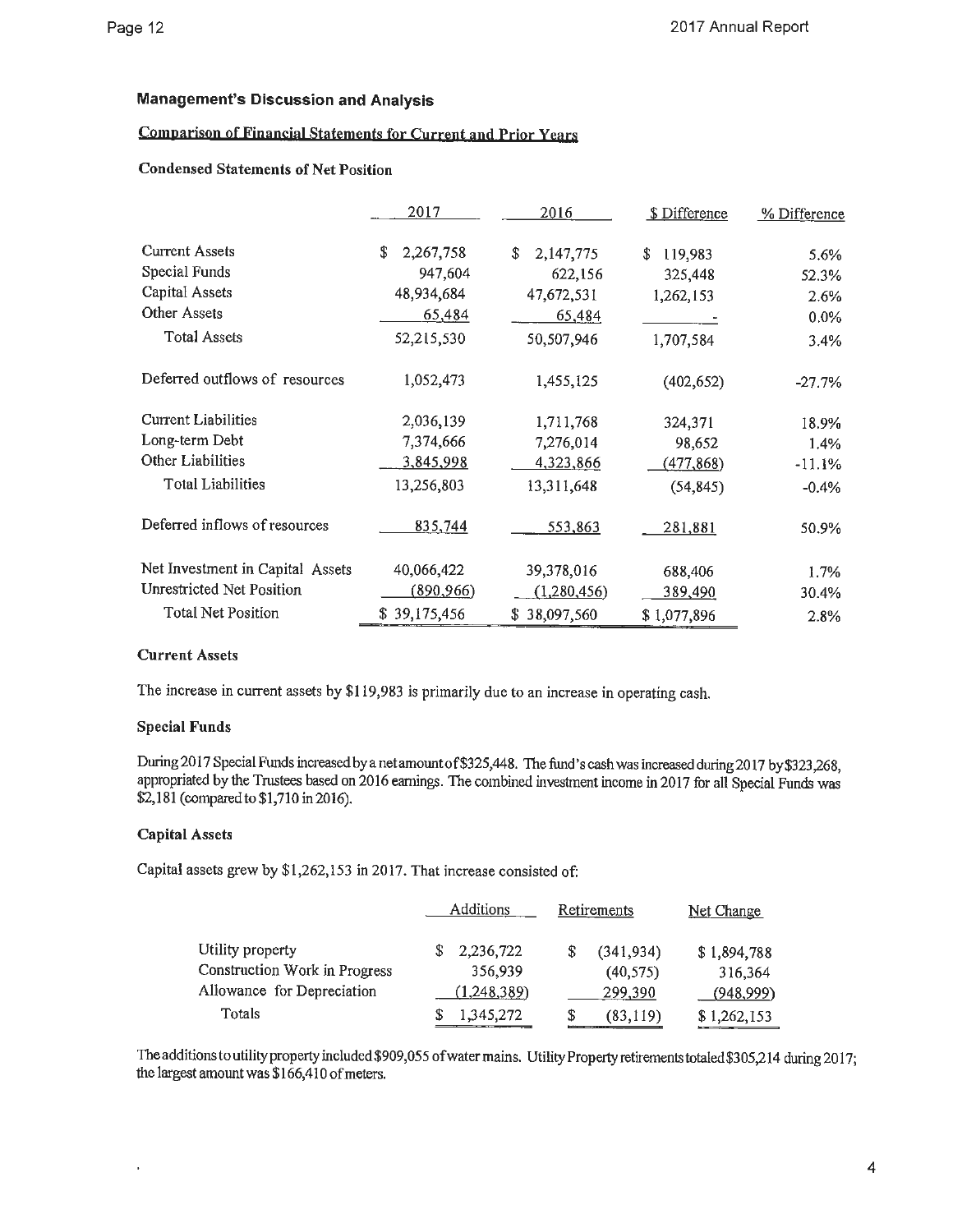## Management's Discussion and Analysis

### Comparison of Financial Statements for Current and Prior Years

#### Condensed Statements of Net Position

| | 2017 | 2016 | $ Difference | % Difference |
|---|---|---|---|---|
| Current Assets | $ 2,267,758 | $ 2,147,775 | $ 119,983 | 5.6% |
| Special Funds | 947,604 | 622,156 | 325,448 | 52.3% |
| Capital Assets | 48,934,684 | 47,672,531 | 1,262,153 | 2.6% |
| Other Assets | 65,484 | 65,484 | - | 0.0% |
| Total Assets | 52,215,530 | 50,507,946 | 1,707,584 | 3.4% |
| Deferred outflows of resources | 1,052,473 | 1,455,125 | (402,652) | -27.7% |
| Current Liabilities | 2,036,139 | 1,711,768 | 324,371 | 18.9% |
| Long-term Debt | 7,374,666 | 7,276,014 | 98,652 | 1.4% |
| Other Liabilities | 3,845,998 | 4,323,866 | (477,868) | -11.1% |
| Total Liabilities | 13,256,803 | 13,311,648 | (54,845) | -0.4% |
| Deferred inflows of resources | 835,744 | 553,863 | 281,881 | 50.9% |
| Net Investment in Capital Assets | 40,066,422 | 39,378,016 | 688,406 | 1.7% |
| Unrestricted Net Position | (890,966) | (1,280,456) | 389,490 | 30.4% |
| Total Net Position | $ 39,175,456 | $ 38,097,560 | $ 1,077,896 | 2.8% |

#### Current Assets

The increase in current assets by $119,983 is primarily due to an increase in operating cash.

#### Special Funds

During 2017 Special Funds increased by a net amount of $325,448. The fund's cash was increased during 2017 by $323,268, appropriated by the Trustees based on 2016 earnings. The combined investment income in 2017 for all Special Funds was $2,181 (compared to $1,710 in 2016).

#### Capital Assets

Capital assets grew by $1,262,153 in 2017. That increase consisted of:

| | Additions | Retirements | Net Change |
|---|---|---|---|
| Utility property | $ 2,236,722 | $ (341,934) | $ 1,894,788 |
| Construction Work in Progress | 356,939 | (40,575) | 316,364 |
| Allowance for Depreciation | (1,248,389) | 299,390 | (948,999) |
| Totals | $ 1,345,272 | $ (83,119) | $ 1,262,153 |

The additions to utility property included $909,055 of water mains. Utility Property retirements totaled $305,214 during 2017; the largest amount was $166,410 of meters.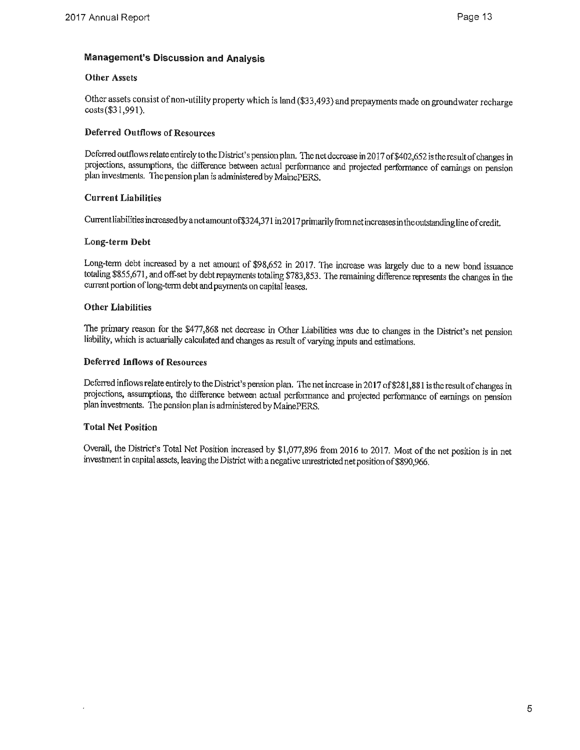## Management's Discussion and Analysis

### Other Assets

Other assets consist of non-utility property which is land ($33,493) and prepayments made on groundwater recharge costs ($31,991).

### Deferred Outflows of Resources

Deferred outflows relate entirely to the District's pension plan. The net decrease in 2017 of $402,652 is the result of changes in projections, assumptions, the difference between actual performance and projected performance of earnings on pension plan investments. The pension plan is administered by MainePERS.

### Current Liabilities

Current liabilities increased by a net amount of $324,371 in 2017 primarily from net increases in the outstanding line of credit.

### Long-term Debt

Long-term debt increased by a net amount of $98,652 in 2017. The increase was largely due to a new bond issuance totaling $855,671, and off-set by debt repayments totaling $783,853. The remaining difference represents the changes in the current portion of long-term debt and payments on capital leases.

### Other Liabilities

The primary reason for the $477,868 net decrease in Other Liabilities was due to changes in the District's net pension liability, which is actuarially calculated and changes as result of varying inputs and estimations.

### Deferred Inflows of Resources

Deferred inflows relate entirely to the District's pension plan. The net increase in 2017 of $281,881 is the result of changes in projections, assumptions, the difference between actual performance and projected performance of earnings on pension plan investments. The pension plan is administered by MainePERS.

### Total Net Position

Overall, the District's Total Net Position increased by $1,077,896 from 2016 to 2017. Most of the net position is in net investment in capital assets, leaving the District with a negative unrestricted net position of $890,966.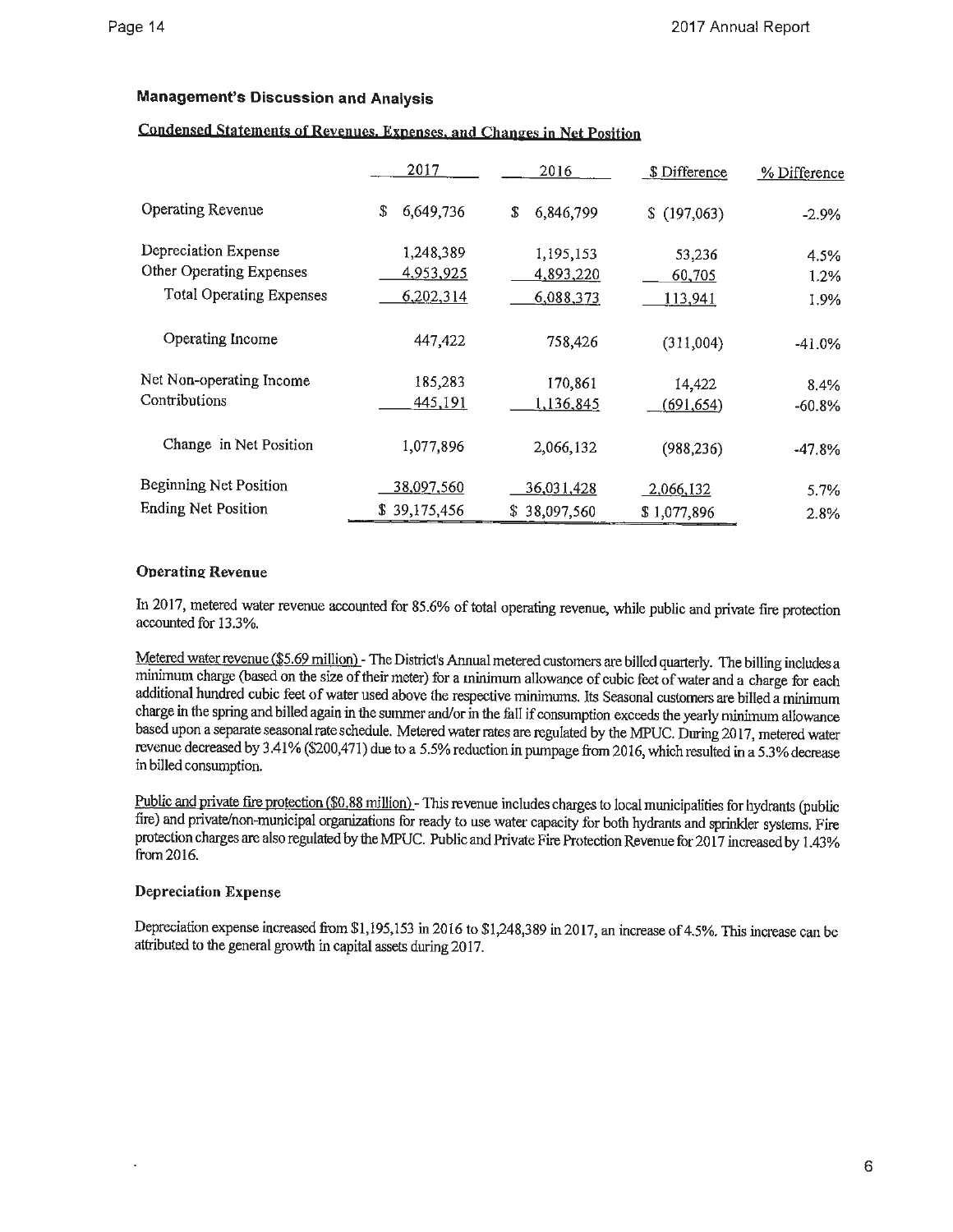## Management's Discussion and Analysis

### Condensed Statements of Revenues, Expenses, and Changes in Net Position

| | 2017 | 2016 | $ Difference | % Difference |
|---|---|---|---|---|
| Operating Revenue | $ 6,649,736 | $ 6,846,799 | $ (197,063) | -2.9% |
| Depreciation Expense | 1,248,389 | 1,195,153 | 53,236 | 4.5% |
| Other Operating Expenses | 4,953,925 | 4,893,220 | 60,705 | 1.2% |
| Total Operating Expenses | 6,202,314 | 6,088,373 | 113,941 | 1.9% |
| Operating Income | 447,422 | 758,426 | (311,004) | -41.0% |
| Net Non-operating Income | 185,283 | 170,861 | 14,422 | 8.4% |
| Contributions | 445,191 | 1,136,845 | (691,654) | -60.8% |
| Change in Net Position | 1,077,896 | 2,066,132 | (988,236) | -47.8% |
| Beginning Net Position | 38,097,560 | 36,031,428 | 2,066,132 | 5.7% |
| Ending Net Position | $ 39,175,456 | $ 38,097,560 | $ 1,077,896 | 2.8% |

### Operating Revenue

In 2017, metered water revenue accounted for 85.6% of total operating revenue, while public and private fire protection accounted for 13.3%.

Metered water revenue ($5.69 million) - The District's Annual metered customers are billed quarterly. The billing includes a minimum charge (based on the size of their meter) for a minimum allowance of cubic feet of water and a charge for each additional hundred cubic feet of water used above the respective minimums. Its Seasonal customers are billed a minimum charge in the spring and billed again in the summer and/or in the fall if consumption exceeds the yearly minimum allowance based upon a separate seasonal rate schedule. Metered water rates are regulated by the MPUC. During 2017, metered water revenue decreased by 3.41% ($200,471) due to a 5.5% reduction in pumpage from 2016, which resulted in a 5.3% decrease in billed consumption.

Public and private fire protection ($0.88 million) - This revenue includes charges to local municipalities for hydrants (public fire) and private/non-municipal organizations for ready to use water capacity for both hydrants and sprinkler systems. Fire protection charges are also regulated by the MPUC. Public and Private Fire Protection Revenue for 2017 increased by 1.43% from 2016.

### Depreciation Expense

Depreciation expense increased from $1,195,153 in 2016 to $1,248,389 in 2017, an increase of 4.5%. This increase can be attributed to the general growth in capital assets during 2017.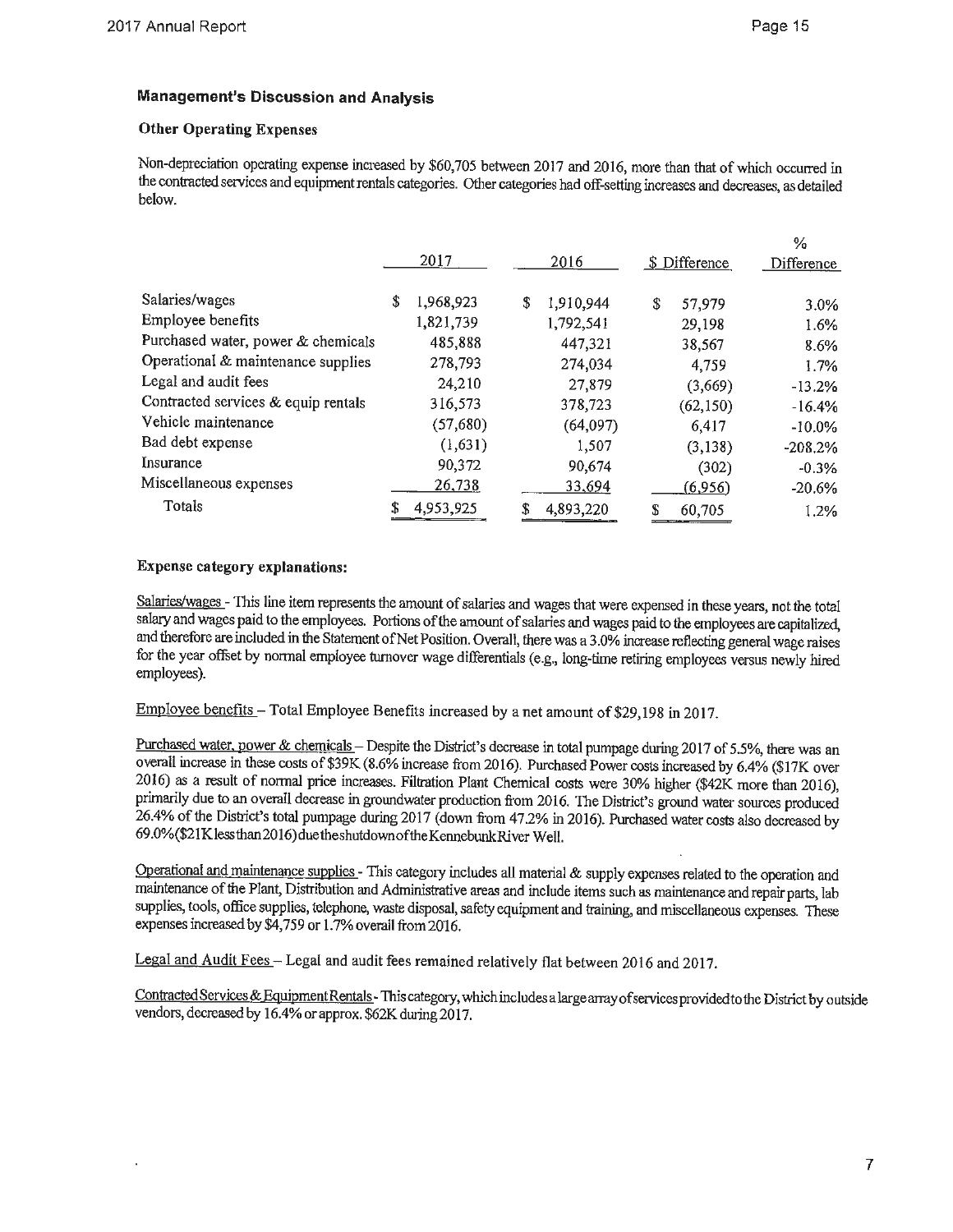## Management's Discussion and Analysis

### Other Operating Expenses

Non-depreciation operating expense increased by $60,705 between 2017 and 2016, more than that of which occurred in the contracted services and equipment rentals categories. Other categories had off-setting increases and decreases, as detailed below.

| | 2017 | 2016 | $ Difference | % Difference |
|---|---|---|---|---|
| Salaries/wages | $ 1,968,923 | $ 1,910,944 | $ 57,979 | 3.0% |
| Employee benefits | 1,821,739 | 1,792,541 | 29,198 | 1.6% |
| Purchased water, power & chemicals | 485,888 | 447,321 | 38,567 | 8.6% |
| Operational & maintenance supplies | 278,793 | 274,034 | 4,759 | 1.7% |
| Legal and audit fees | 24,210 | 27,879 | (3,669) | -13.2% |
| Contracted services & equip rentals | 316,573 | 378,723 | (62,150) | -16.4% |
| Vehicle maintenance | (57,680) | (64,097) | 6,417 | -10.0% |
| Bad debt expense | (1,631) | 1,507 | (3,138) | -208.2% |
| Insurance | 90,372 | 90,674 | (302) | -0.3% |
| Miscellaneous expenses | 26,738 | 33,694 | (6,956) | -20.6% |
| Totals | $ 4,953,925 | $ 4,893,220 | $ 60,705 | 1.2% |

### Expense category explanations:

Salaries/wages - This line item represents the amount of salaries and wages that were expensed in these years, not the total salary and wages paid to the employees. Portions of the amount of salaries and wages paid to the employees are capitalized, and therefore are included in the Statement of Net Position. Overall, there was a 3.0% increase reflecting general wage raises for the year offset by normal employee turnover wage differentials (e.g., long-time retiring employees versus newly hired employees).

Employee benefits – Total Employee Benefits increased by a net amount of $29,198 in 2017.

Purchased water, power & chemicals – Despite the District's decrease in total pumpage during 2017 of 5.5%, there was an overall increase in these costs of $39K (8.6% increase from 2016). Purchased Power costs increased by 6.4% ($17K over 2016) as a result of normal price increases. Filtration Plant Chemical costs were 30% higher ($42K more than 2016), primarily due to an overall decrease in groundwater production from 2016. The District's ground water sources produced 26.4% of the District's total pumpage during 2017 (down from 47.2% in 2016). Purchased water costs also decreased by 69.0% ($21K less than 2016) due the shutdown of the Kennebunk River Well.

Operational and maintenance supplies - This category includes all material & supply expenses related to the operation and maintenance of the Plant, Distribution and Administrative areas and include items such as maintenance and repair parts, lab supplies, tools, office supplies, telephone, waste disposal, safety equipment and training, and miscellaneous expenses. These expenses increased by $4,759 or 1.7% overall from 2016.

Legal and Audit Fees – Legal and audit fees remained relatively flat between 2016 and 2017.

Contracted Services & Equipment Rentals - This category, which includes a large array of services provided to the District by outside vendors, decreased by 16.4% or approx. $62K during 2017.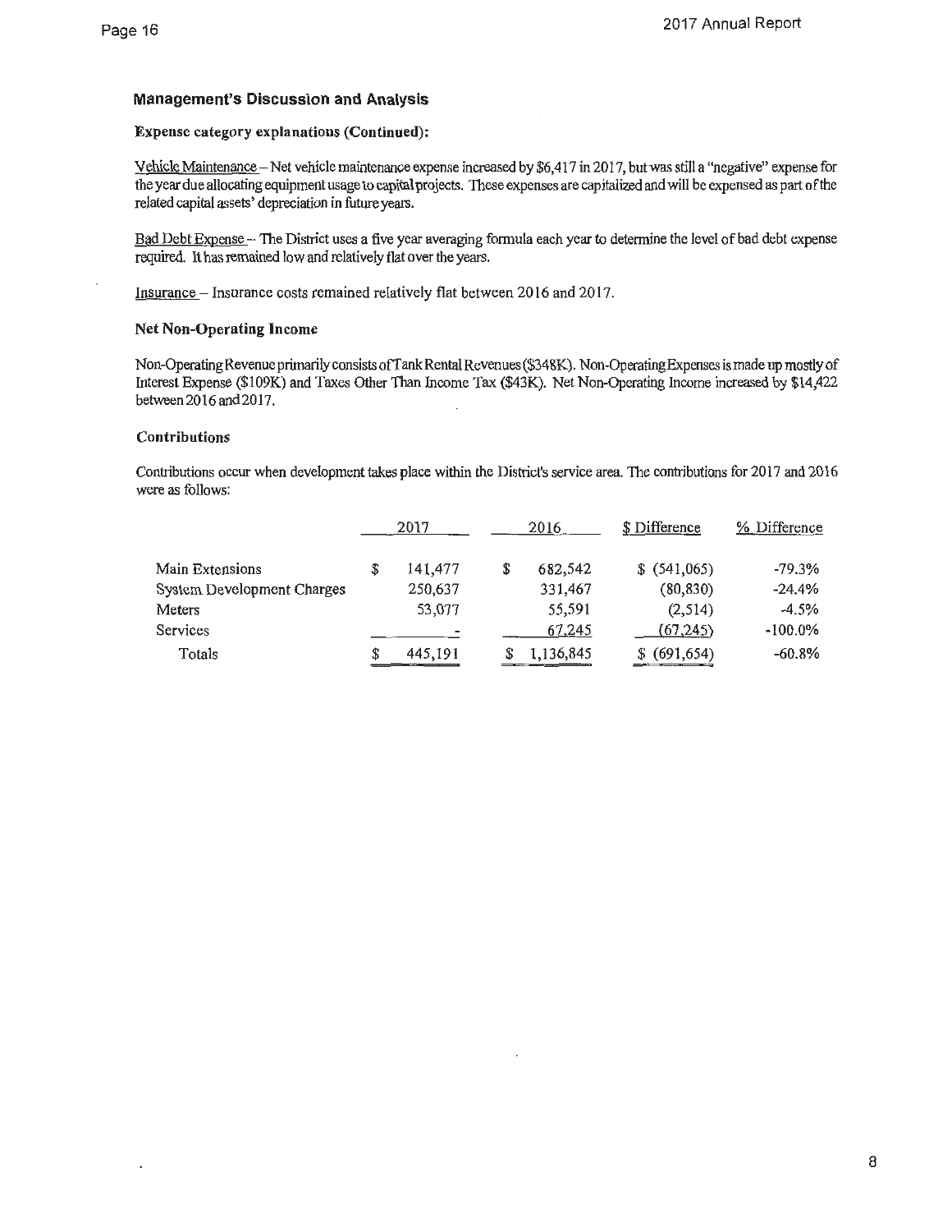## Management's Discussion and Analysis

**Expense category explanations (Continued):**

Vehicle Maintenance – Net vehicle maintenance expense increased by $6,417 in 2017, but was still a "negative" expense for the year due allocating equipment usage to capital projects. These expenses are capitalized and will be expensed as part of the related capital assets' depreciation in future years.

Bad Debt Expense – The District uses a five year averaging formula each year to determine the level of bad debt expense required. It has remained low and relatively flat over the years.

Insurance – Insurance costs remained relatively flat between 2016 and 2017.

### Net Non-Operating Income

Non-Operating Revenue primarily consists of Tank Rental Revenues ($348K). Non-Operating Expenses is made up mostly of Interest Expense ($109K) and Taxes Other Than Income Tax ($43K). Net Non-Operating Income increased by $14,422 between 2016 and 2017.

### Contributions

Contributions occur when development takes place within the District's service area. The contributions for 2017 and 2016 were as follows:

| | 2017 | 2016 | $ Difference | % Difference |
|---|---|---|---|---|
| Main Extensions | $ 141,477 | $ 682,542 | $ (541,065) | -79.3% |
| System Development Charges | 250,637 | 331,467 | (80,830) | -24.4% |
| Meters | 53,077 | 55,591 | (2,514) | -4.5% |
| Services | - | 67,245 | (67,245) | -100.0% |
| Totals | $ 445,191 | $ 1,136,845 | $ (691,654) | -60.8% |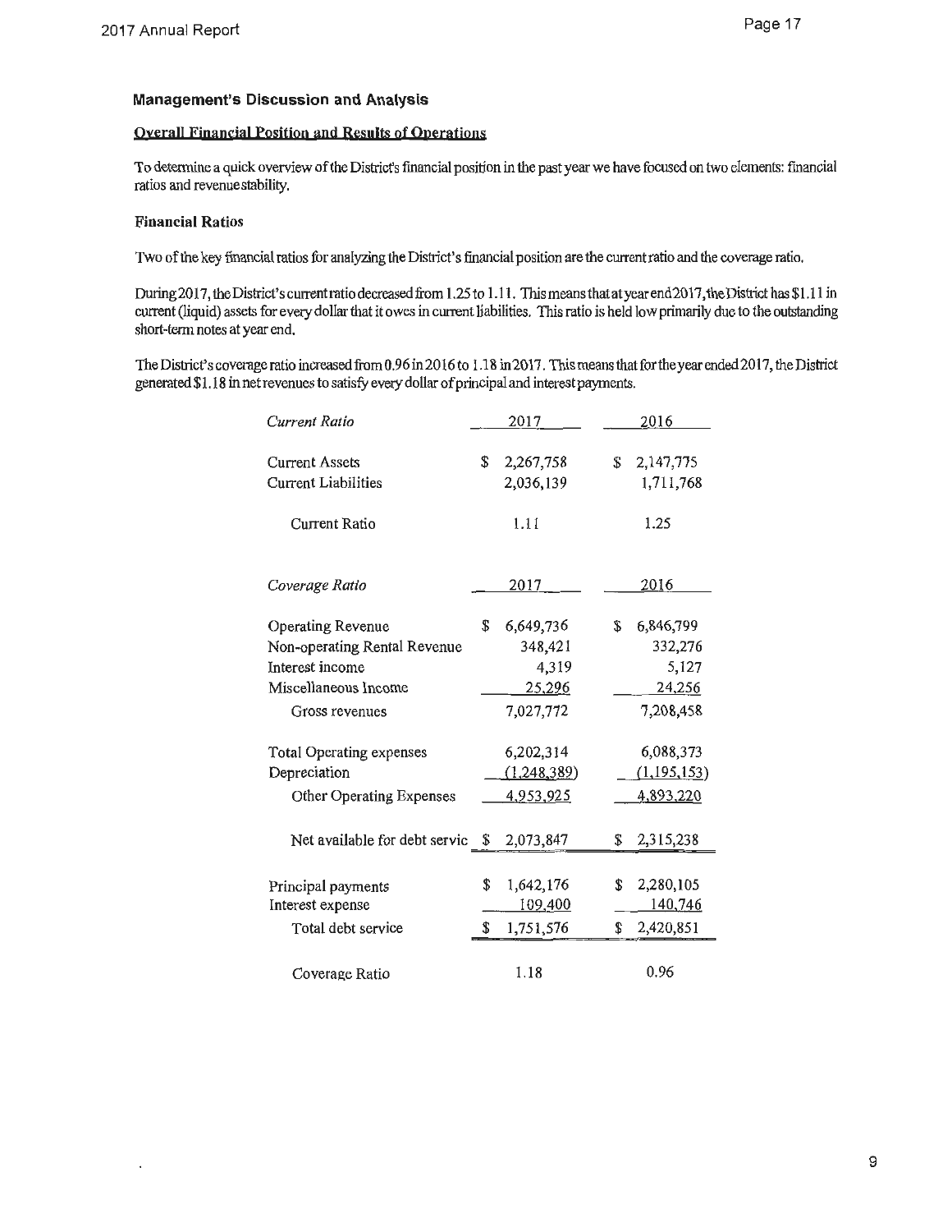### Management's Discussion and Analysis

**Overall Financial Position and Results of Operations**

To determine a quick overview of the District's financial position in the past year we have focused on two elements: financial ratios and revenue stability.

**Financial Ratios**

Two of the key financial ratios for analyzing the District's financial position are the current ratio and the coverage ratio.

During 2017, the District's current ratio decreased from 1.25 to 1.11. This means that at year end 2017, the District has $1.11 in current (liquid) assets for every dollar that it owes in current liabilities. This ratio is held low primarily due to the outstanding short-term notes at year end.

The District's coverage ratio increased from 0.96 in 2016 to 1.18 in 2017. This means that for the year ended 2017, the District generated $1.18 in net revenues to satisfy every dollar of principal and interest payments.

| *Current Ratio* | 2017 | 2016 |
|---|---|---|
| Current Assets | $ 2,267,758 | $ 2,147,775 |
| Current Liabilities | 2,036,139 | 1,711,768 |
| Current Ratio | 1.11 | 1.25 |

| *Coverage Ratio* | 2017 | 2016 |
|---|---|---|
| Operating Revenue | $ 6,649,736 | $ 6,846,799 |
| Non-operating Rental Revenue | 348,421 | 332,276 |
| Interest income | 4,319 | 5,127 |
| Miscellaneous Income | 25,296 | 24,256 |
| Gross revenues | 7,027,772 | 7,208,458 |
| Total Operating expenses | 6,202,314 | 6,088,373 |
| Depreciation | (1,248,389) | (1,195,153) |
| Other Operating Expenses | 4,953,925 | 4,893,220 |
| Net available for debt servic | $ 2,073,847 | $ 2,315,238 |
| Principal payments | $ 1,642,176 | $ 2,280,105 |
| Interest expense | 109,400 | 140,746 |
| Total debt service | $ 1,751,576 | $ 2,420,851 |
| Coverage Ratio | 1.18 | 0.96 |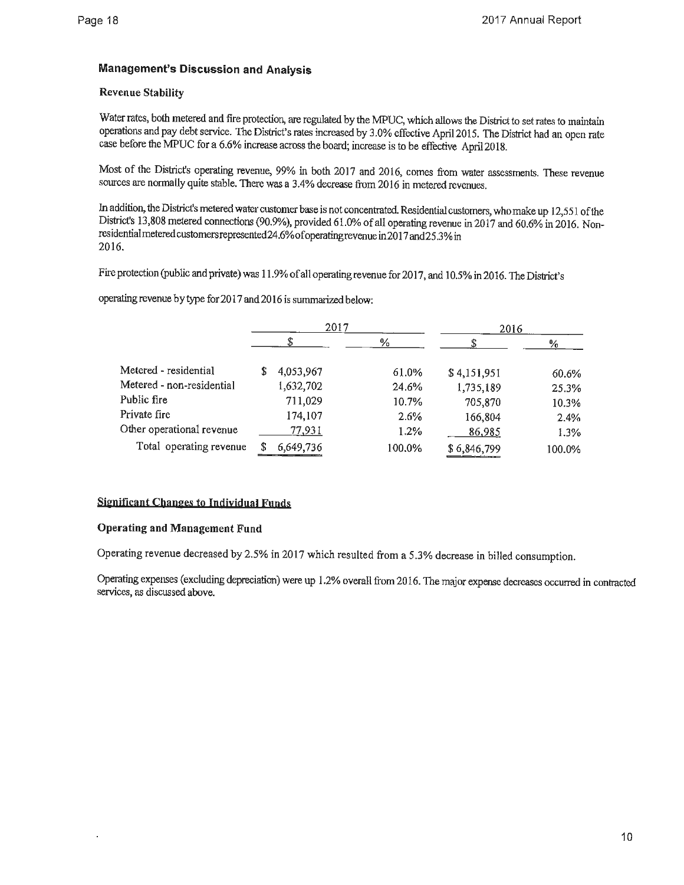## Management's Discussion and Analysis

### Revenue Stability

Water rates, both metered and fire protection, are regulated by the MPUC, which allows the District to set rates to maintain operations and pay debt service. The District's rates increased by 3.0% effective April 2015. The District had an open rate case before the MPUC for a 6.6% increase across the board; increase is to be effective April 2018.

Most of the District's operating revenue, 99% in both 2017 and 2016, comes from water assessments. These revenue sources are normally quite stable. There was a 3.4% decrease from 2016 in metered revenues.

In addition, the District's metered water customer base is not concentrated. Residential customers, who make up 12,551 of the District's 13,808 metered connections (90.9%), provided 61.0% of all operating revenue in 2017 and 60.6% in 2016. Non-residential metered customers represented 24.6% of operating revenue in 2017 and 25.3% in 2016.

Fire protection (public and private) was 11.9% of all operating revenue for 2017, and 10.5% in 2016. The District's operating revenue by type for 2017 and 2016 is summarized below:

| | 2017 | | 2016 | |
|---|---|---|---|---|
| | $ | % | $ | % |
| Metered - residential | $ 4,053,967 | 61.0% | $ 4,151,951 | 60.6% |
| Metered - non-residential | 1,632,702 | 24.6% | 1,735,189 | 25.3% |
| Public fire | 711,029 | 10.7% | 705,870 | 10.3% |
| Private fire | 174,107 | 2.6% | 166,804 | 2.4% |
| Other operational revenue | 77,931 | 1.2% | 86,985 | 1.3% |
| Total operating revenue | $ 6,649,736 | 100.0% | $ 6,846,799 | 100.0% |

## Significant Changes to Individual Funds

### Operating and Management Fund

Operating revenue decreased by 2.5% in 2017 which resulted from a 5.3% decrease in billed consumption.

Operating expenses (excluding depreciation) were up 1.2% overall from 2016. The major expense decreases occurred in contracted services, as discussed above.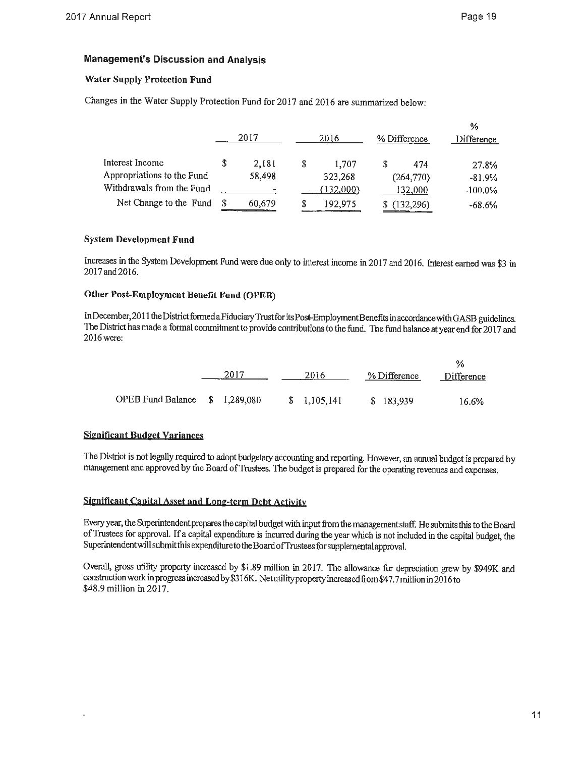## Management's Discussion and Analysis

### Water Supply Protection Fund

Changes in the Water Supply Protection Fund for 2017 and 2016 are summarized below:

| | 2017 | 2016 | % Difference | % Difference |
|---|---|---|---|---|
| Interest Income | $ 2,181 | $ 1,707 | $ 474 | 27.8% |
| Appropriations to the Fund | 58,498 | 323,268 | (264,770) | -81.9% |
| Withdrawals from the Fund | - | (132,000) | 132,000 | -100.0% |
| Net Change to the Fund | $ 60,679 | $ 192,975 | $ (132,296) | -68.6% |

### System Development Fund

Increases in the System Development Fund were due only to interest income in 2017 and 2016. Interest earned was $3 in 2017 and 2016.

### Other Post-Employment Benefit Fund (OPEB)

In December, 2011 the District formed a Fiduciary Trust for its Post-Employment Benefits in accordance with GASB guidelines. The District has made a formal commitment to provide contributions to the fund. The fund balance at year end for 2017 and 2016 were:

| | 2017 | 2016 | % Difference | % Difference |
|---|---|---|---|---|
| OPEB Fund Balance | $ 1,289,080 | $ 1,105,141 | $ 183,939 | 16.6% |

### Significant Budget Variances

The District is not legally required to adopt budgetary accounting and reporting. However, an annual budget is prepared by management and approved by the Board of Trustees. The budget is prepared for the operating revenues and expenses.

### Significant Capital Asset and Long-term Debt Activity

Every year, the Superintendent prepares the capital budget with input from the management staff. He submits this to the Board of Trustees for approval. If a capital expenditure is incurred during the year which is not included in the capital budget, the Superintendent will submit this expenditure to the Board of Trustees for supplemental approval.

Overall, gross utility property increased by $1.89 million in 2017. The allowance for depreciation grew by $949K and construction work in progress increased by $316K. Net utility property increased from $47.7 million in 2016 to $48.9 million in 2017.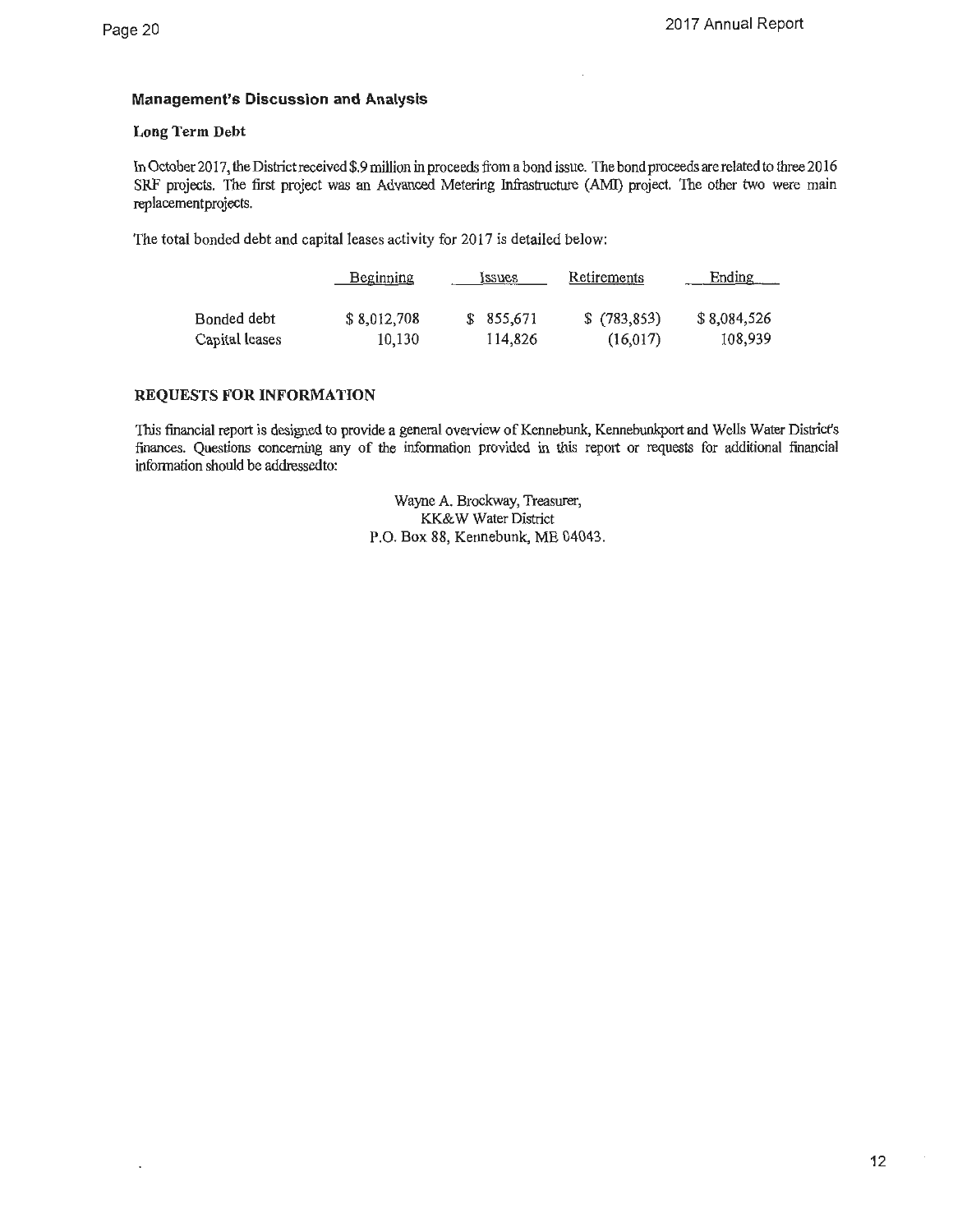## Management's Discussion and Analysis

### Long Term Debt

In October 2017, the District received $.9 million in proceeds from a bond issue. The bond proceeds are related to three 2016 SRF projects. The first project was an Advanced Metering Infrastructure (AMI) project. The other two were main replacementprojects.

The total bonded debt and capital leases activity for 2017 is detailed below:

| | Beginning | Issues | Retirements | Ending |
|---|---|---|---|---|
| Bonded debt | $ 8,012,708 | $ 855,671 | $ (783,853) | $ 8,084,526 |
| Capital leases | 10,130 | 114,826 | (16,017) | 108,939 |

## REQUESTS FOR INFORMATION

This financial report is designed to provide a general overview of Kennebunk, Kennebunkport and Wells Water District's finances. Questions concerning any of the information provided in this report or requests for additional financial information should be addressedto:

Wayne A. Brockway, Treasurer,
KK&W Water District
P.O. Box 88, Kennebunk, ME 04043.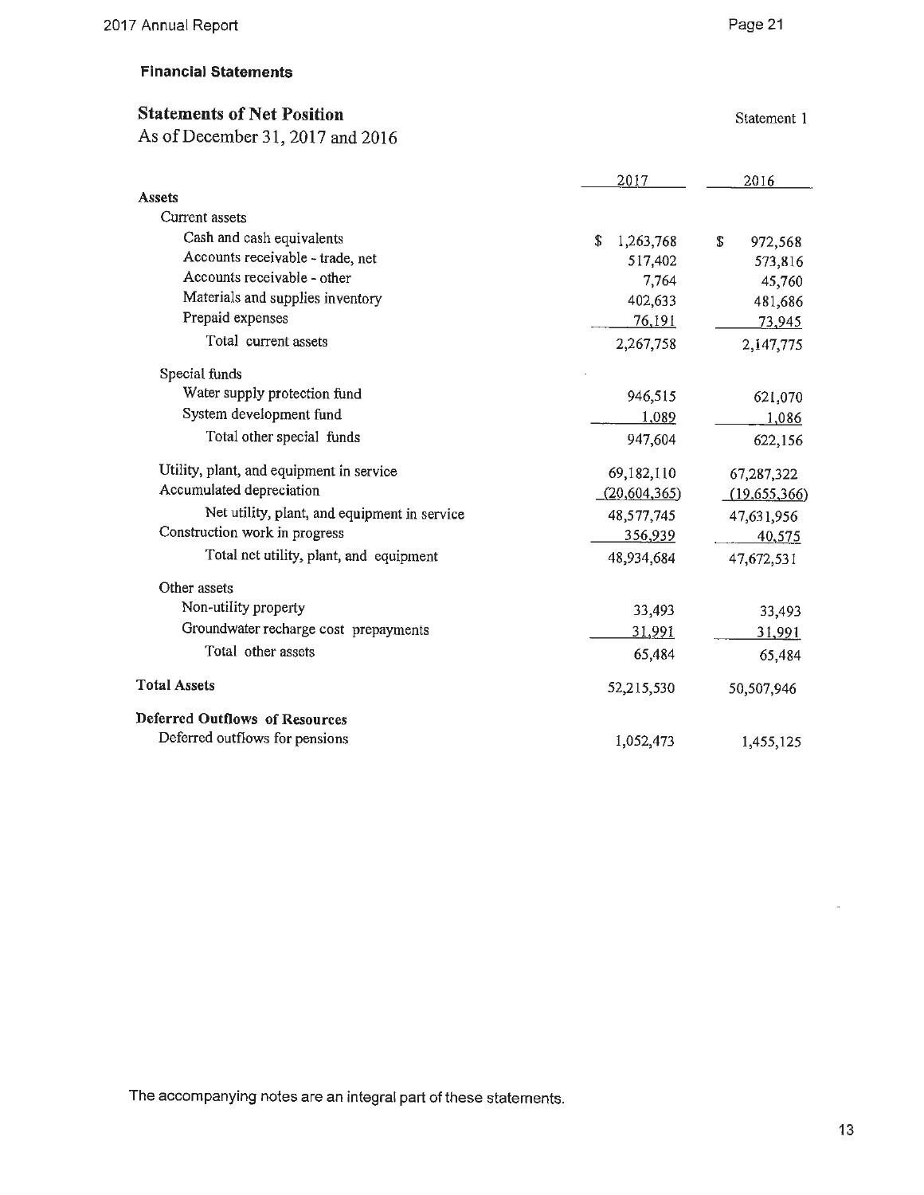### Financial Statements

## Statements of Net Position

Statement 1

As of December 31, 2017 and 2016

| | 2017 | 2016 |
|---|---|---|
| **Assets** | | |
| Current assets | | |
| Cash and cash equivalents | $ 1,263,768 | $ 972,568 |
| Accounts receivable - trade, net | 517,402 | 573,816 |
| Accounts receivable - other | 7,764 | 45,760 |
| Materials and supplies inventory | 402,633 | 481,686 |
| Prepaid expenses | 76,191 | 73,945 |
| Total current assets | 2,267,758 | 2,147,775 |
| Special funds | | |
| Water supply protection fund | 946,515 | 621,070 |
| System development fund | 1,089 | 1,086 |
| Total other special funds | 947,604 | 622,156 |
| Utility, plant, and equipment in service | 69,182,110 | 67,287,322 |
| Accumulated depreciation | (20,604,365) | (19,655,366) |
| Net utility, plant, and equipment in service | 48,577,745 | 47,631,956 |
| Construction work in progress | 356,939 | 40,575 |
| Total net utility, plant, and equipment | 48,934,684 | 47,672,531 |
| Other assets | | |
| Non-utility property | 33,493 | 33,493 |
| Groundwater recharge cost prepayments | 31,991 | 31,991 |
| Total other assets | 65,484 | 65,484 |
| **Total Assets** | 52,215,530 | 50,507,946 |
| **Deferred Outflows of Resources** | | |
| Deferred outflows for pensions | 1,052,473 | 1,455,125 |

The accompanying notes are an integral part of these statements.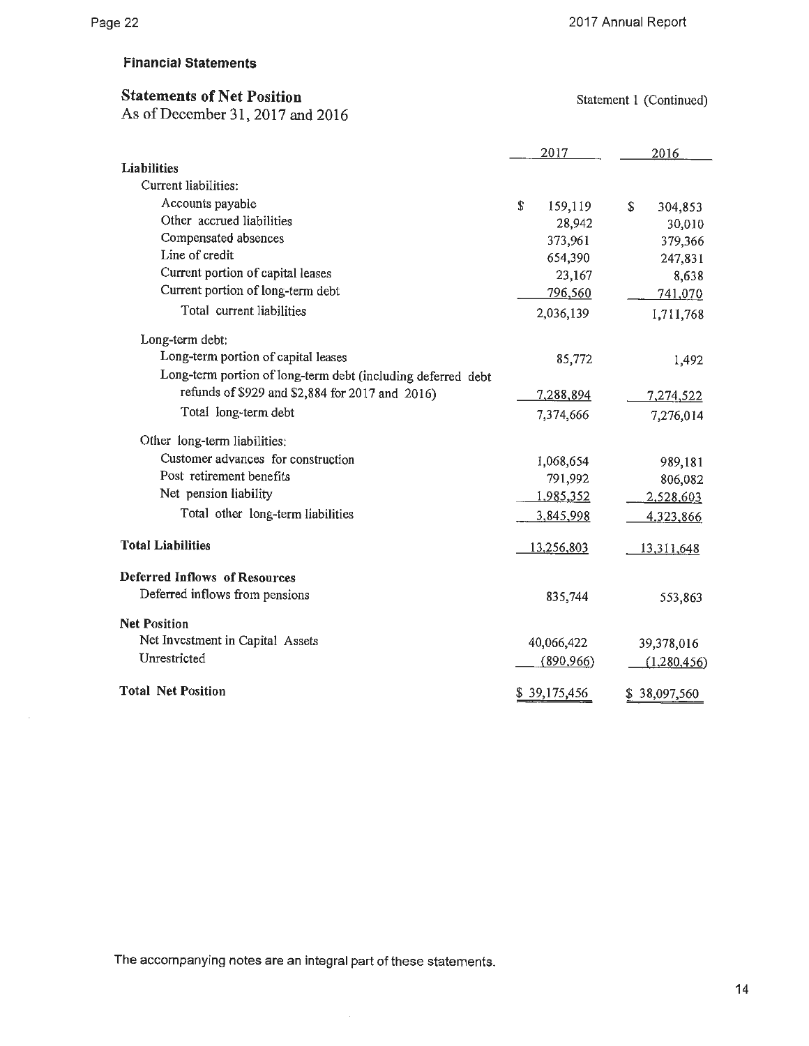## Financial Statements

### Statements of Net Position

As of December 31, 2017 and 2016

Statement 1 (Continued)

| | 2017 | 2016 |
|---|---|---|
| **Liabilities** | | |
| Current liabilities: | | |
| Accounts payable | $ 159,119 | $ 304,853 |
| Other accrued liabilities | 28,942 | 30,010 |
| Compensated absences | 373,961 | 379,366 |
| Line of credit | 654,390 | 247,831 |
| Current portion of capital leases | 23,167 | 8,638 |
| Current portion of long-term debt | 796,560 | 741,070 |
| Total current liabilities | 2,036,139 | 1,711,768 |
| Long-term debt: | | |
| Long-term portion of capital leases | 85,772 | 1,492 |
| Long-term portion of long-term debt (including deferred debt refunds of $929 and $2,884 for 2017 and 2016) | 7,288,894 | 7,274,522 |
| Total long-term debt | 7,374,666 | 7,276,014 |
| Other long-term liabilities: | | |
| Customer advances for construction | 1,068,654 | 989,181 |
| Post retirement benefits | 791,992 | 806,082 |
| Net pension liability | 1,985,352 | 2,528,603 |
| Total other long-term liabilities | 3,845,998 | 4,323,866 |
| **Total Liabilities** | 13,256,803 | 13,311,648 |
| **Deferred Inflows of Resources** | | |
| Deferred inflows from pensions | 835,744 | 553,863 |
| **Net Position** | | |
| Net Investment in Capital Assets | 40,066,422 | 39,378,016 |
| Unrestricted | (890,966) | (1,280,456) |
| **Total Net Position** | $ 39,175,456 | $ 38,097,560 |

The accompanying notes are an integral part of these statements.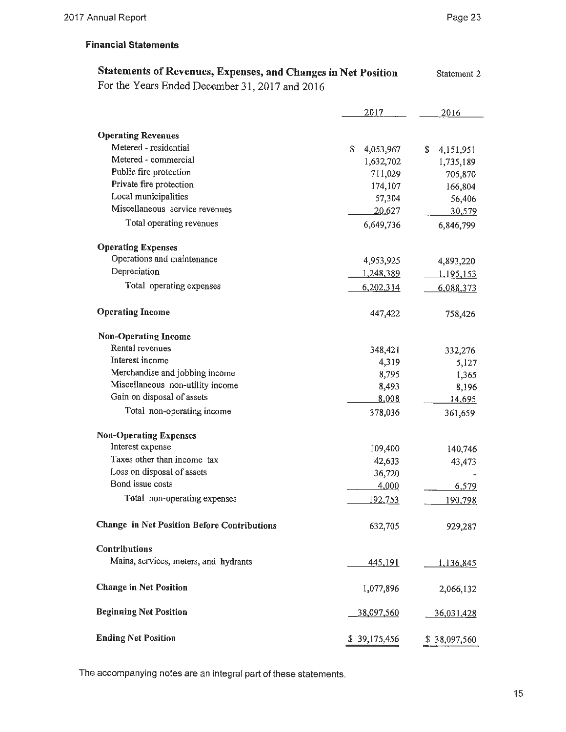## Financial Statements

### Statements of Revenues, Expenses, and Changes in Net Position

Statement 2

For the Years Ended December 31, 2017 and 2016

| | 2017 | 2016 |
|---|---|---|
| **Operating Revenues** | | |
| Metered - residential | $ 4,053,967 | $ 4,151,951 |
| Metered - commercial | 1,632,702 | 1,735,189 |
| Public fire protection | 711,029 | 705,870 |
| Private fire protection | 174,107 | 166,804 |
| Local municipalities | 57,304 | 56,406 |
| Miscellaneous service revenues | 20,627 | 30,579 |
| Total operating revenues | 6,649,736 | 6,846,799 |
| **Operating Expenses** | | |
| Operations and maintenance | 4,953,925 | 4,893,220 |
| Depreciation | 1,248,389 | 1,195,153 |
| Total operating expenses | 6,202,314 | 6,088,373 |
| **Operating Income** | 447,422 | 758,426 |
| **Non-Operating Income** | | |
| Rental revenues | 348,421 | 332,276 |
| Interest income | 4,319 | 5,127 |
| Merchandise and jobbing income | 8,795 | 1,365 |
| Miscellaneous non-utility income | 8,493 | 8,196 |
| Gain on disposal of assets | 8,008 | 14,695 |
| Total non-operating income | 378,036 | 361,659 |
| **Non-Operating Expenses** | | |
| Interest expense | 109,400 | 140,746 |
| Taxes other than income tax | 42,633 | 43,473 |
| Loss on disposal of assets | 36,720 | - |
| Bond issue costs | 4,000 | 6,579 |
| Total non-operating expenses | 192,753 | 190,798 |
| **Change in Net Position Before Contributions** | 632,705 | 929,287 |
| **Contributions** | | |
| Mains, services, meters, and hydrants | 445,191 | 1,136,845 |
| **Change in Net Position** | 1,077,896 | 2,066,132 |
| **Beginning Net Position** | 38,097,560 | 36,031,428 |
| **Ending Net Position** | $ 39,175,456 | $ 38,097,560 |

The accompanying notes are an integral part of these statements.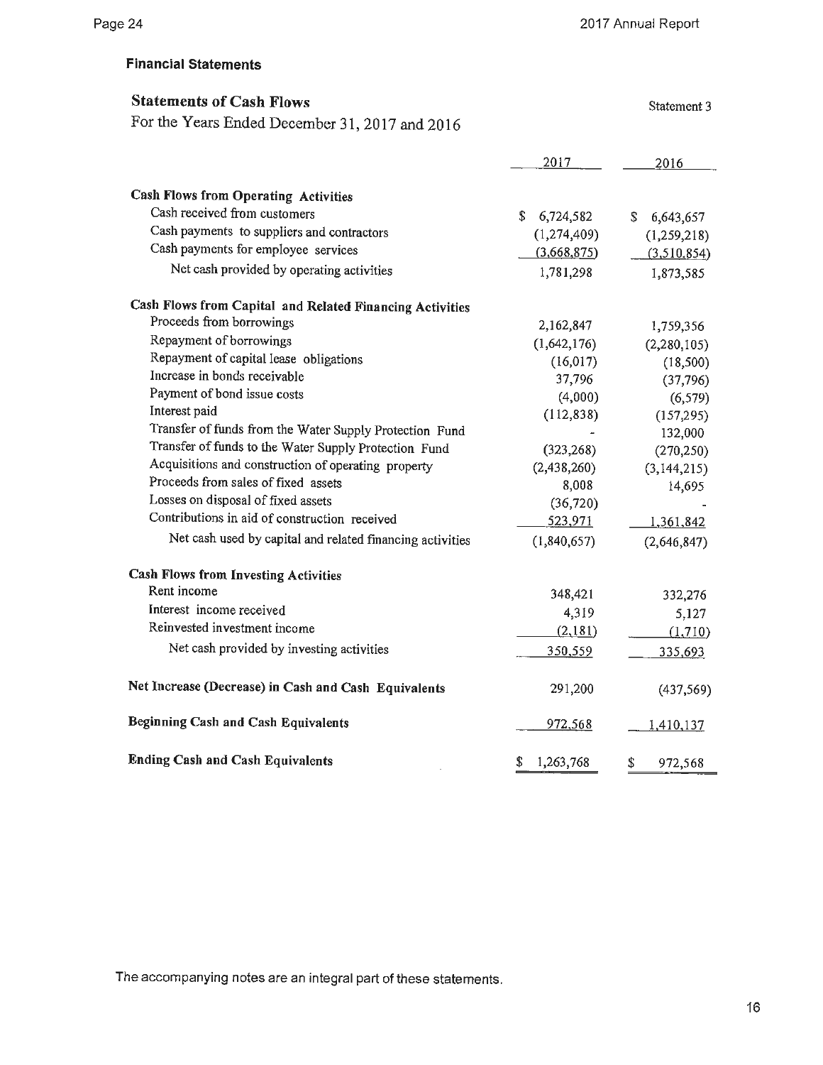## Financial Statements

### Statements of Cash Flows

For the Years Ended December 31, 2017 and 2016

Statement 3

| | 2017 | 2016 |
|---|---|---|
| **Cash Flows from Operating Activities** | | |
| Cash received from customers | $ 6,724,582 | $ 6,643,657 |
| Cash payments to suppliers and contractors | (1,274,409) | (1,259,218) |
| Cash payments for employee services | (3,668,875) | (3,510,854) |
| Net cash provided by operating activities | 1,781,298 | 1,873,585 |
| **Cash Flows from Capital and Related Financing Activities** | | |
| Proceeds from borrowings | 2,162,847 | 1,759,356 |
| Repayment of borrowings | (1,642,176) | (2,280,105) |
| Repayment of capital lease obligations | (16,017) | (18,500) |
| Increase in bonds receivable | 37,796 | (37,796) |
| Payment of bond issue costs | (4,000) | (6,579) |
| Interest paid | (112,838) | (157,295) |
| Transfer of funds from the Water Supply Protection Fund | - | 132,000 |
| Transfer of funds to the Water Supply Protection Fund | (323,268) | (270,250) |
| Acquisitions and construction of operating property | (2,438,260) | (3,144,215) |
| Proceeds from sales of fixed assets | 8,008 | 14,695 |
| Losses on disposal of fixed assets | (36,720) | - |
| Contributions in aid of construction received | 523,971 | 1,361,842 |
| Net cash used by capital and related financing activities | (1,840,657) | (2,646,847) |
| **Cash Flows from Investing Activities** | | |
| Rent income | 348,421 | 332,276 |
| Interest income received | 4,319 | 5,127 |
| Reinvested investment income | (2,181) | (1,710) |
| Net cash provided by investing activities | 350,559 | 335,693 |
| **Net Increase (Decrease) in Cash and Cash Equivalents** | 291,200 | (437,569) |
| **Beginning Cash and Cash Equivalents** | 972,568 | 1,410,137 |
| **Ending Cash and Cash Equivalents** | $ 1,263,768 | $ 972,568 |

The accompanying notes are an integral part of these statements.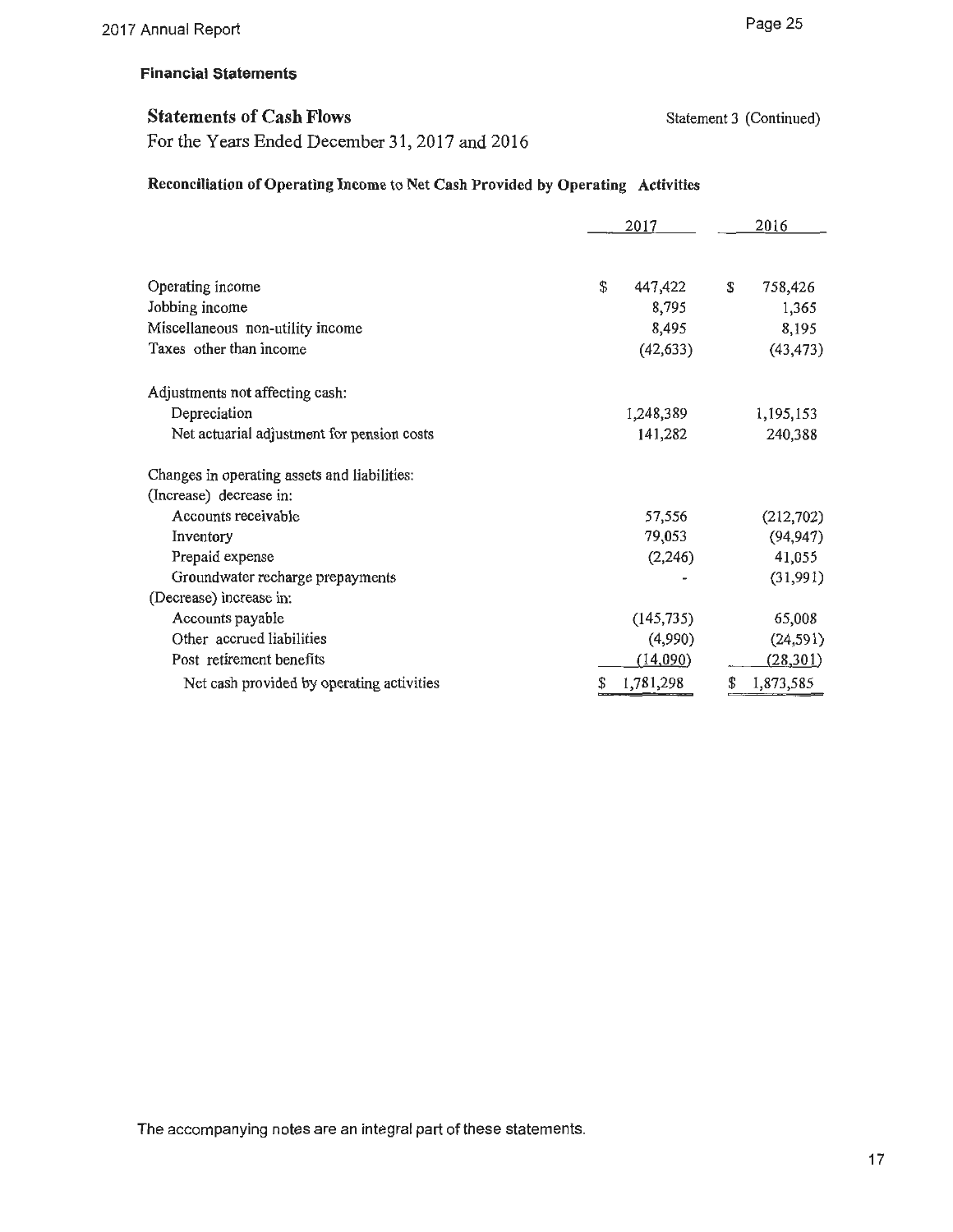**Financial Statements**

## Statements of Cash Flows

Statement 3 (Continued)

For the Years Ended December 31, 2017 and 2016

### Reconciliation of Operating Income to Net Cash Provided by Operating Activities

| | 2017 | 2016 |
|---|---|---|
| Operating income | $ 447,422 | $ 758,426 |
| Jobbing income | 8,795 | 1,365 |
| Miscellaneous non-utility income | 8,495 | 8,195 |
| Taxes other than income | (42,633) | (43,473) |
| Adjustments not affecting cash: | | |
| Depreciation | 1,248,389 | 1,195,153 |
| Net actuarial adjustment for pension costs | 141,282 | 240,388 |
| Changes in operating assets and liabilities: | | |
| (Increase) decrease in: | | |
| Accounts receivable | 57,556 | (212,702) |
| Inventory | 79,053 | (94,947) |
| Prepaid expense | (2,246) | 41,055 |
| Groundwater recharge prepayments | - | (31,991) |
| (Decrease) increase in: | | |
| Accounts payable | (145,735) | 65,008 |
| Other accrued liabilities | (4,990) | (24,591) |
| Post retirement benefits | (14,090) | (28,301) |
| Net cash provided by operating activities | $ 1,781,298 | $ 1,873,585 |

The accompanying notes are an integral part of these statements.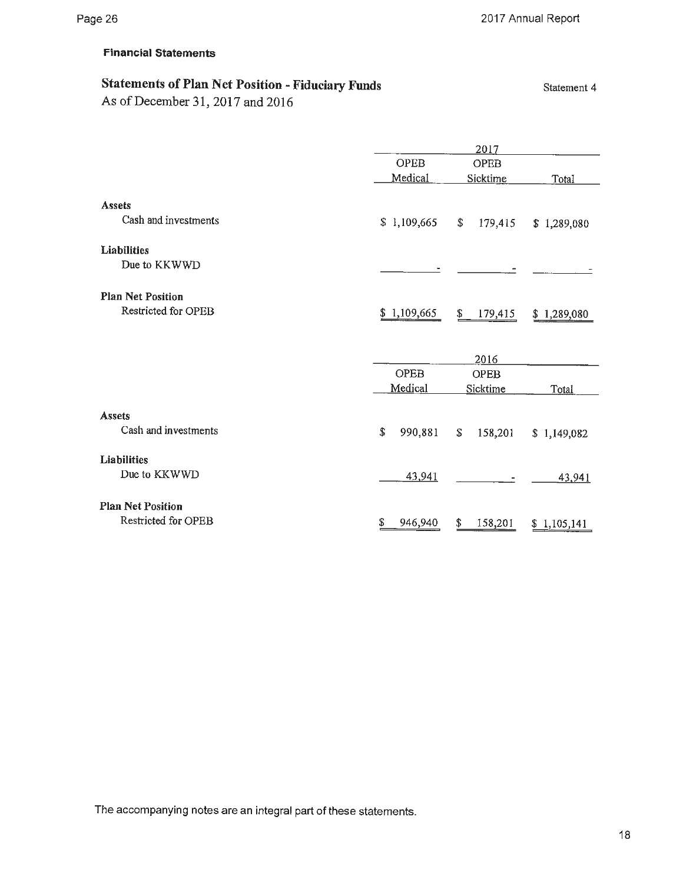**Financial Statements**

## Statements of Plan Net Position - Fiduciary Funds

As of December 31, 2017 and 2016

Statement 4

| | 2017 | | |
|---|---|---|---|
| | OPEB Medical | OPEB Sicktime | Total |
| **Assets** | | | |
| Cash and investments | $ 1,109,665 | $ 179,415 | $ 1,289,080 |
| **Liabilities** | | | |
| Due to KKWWD | - | - | - |
| **Plan Net Position** | | | |
| Restricted for OPEB | $ 1,109,665 | $ 179,415 | $ 1,289,080 |

| | 2016 | | |
|---|---|---|---|
| | OPEB Medical | OPEB Sicktime | Total |
| **Assets** | | | |
| Cash and investments | $ 990,881 | $ 158,201 | $ 1,149,082 |
| **Liabilities** | | | |
| Due to KKWWD | 43,941 | - | 43,941 |
| **Plan Net Position** | | | |
| Restricted for OPEB | $ 946,940 | $ 158,201 | $ 1,105,141 |

The accompanying notes are an integral part of these statements.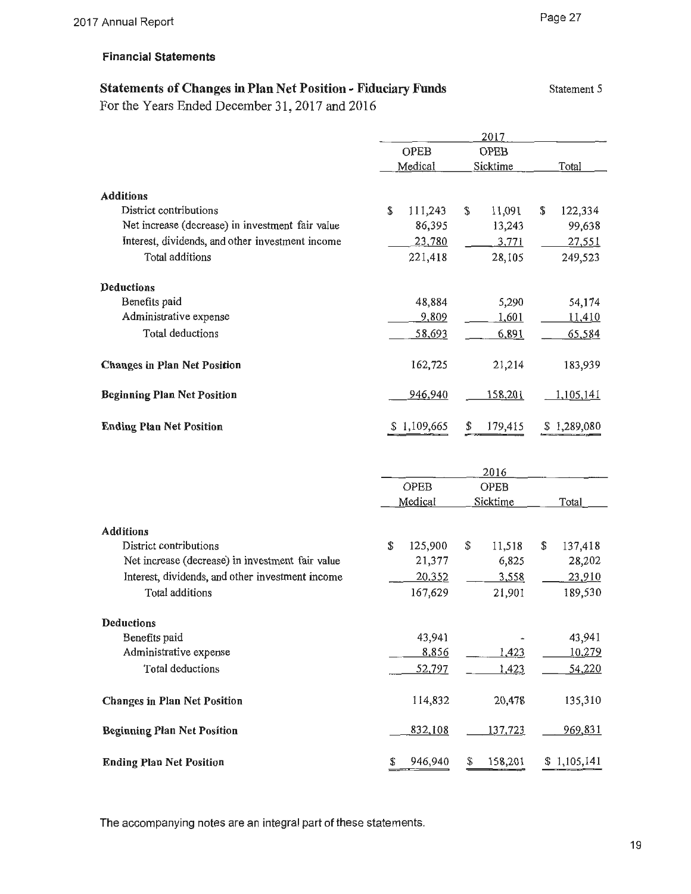**Financial Statements**

## Statements of Changes in Plan Net Position - Fiduciary Funds

Statement 5

For the Years Ended December 31, 2017 and 2016

| | 2017 | | |
|---|---|---|---|
| | OPEB Medical | OPEB Sicktime | Total |
| **Additions** | | | |
| District contributions | $ 111,243 | $ 11,091 | $ 122,334 |
| Net increase (decrease) in investment fair value | 86,395 | 13,243 | 99,638 |
| Interest, dividends, and other investment income | 23,780 | 3,771 | 27,551 |
| Total additions | 221,418 | 28,105 | 249,523 |
| **Deductions** | | | |
| Benefits paid | 48,884 | 5,290 | 54,174 |
| Administrative expense | 9,809 | 1,601 | 11,410 |
| Total deductions | 58,693 | 6,891 | 65,584 |
| **Changes in Plan Net Position** | 162,725 | 21,214 | 183,939 |
| **Beginning Plan Net Position** | 946,940 | 158,201 | 1,105,141 |
| **Ending Plan Net Position** | $ 1,109,665 | $ 179,415 | $ 1,289,080 |

| | 2016 | | |
|---|---|---|---|
| | OPEB Medical | OPEB Sicktime | Total |
| **Additions** | | | |
| District contributions | $ 125,900 | $ 11,518 | $ 137,418 |
| Net increase (decrease) in investment fair value | 21,377 | 6,825 | 28,202 |
| Interest, dividends, and other investment income | 20,352 | 3,558 | 23,910 |
| Total additions | 167,629 | 21,901 | 189,530 |
| **Deductions** | | | |
| Benefits paid | 43,941 | - | 43,941 |
| Administrative expense | 8,856 | 1,423 | 10,279 |
| Total deductions | 52,797 | 1,423 | 54,220 |
| **Changes in Plan Net Position** | 114,832 | 20,478 | 135,310 |
| **Beginning Plan Net Position** | 832,108 | 137,723 | 969,831 |
| **Ending Plan Net Position** | $ 946,940 | $ 158,201 | $ 1,105,141 |

The accompanying notes are an integral part of these statements.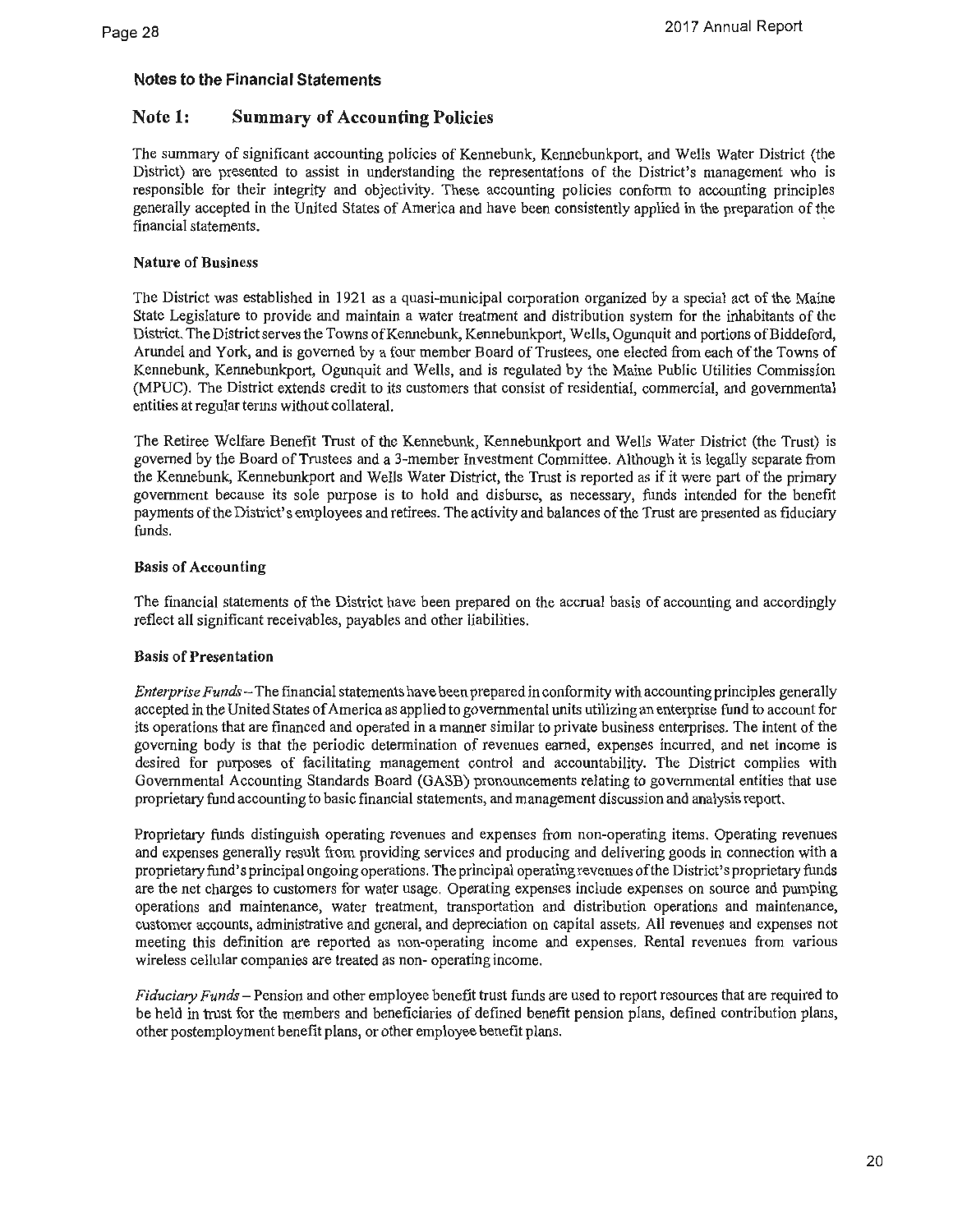## Notes to the Financial Statements

## Note 1: Summary of Accounting Policies

The summary of significant accounting policies of Kennebunk, Kennebunkport, and Wells Water District (the District) are presented to assist in understanding the representations of the District's management who is responsible for their integrity and objectivity. These accounting policies conform to accounting principles generally accepted in the United States of America and have been consistently applied in the preparation of the financial statements.

### Nature of Business

The District was established in 1921 as a quasi-municipal corporation organized by a special act of the Maine State Legislature to provide and maintain a water treatment and distribution system for the inhabitants of the District. The District serves the Towns of Kennebunk, Kennebunkport, Wells, Ogunquit and portions of Biddeford, Arundel and York, and is governed by a four member Board of Trustees, one elected from each of the Towns of Kennebunk, Kennebunkport, Ogunquit and Wells, and is regulated by the Maine Public Utilities Commission (MPUC). The District extends credit to its customers that consist of residential, commercial, and governmental entities at regular terms without collateral.

The Retiree Welfare Benefit Trust of the Kennebunk, Kennebunkport and Wells Water District (the Trust) is governed by the Board of Trustees and a 3-member Investment Committee. Although it is legally separate from the Kennebunk, Kennebunkport and Wells Water District, the Trust is reported as if it were part of the primary government because its sole purpose is to hold and disburse, as necessary, funds intended for the benefit payments of the District's employees and retirees. The activity and balances of the Trust are presented as fiduciary funds.

### Basis of Accounting

The financial statements of the District have been prepared on the accrual basis of accounting and accordingly reflect all significant receivables, payables and other liabilities.

### Basis of Presentation

*Enterprise Funds* – The financial statements have been prepared in conformity with accounting principles generally accepted in the United States of America as applied to governmental units utilizing an enterprise fund to account for its operations that are financed and operated in a manner similar to private business enterprises. The intent of the governing body is that the periodic determination of revenues earned, expenses incurred, and net income is desired for purposes of facilitating management control and accountability. The District complies with Governmental Accounting Standards Board (GASB) pronouncements relating to governmental entities that use proprietary fund accounting to basic financial statements, and management discussion and analysis report.

Proprietary funds distinguish operating revenues and expenses from non-operating items. Operating revenues and expenses generally result from providing services and producing and delivering goods in connection with a proprietary fund's principal ongoing operations. The principal operating revenues of the District's proprietary funds are the net charges to customers for water usage. Operating expenses include expenses on source and pumping operations and maintenance, water treatment, transportation and distribution operations and maintenance, customer accounts, administrative and general, and depreciation on capital assets. All revenues and expenses not meeting this definition are reported as non-operating income and expenses. Rental revenues from various wireless cellular companies are treated as non- operating income.

*Fiduciary Funds* – Pension and other employee benefit trust funds are used to report resources that are required to be held in trust for the members and beneficiaries of defined benefit pension plans, defined contribution plans, other postemployment benefit plans, or other employee benefit plans.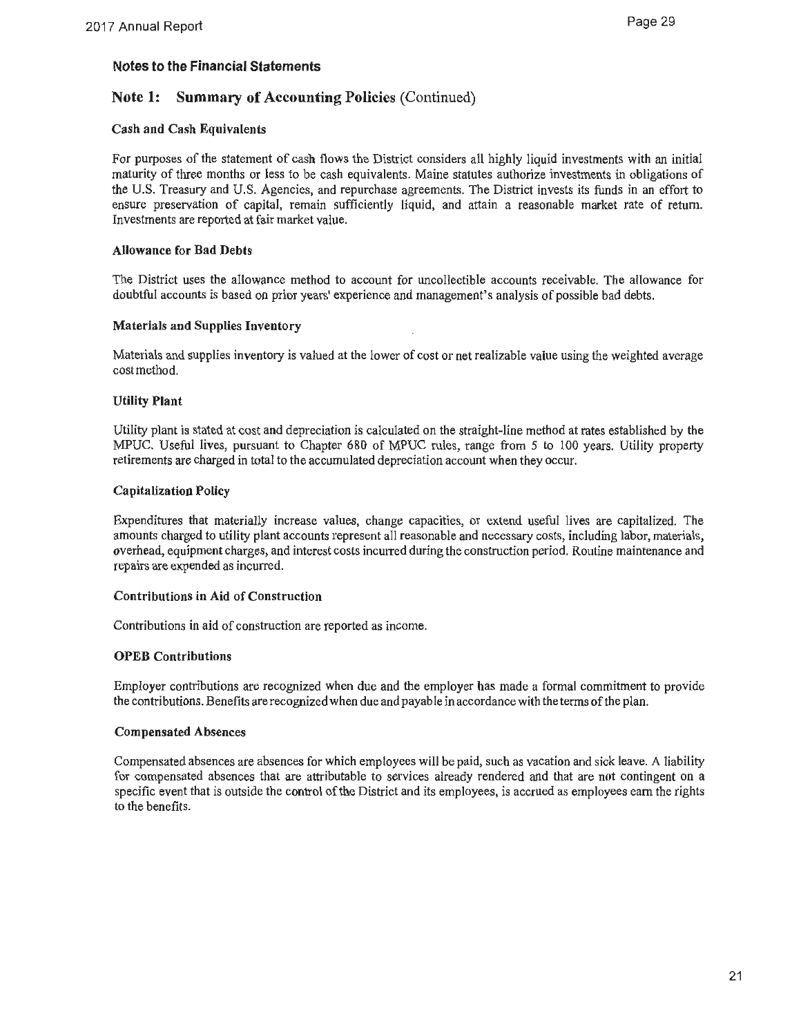## Notes to the Financial Statements

### Note 1: Summary of Accounting Policies (Continued)

**Cash and Cash Equivalents**

For purposes of the statement of cash flows the District considers all highly liquid investments with an initial maturity of three months or less to be cash equivalents. Maine statutes authorize investments in obligations of the U.S. Treasury and U.S. Agencies, and repurchase agreements. The District invests its funds in an effort to ensure preservation of capital, remain sufficiently liquid, and attain a reasonable market rate of return. Investments are reported at fair market value.

**Allowance for Bad Debts**

The District uses the allowance method to account for uncollectible accounts receivable. The allowance for doubtful accounts is based on prior years' experience and management's analysis of possible bad debts.

**Materials and Supplies Inventory**

Materials and supplies inventory is valued at the lower of cost or net realizable value using the weighted average cost method.

**Utility Plant**

Utility plant is stated at cost and depreciation is calculated on the straight-line method at rates established by the MPUC. Useful lives, pursuant to Chapter 680 of MPUC rules, range from 5 to 100 years. Utility property retirements are charged in total to the accumulated depreciation account when they occur.

**Capitalization Policy**

Expenditures that materially increase values, change capacities, or extend useful lives are capitalized. The amounts charged to utility plant accounts represent all reasonable and necessary costs, including labor, materials, overhead, equipment charges, and interest costs incurred during the construction period. Routine maintenance and repairs are expended as incurred.

**Contributions in Aid of Construction**

Contributions in aid of construction are reported as income.

**OPEB Contributions**

Employer contributions are recognized when due and the employer has made a formal commitment to provide the contributions. Benefits are recognized when due and payable in accordance with the terms of the plan.

**Compensated Absences**

Compensated absences are absences for which employees will be paid, such as vacation and sick leave. A liability for compensated absences that are attributable to services already rendered and that are not contingent on a specific event that is outside the control of the District and its employees, is accrued as employees earn the rights to the benefits.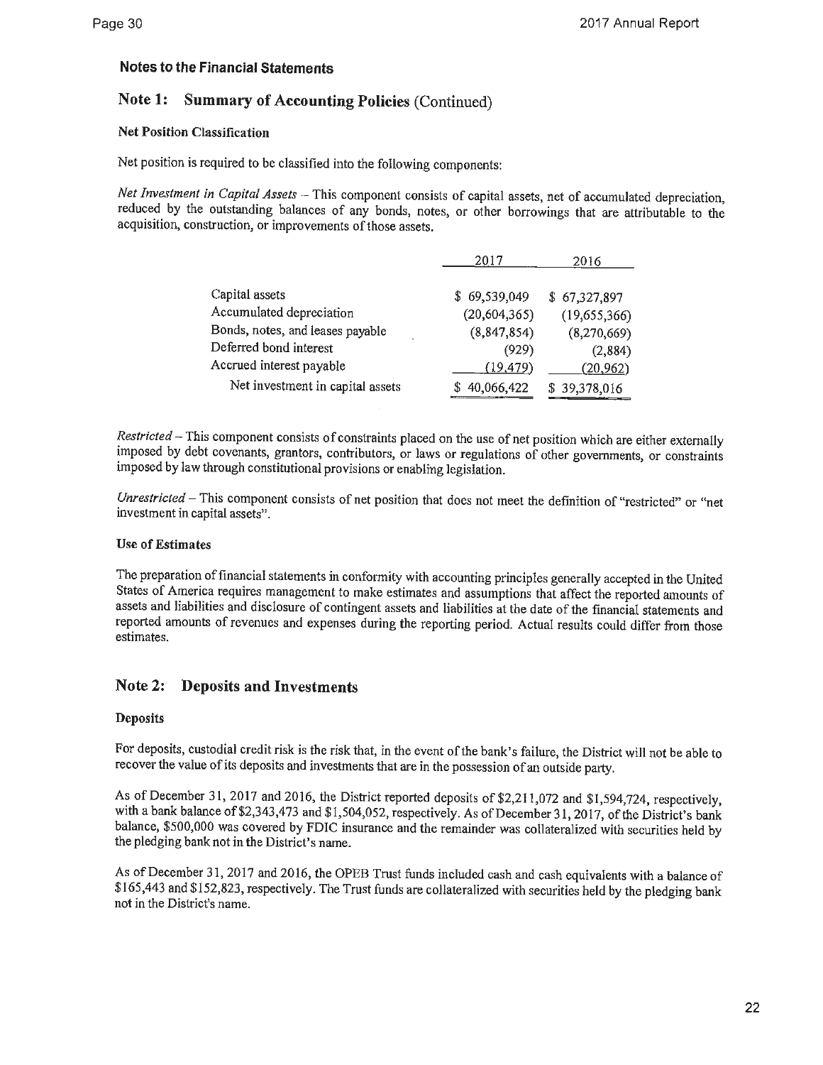## Notes to the Financial Statements

### Note 1: Summary of Accounting Policies (Continued)

**Net Position Classification**

Net position is required to be classified into the following components:

*Net Investment in Capital Assets* – This component consists of capital assets, net of accumulated depreciation, reduced by the outstanding balances of any bonds, notes, or other borrowings that are attributable to the acquisition, construction, or improvements of those assets.

| | 2017 | 2016 |
|---|---|---|
| Capital assets | $ 69,539,049 | $ 67,327,897 |
| Accumulated depreciation | (20,604,365) | (19,655,366) |
| Bonds, notes, and leases payable | (8,847,854) | (8,270,669) |
| Deferred bond interest | (929) | (2,884) |
| Accrued interest payable | (19,479) | (20,962) |
| Net investment in capital assets | $ 40,066,422 | $ 39,378,016 |

*Restricted* – This component consists of constraints placed on the use of net position which are either externally imposed by debt covenants, grantors, contributors, or laws or regulations of other governments, or constraints imposed by law through constitutional provisions or enabling legislation.

*Unrestricted* – This component consists of net position that does not meet the definition of "restricted" or "net investment in capital assets".

**Use of Estimates**

The preparation of financial statements in conformity with accounting principles generally accepted in the United States of America requires management to make estimates and assumptions that affect the reported amounts of assets and liabilities and disclosure of contingent assets and liabilities at the date of the financial statements and reported amounts of revenues and expenses during the reporting period. Actual results could differ from those estimates.

### Note 2: Deposits and Investments

**Deposits**

For deposits, custodial credit risk is the risk that, in the event of the bank's failure, the District will not be able to recover the value of its deposits and investments that are in the possession of an outside party.

As of December 31, 2017 and 2016, the District reported deposits of $2,211,072 and $1,594,724, respectively, with a bank balance of $2,343,473 and $1,504,052, respectively. As of December 31, 2017, of the District's bank balance, $500,000 was covered by FDIC insurance and the remainder was collateralized with securities held by the pledging bank not in the District's name.

As of December 31, 2017 and 2016, the OPEB Trust funds included cash and cash equivalents with a balance of $165,443 and $152,823, respectively. The Trust funds are collateralized with securities held by the pledging bank not in the District's name.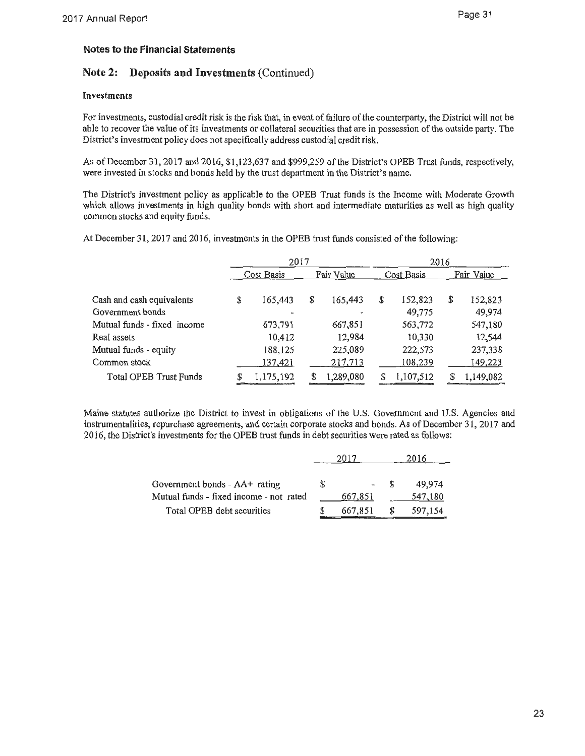### Notes to the Financial Statements

## Note 2: Deposits and Investments (Continued)

### Investments

For investments, custodial credit risk is the risk that, in event of failure of the counterparty, the District will not be able to recover the value of its investments or collateral securities that are in possession of the outside party. The District's investment policy does not specifically address custodial credit risk.

As of December 31, 2017 and 2016, $1,123,637 and $999,259 of the District's OPEB Trust funds, respectively, were invested in stocks and bonds held by the trust department in the District's name.

The District's investment policy as applicable to the OPEB Trust funds is the Income with Moderate Growth which allows investments in high quality bonds with short and intermediate maturities as well as high quality common stocks and equity funds.

At December 31, 2017 and 2016, investments in the OPEB trust funds consisted of the following:

| | 2017 | | 2016 | |
|---|---|---|---|---|
| | Cost Basis | Fair Value | Cost Basis | Fair Value |
| Cash and cash equivalents | $ 165,443 | $ 165,443 | $ 152,823 | $ 152,823 |
| Government bonds | - | - | 49,775 | 49,974 |
| Mutual funds - fixed income | 673,791 | 667,851 | 563,772 | 547,180 |
| Real assets | 10,412 | 12,984 | 10,330 | 12,544 |
| Mutual funds - equity | 188,125 | 225,089 | 222,573 | 237,338 |
| Common stock | 137,421 | 217,713 | 108,239 | 149,223 |
| Total OPEB Trust Funds | $ 1,175,192 | $ 1,289,080 | $ 1,107,512 | $ 1,149,082 |

Maine statutes authorize the District to invest in obligations of the U.S. Government and U.S. Agencies and instrumentalities, repurchase agreements, and certain corporate stocks and bonds. As of December 31, 2017 and 2016, the District's investments for the OPEB trust funds in debt securities were rated as follows:

| | 2017 | 2016 |
|---|---|---|
| Government bonds - AA+ rating | $ - | $ 49,974 |
| Mutual funds - fixed income - not rated | 667,851 | 547,180 |
| Total OPEB debt securities | $ 667,851 | $ 597,154 |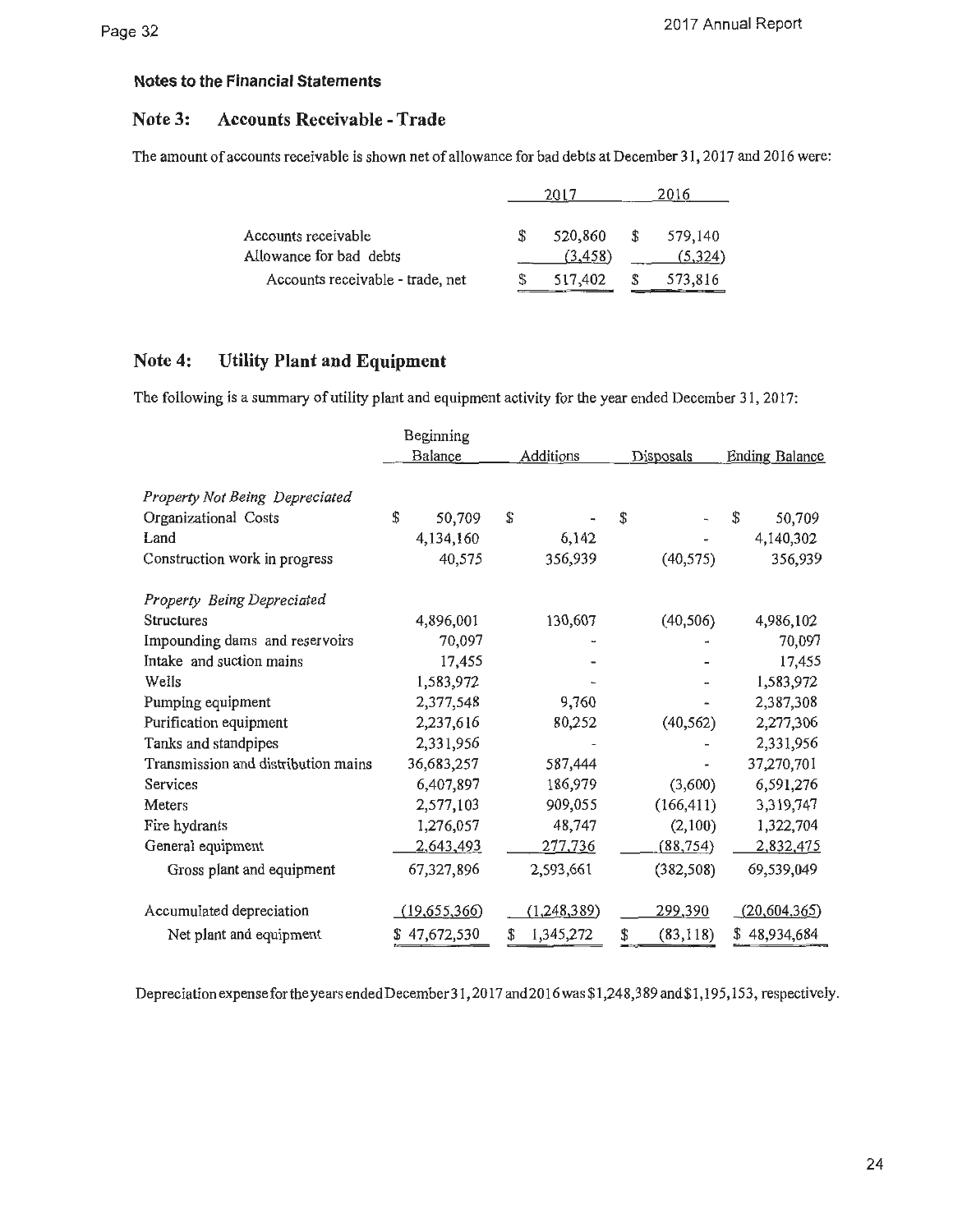**Notes to the Financial Statements**

## Note 3: Accounts Receivable - Trade

The amount of accounts receivable is shown net of allowance for bad debts at December 31, 2017 and 2016 were:

| | 2017 | 2016 |
|---|---|---|
| Accounts receivable | $ 520,860 | $ 579,140 |
| Allowance for bad debts | (3,458) | (5,324) |
| Accounts receivable - trade, net | $ 517,402 | $ 573,816 |

## Note 4: Utility Plant and Equipment

The following is a summary of utility plant and equipment activity for the year ended December 31, 2017:

| | Beginning Balance | Additions | Disposals | Ending Balance |
|---|---|---|---|---|
| *Property Not Being Depreciated* | | | | |
| Organizational Costs | $ 50,709 | $ - | $ - | $ 50,709 |
| Land | 4,134,160 | 6,142 | - | 4,140,302 |
| Construction work in progress | 40,575 | 356,939 | (40,575) | 356,939 |
| *Property Being Depreciated* | | | | |
| Structures | 4,896,001 | 130,607 | (40,506) | 4,986,102 |
| Impounding dams and reservoirs | 70,097 | - | - | 70,097 |
| Intake and suction mains | 17,455 | - | - | 17,455 |
| Wells | 1,583,972 | - | - | 1,583,972 |
| Pumping equipment | 2,377,548 | 9,760 | - | 2,387,308 |
| Purification equipment | 2,237,616 | 80,252 | (40,562) | 2,277,306 |
| Tanks and standpipes | 2,331,956 | - | - | 2,331,956 |
| Transmission and distribution mains | 36,683,257 | 587,444 | - | 37,270,701 |
| Services | 6,407,897 | 186,979 | (3,600) | 6,591,276 |
| Meters | 2,577,103 | 909,055 | (166,411) | 3,319,747 |
| Fire hydrants | 1,276,057 | 48,747 | (2,100) | 1,322,704 |
| General equipment | 2,643,493 | 277,736 | (88,754) | 2,832,475 |
| Gross plant and equipment | 67,327,896 | 2,593,661 | (382,508) | 69,539,049 |
| Accumulated depreciation | (19,655,366) | (1,248,389) | 299,390 | (20,604,365) |
| Net plant and equipment | $ 47,672,530 | $ 1,345,272 | $ (83,118) | $ 48,934,684 |

Depreciation expense for the years ended December 31, 2017 and 2016 was $1,248,389 and $1,195,153, respectively.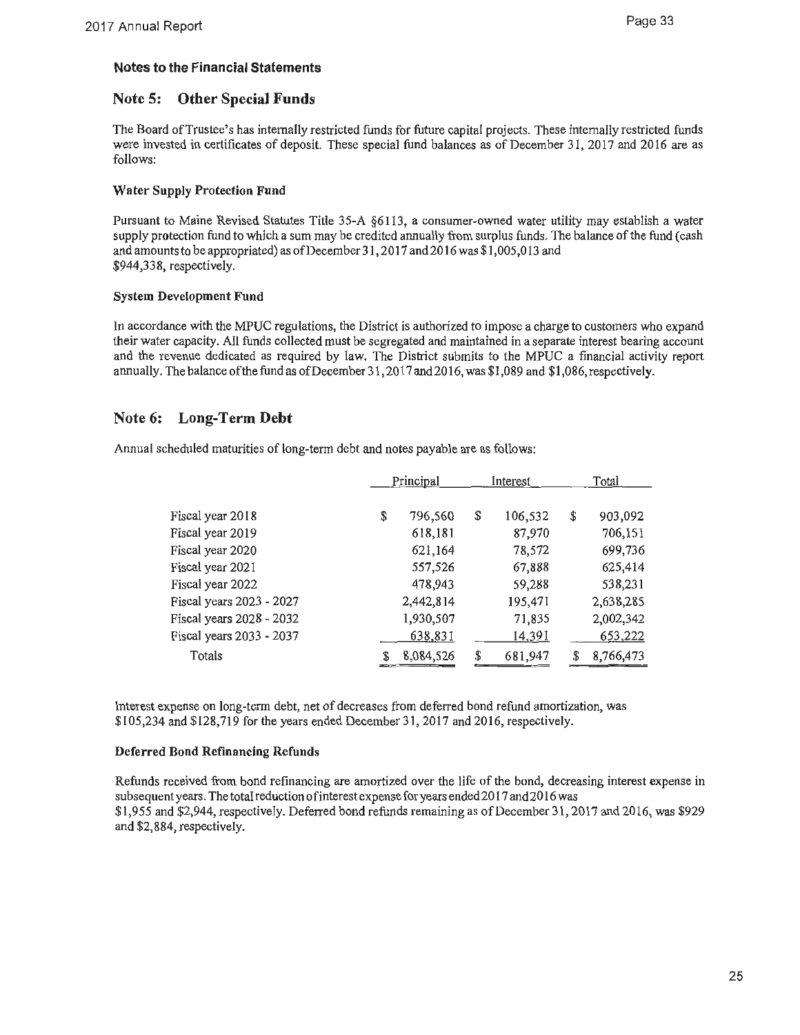### Notes to the Financial Statements

## Note 5: Other Special Funds

The Board of Trustee's has internally restricted funds for future capital projects. These internally restricted funds were invested in certificates of deposit. These special fund balances as of December 31, 2017 and 2016 are as follows:

**Water Supply Protection Fund**

Pursuant to Maine Revised Statutes Title 35-A §6113, a consumer-owned water utility may establish a water supply protection fund to which a sum may be credited annually from surplus funds. The balance of the fund (cash and amounts to be appropriated) as of December 31, 2017 and 2016 was $1,005,013 and $944,338, respectively.

**System Development Fund**

In accordance with the MPUC regulations, the District is authorized to impose a charge to customers who expand their water capacity. All funds collected must be segregated and maintained in a separate interest bearing account and the revenue dedicated as required by law. The District submits to the MPUC a financial activity report annually. The balance of the fund as of December 31, 2017 and 2016, was $1,089 and $1,086, respectively.

## Note 6: Long-Term Debt

Annual scheduled maturities of long-term debt and notes payable are as follows:

| | Principal | Interest | Total |
|---|---|---|---|
| Fiscal year 2018 | $ 796,560 | $ 106,532 | $ 903,092 |
| Fiscal year 2019 | 618,181 | 87,970 | 706,151 |
| Fiscal year 2020 | 621,164 | 78,572 | 699,736 |
| Fiscal year 2021 | 557,526 | 67,888 | 625,414 |
| Fiscal year 2022 | 478,943 | 59,288 | 538,231 |
| Fiscal years 2023 - 2027 | 2,442,814 | 195,471 | 2,638,285 |
| Fiscal years 2028 - 2032 | 1,930,507 | 71,835 | 2,002,342 |
| Fiscal years 2033 - 2037 | 638,831 | 14,391 | 653,222 |
| Totals | $ 8,084,526 | $ 681,947 | $ 8,766,473 |

Interest expense on long-term debt, net of decreases from deferred bond refund amortization, was $105,234 and $128,719 for the years ended December 31, 2017 and 2016, respectively.

**Deferred Bond Refinancing Refunds**

Refunds received from bond refinancing are amortized over the life of the bond, decreasing interest expense in subsequent years. The total reduction of interest expense for years ended 2017 and 2016 was $1,955 and $2,944, respectively. Deferred bond refunds remaining as of December 31, 2017 and 2016, was $929 and $2,884, respectively.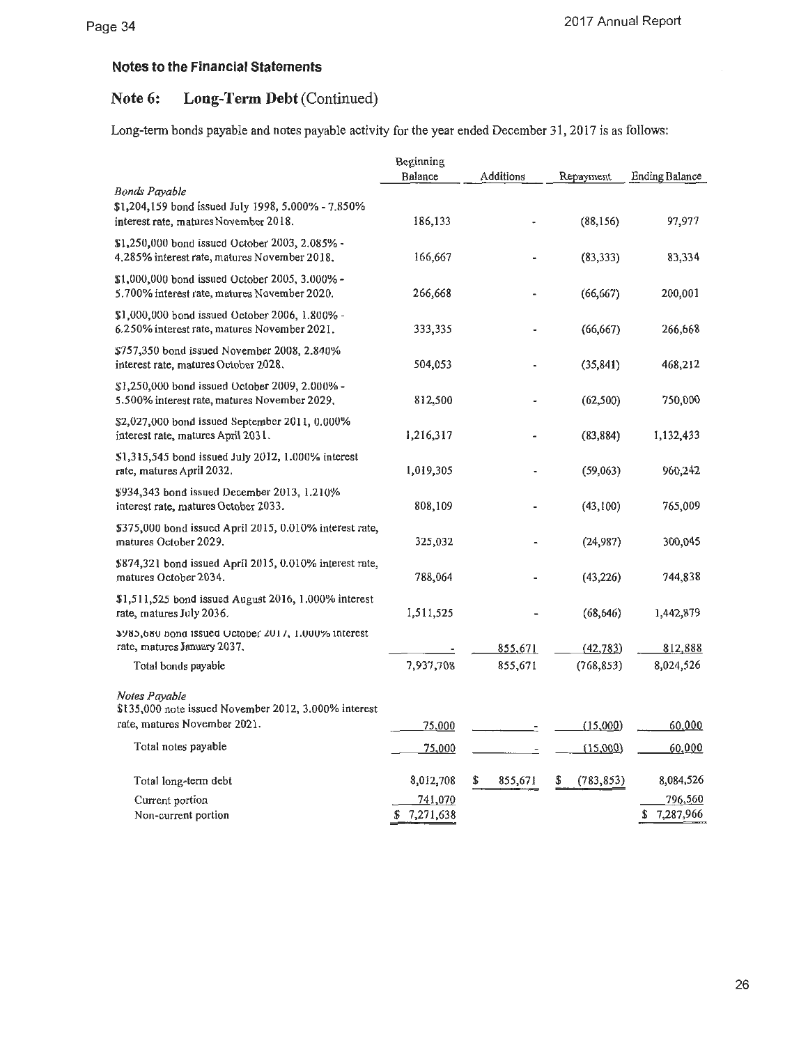### Notes to the Financial Statements

## Note 6: Long-Term Debt (Continued)

Long-term bonds payable and notes payable activity for the year ended December 31, 2017 is as follows:

| | Beginning Balance | Additions | Repayment | Ending Balance |
|---|---|---|---|---|
| *Bonds Payable* | | | | |
| $1,204,159 bond issued July 1998, 5.000% - 7.850% interest rate, matures November 2018. | 186,133 | - | (88,156) | 97,977 |
| $1,250,000 bond issued October 2003, 2.085% - 4.285% interest rate, matures November 2018. | 166,667 | - | (83,333) | 83,334 |
| $1,000,000 bond issued October 2005, 3.000% - 5.700% interest rate, matures November 2020. | 266,668 | - | (66,667) | 200,001 |
| $1,000,000 bond issued October 2006, 1.800% - 6.250% interest rate, matures November 2021. | 333,335 | - | (66,667) | 266,668 |
| $757,350 bond issued November 2008, 2.840% interest rate, matures October 2028. | 504,053 | - | (35,841) | 468,212 |
| $1,250,000 bond issued October 2009, 2.000% - 5.500% interest rate, matures November 2029. | 812,500 | - | (62,500) | 750,000 |
| $2,027,000 bond issued September 2011, 0.000% interest rate, matures April 2031. | 1,216,317 | - | (83,884) | 1,132,433 |
| $1,315,545 bond issued July 2012, 1.000% interest rate, matures April 2032. | 1,019,305 | - | (59,063) | 960,242 |
| $934,343 bond issued December 2013, 1.210% interest rate, matures October 2033. | 808,109 | - | (43,100) | 765,009 |
| $375,000 bond issued April 2015, 0.010% interest rate, matures October 2029. | 325,032 | - | (24,987) | 300,045 |
| $874,321 bond issued April 2015, 0.010% interest rate, matures October 2034. | 788,064 | - | (43,226) | 744,838 |
| $1,511,525 bond issued August 2016, 1.000% interest rate, matures July 2036. | 1,511,525 | - | (68,646) | 1,442,879 |
| $985,680 bond issued October 2017, 1.000% interest rate, matures January 2037. | - | 855,671 | (42,783) | 812,888 |
| Total bonds payable | 7,937,708 | 855,671 | (768,853) | 8,024,526 |
| *Notes Payable* | | | | |
| $135,000 note issued November 2012, 3.000% interest rate, matures November 2021. | 75,000 | - | (15,000) | 60,000 |
| Total notes payable | 75,000 | - | (15,000) | 60,000 |
| Total long-term debt | 8,012,708 | $ 855,671 | $ (783,853) | 8,084,526 |
| Current portion | 741,070 | | | 796,560 |
| Non-current portion | $ 7,271,638 | | | $ 7,287,966 |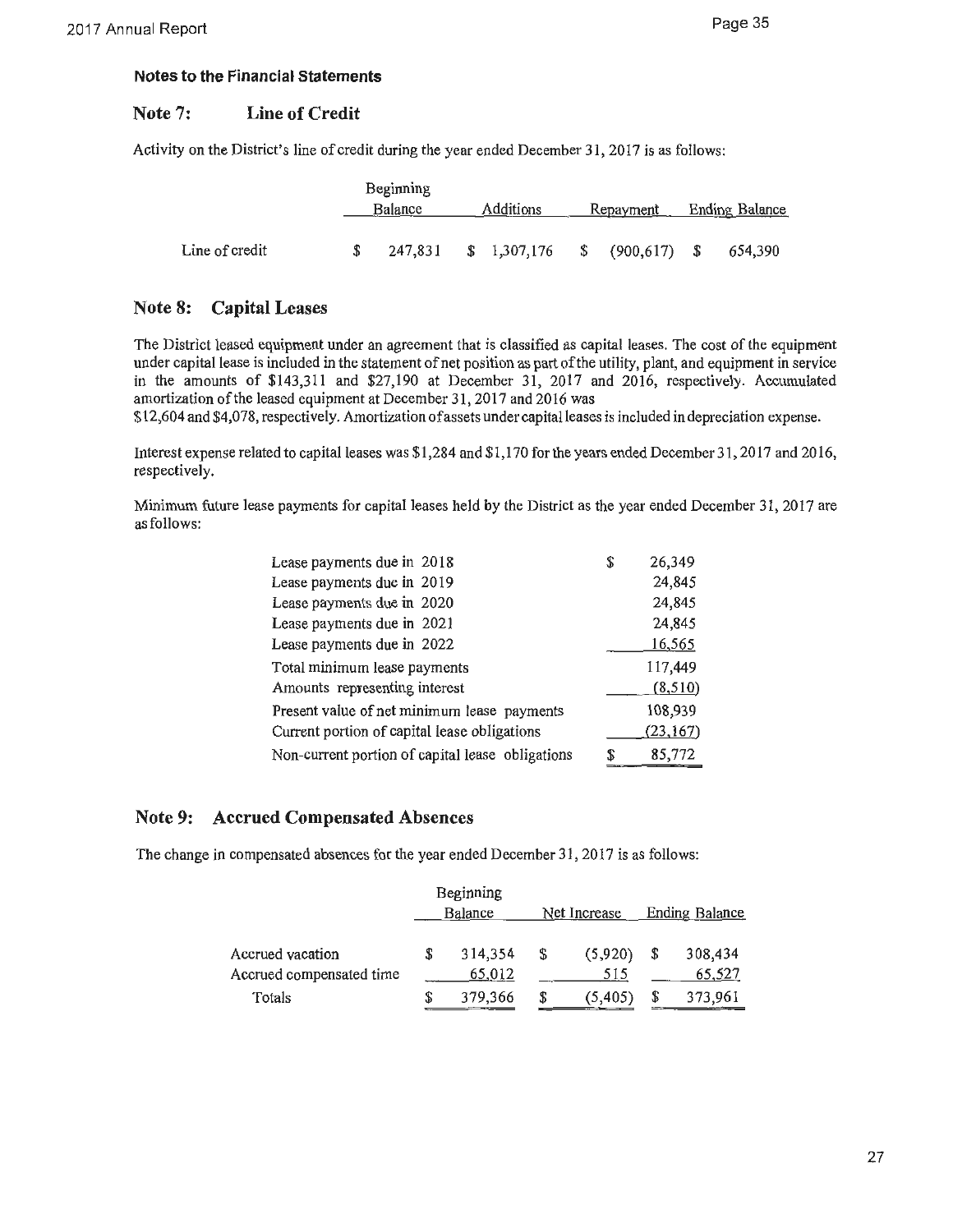### Notes to the Financial Statements

## Note 7: Line of Credit

Activity on the District's line of credit during the year ended December 31, 2017 is as follows:

| | Beginning Balance | Additions | Repayment | Ending Balance |
|---|---|---|---|---|
| Line of credit | $ 247,831 | $ 1,307,176 | $ (900,617) | $ 654,390 |

## Note 8: Capital Leases

The District leased equipment under an agreement that is classified as capital leases. The cost of the equipment under capital lease is included in the statement of net position as part of the utility, plant, and equipment in service in the amounts of $143,311 and $27,190 at December 31, 2017 and 2016, respectively. Accumulated amortization of the leased equipment at December 31, 2017 and 2016 was
$12,604 and $4,078, respectively. Amortization of assets under capital leases is included in depreciation expense.

Interest expense related to capital leases was $1,284 and $1,170 for the years ended December 31, 2017 and 2016, respectively.

Minimum future lease payments for capital leases held by the District as the year ended December 31, 2017 are as follows:

| | |
|---|---|
| Lease payments due in 2018 | $ 26,349 |
| Lease payments due in 2019 | 24,845 |
| Lease payments due in 2020 | 24,845 |
| Lease payments due in 2021 | 24,845 |
| Lease payments due in 2022 | 16,565 |
| Total minimum lease payments | 117,449 |
| Amounts representing interest | (8,510) |
| Present value of net minimum lease payments | 108,939 |
| Current portion of capital lease obligations | (23,167) |
| Non-current portion of capital lease obligations | $ 85,772 |

## Note 9: Accrued Compensated Absences

The change in compensated absences for the year ended December 31, 2017 is as follows:

| | Beginning Balance | Net Increase | Ending Balance |
|---|---|---|---|
| Accrued vacation | $ 314,354 | $ (5,920) | $ 308,434 |
| Accrued compensated time | 65,012 | 515 | 65,527 |
| Totals | $ 379,366 | $ (5,405) | $ 373,961 |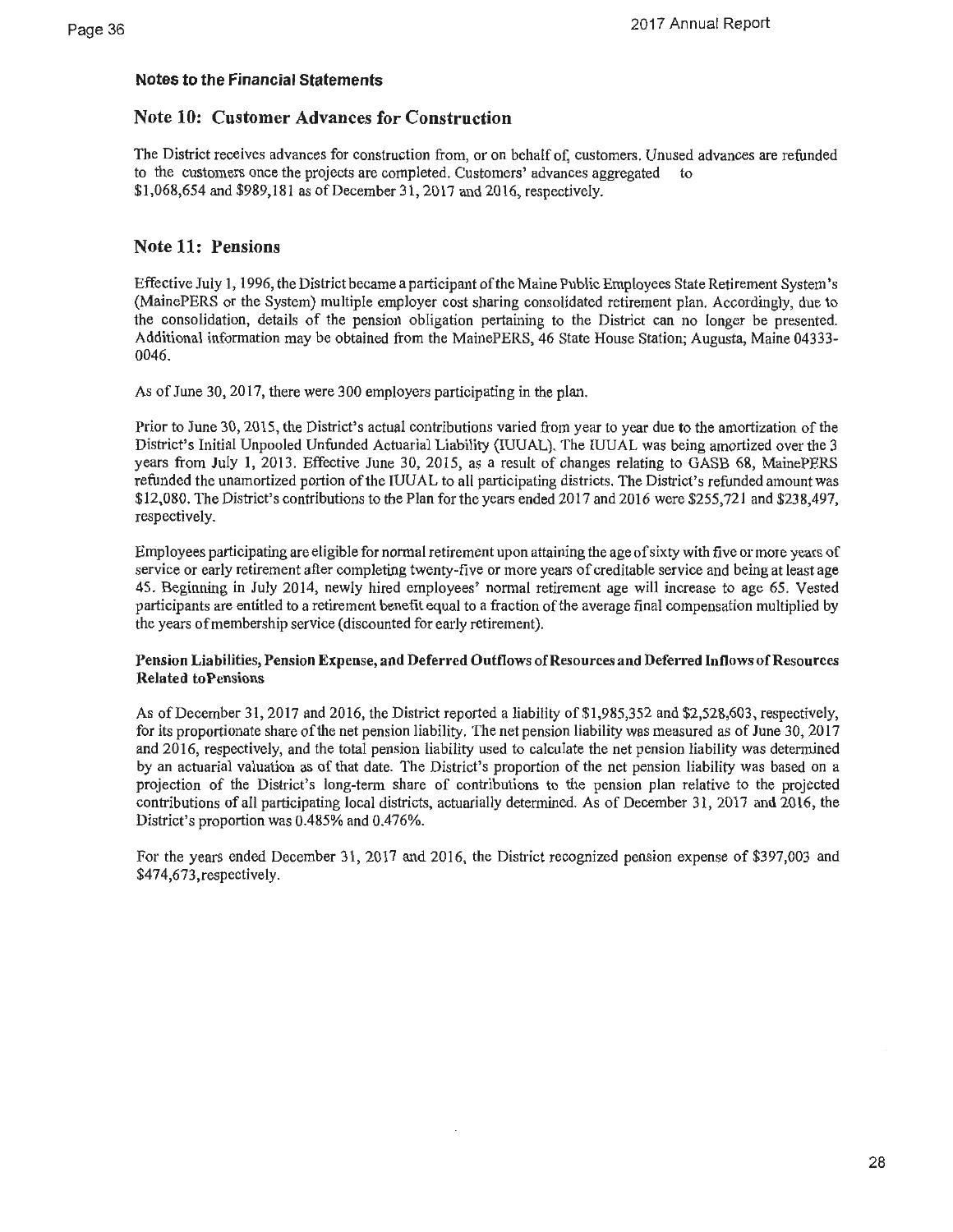**Notes to the Financial Statements**

## Note 10: Customer Advances for Construction

The District receives advances for construction from, or on behalf of, customers. Unused advances are refunded to the customers once the projects are completed. Customers' advances aggregated to $1,068,654 and $989,181 as of December 31, 2017 and 2016, respectively.

## Note 11: Pensions

Effective July 1, 1996, the District became a participant of the Maine Public Employees State Retirement System's (MainePERS or the System) multiple employer cost sharing consolidated retirement plan. Accordingly, due to the consolidation, details of the pension obligation pertaining to the District can no longer be presented. Additional information may be obtained from the MainePERS, 46 State House Station; Augusta, Maine 04333-0046.

As of June 30, 2017, there were 300 employers participating in the plan.

Prior to June 30, 2015, the District's actual contributions varied from year to year due to the amortization of the District's Initial Unpooled Unfunded Actuarial Liability (IUUAL). The IUUAL was being amortized over the 3 years from July 1, 2013. Effective June 30, 2015, as a result of changes relating to GASB 68, MainePERS refunded the unamortized portion of the IUUAL to all participating districts. The District's refunded amount was $12,080. The District's contributions to the Plan for the years ended 2017 and 2016 were $255,721 and $238,497, respectively.

Employees participating are eligible for normal retirement upon attaining the age of sixty with five or more years of service or early retirement after completing twenty-five or more years of creditable service and being at least age 45. Beginning in July 2014, newly hired employees' normal retirement age will increase to age 65. Vested participants are entitled to a retirement benefit equal to a fraction of the average final compensation multiplied by the years of membership service (discounted for early retirement).

**Pension Liabilities, Pension Expense, and Deferred Outflows of Resources and Deferred Inflows of Resources Related toPensions**

As of December 31, 2017 and 2016, the District reported a liability of $1,985,352 and $2,528,603, respectively, for its proportionate share of the net pension liability. The net pension liability was measured as of June 30, 2017 and 2016, respectively, and the total pension liability used to calculate the net pension liability was determined by an actuarial valuation as of that date. The District's proportion of the net pension liability was based on a projection of the District's long-term share of contributions to the pension plan relative to the projected contributions of all participating local districts, actuarially determined. As of December 31, 2017 and 2016, the District's proportion was 0.485% and 0.476%.

For the years ended December 31, 2017 and 2016, the District recognized pension expense of $397,003 and $474,673,respectively.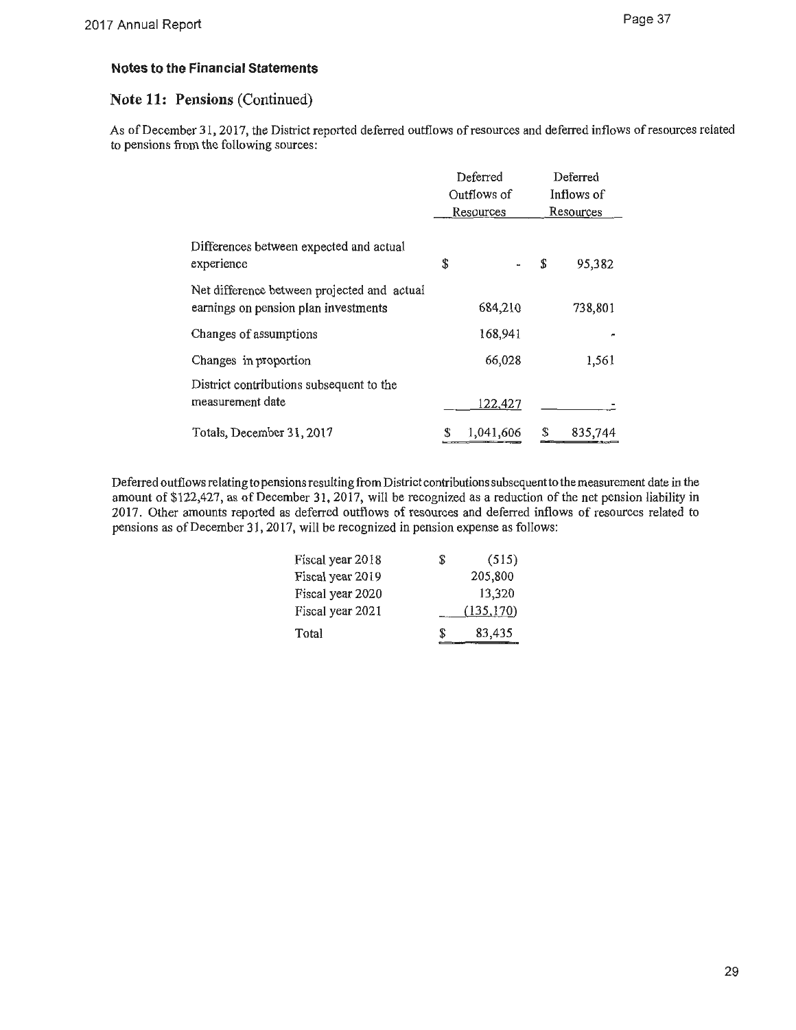**Notes to the Financial Statements**

## Note 11: Pensions (Continued)

As of December 31, 2017, the District reported deferred outflows of resources and deferred inflows of resources related to pensions from the following sources:

| | Deferred Outflows of Resources | Deferred Inflows of Resources |
|---|---|---|
| Differences between expected and actual experience | $ - | $ 95,382 |
| Net difference between projected and actual earnings on pension plan investments | 684,210 | 738,801 |
| Changes of assumptions | 168,941 | - |
| Changes in proportion | 66,028 | 1,561 |
| District contributions subsequent to the measurement date | 122,427 | - |
| Totals, December 31, 2017 | $ 1,041,606 | $ 835,744 |

Deferred outflows relating to pensions resulting from District contributions subsequent to the measurement date in the amount of $122,427, as of December 31, 2017, will be recognized as a reduction of the net pension liability in 2017. Other amounts reported as deferred outflows of resources and deferred inflows of resources related to pensions as of December 31, 2017, will be recognized in pension expense as follows:

| | |
|---|---|
| Fiscal year 2018 | $ (515) |
| Fiscal year 2019 | 205,800 |
| Fiscal year 2020 | 13,320 |
| Fiscal year 2021 | (135,170) |
| Total | $ 83,435 |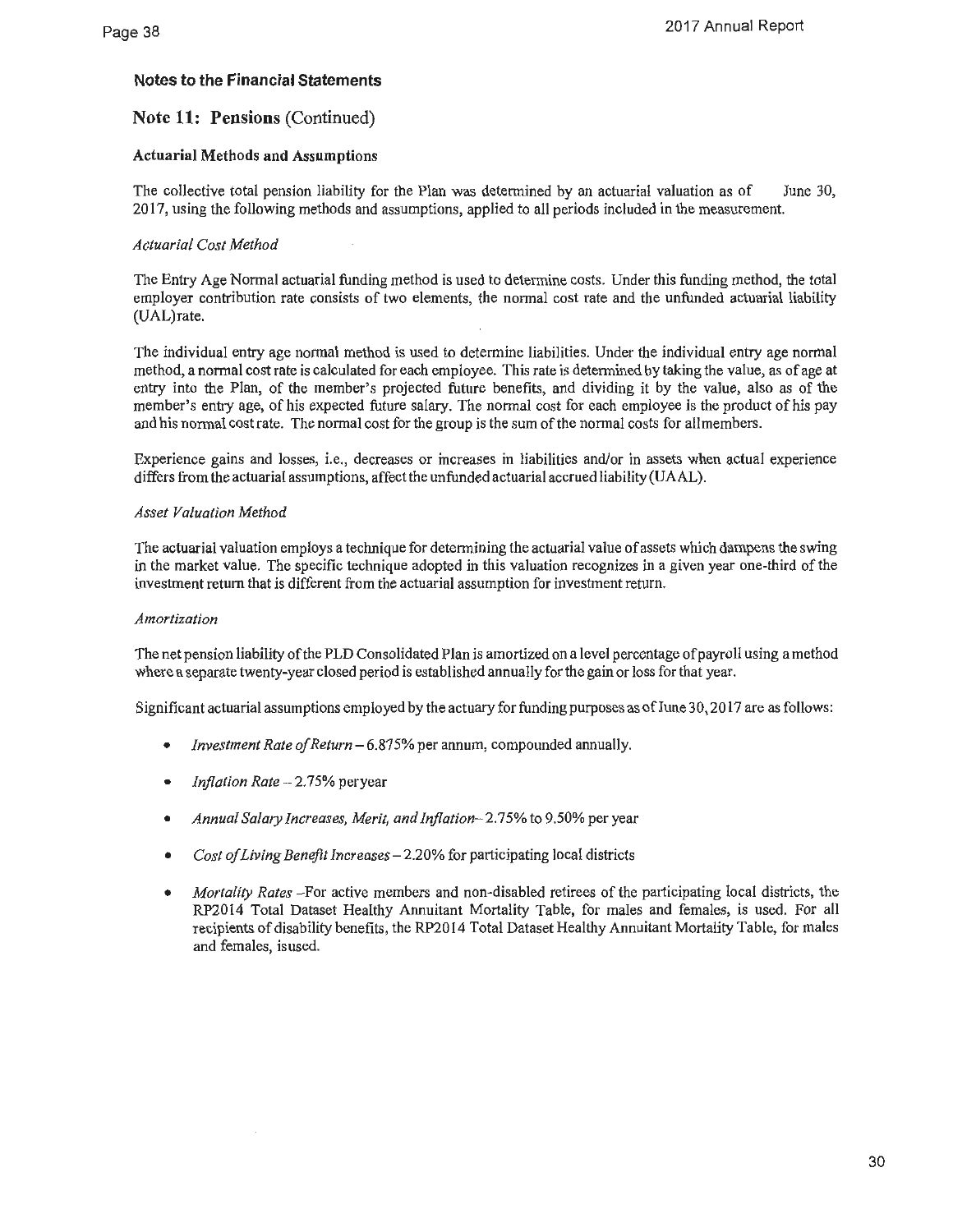## Notes to the Financial Statements

## Note 11: Pensions (Continued)

### Actuarial Methods and Assumptions

The collective total pension liability for the Plan was determined by an actuarial valuation as of June 30, 2017, using the following methods and assumptions, applied to all periods included in the measurement.

*Actuarial Cost Method*

The Entry Age Normal actuarial funding method is used to determine costs. Under this funding method, the total employer contribution rate consists of two elements, the normal cost rate and the unfunded actuarial liability (UAL)rate.

The individual entry age normal method is used to determine liabilities. Under the individual entry age normal method, a normal cost rate is calculated for each employee. This rate is determined by taking the value, as of age at entry into the Plan, of the member's projected future benefits, and dividing it by the value, also as of the member's entry age, of his expected future salary. The normal cost for each employee is the product of his pay and his normal cost rate. The normal cost for the group is the sum of the normal costs for allmembers.

Experience gains and losses, i.e., decreases or increases in liabilities and/or in assets when actual experience differs from the actuarial assumptions, affect the unfunded actuarial accrued liability (UAAL).

*Asset Valuation Method*

The actuarial valuation employs a technique for determining the actuarial value of assets which dampens the swing in the market value. The specific technique adopted in this valuation recognizes in a given year one-third of the investment return that is different from the actuarial assumption for investment return.

*Amortization*

The net pension liability of the PLD Consolidated Plan is amortized on a level percentage of payroll using a method where a separate twenty-year closed period is established annually for the gain or loss for that year.

Significant actuarial assumptions employed by the actuary for funding purposes as of June 30, 2017 are as follows:

- *Investment Rate of Return* – 6.875% per annum, compounded annually.
- *Inflation Rate* – 2.75% peryear
- *Annual Salary Increases, Merit, and Inflation*– 2.75% to 9.50% per year
- *Cost of Living Benefit Increases* – 2.20% for participating local districts
- *Mortality Rates* –For active members and non-disabled retirees of the participating local districts, the RP2014 Total Dataset Healthy Annuitant Mortality Table, for males and females, is used. For all recipients of disability benefits, the RP2014 Total Dataset Healthy Annuitant Mortality Table, for males and females, isused.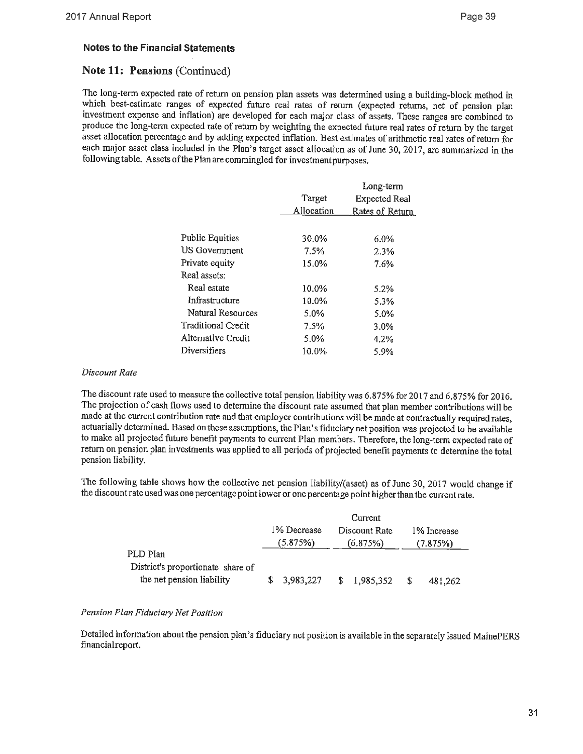### Notes to the Financial Statements

## Note 11: Pensions (Continued)

The long-term expected rate of return on pension plan assets was determined using a building-block method in which best-estimate ranges of expected future real rates of return (expected returns, net of pension plan investment expense and inflation) are developed for each major class of assets. These ranges are combined to produce the long-term expected rate of return by weighting the expected future real rates of return by the target asset allocation percentage and by adding expected inflation. Best estimates of arithmetic real rates of return for each major asset class included in the Plan's target asset allocation as of June 30, 2017, are summarized in the following table. Assets of the Plan are commingled for investment purposes.

| | Target Allocation | Long-term Expected Real Rates of Return |
|---|---|---|
| Public Equities | 30.0% | 6.0% |
| US Government | 7.5% | 2.3% |
| Private equity | 15.0% | 7.6% |
| Real assets: | | |
| Real estate | 10.0% | 5.2% |
| Infrastructure | 10.0% | 5.3% |
| Natural Resources | 5.0% | 5.0% |
| Traditional Credit | 7.5% | 3.0% |
| Alternative Credit | 5.0% | 4.2% |
| Diversifiers | 10.0% | 5.9% |

*Discount Rate*

The discount rate used to measure the collective total pension liability was 6.875% for 2017 and 6.875% for 2016. The projection of cash flows used to determine the discount rate assumed that plan member contributions will be made at the current contribution rate and that employer contributions will be made at contractually required rates, actuarially determined. Based on these assumptions, the Plan's fiduciary net position was projected to be available to make all projected future benefit payments to current Plan members. Therefore, the long-term expected rate of return on pension plan investments was applied to all periods of projected benefit payments to determine the total pension liability.

The following table shows how the collective net pension liability/(asset) as of June 30, 2017 would change if the discount rate used was one percentage point lower or one percentage point higher than the current rate.

| | 1% Decrease (5.875%) | Current Discount Rate (6.875%) | 1% Increase (7.875%) |
|---|---|---|---|
| PLD Plan | | | |
| District's proportionate share of the net pension liability | $ 3,983,227 | $ 1,985,352 | $ 481,262 |

*Pension Plan Fiduciary Net Position*

Detailed information about the pension plan's fiduciary net position is available in the separately issued MainePERS financial report.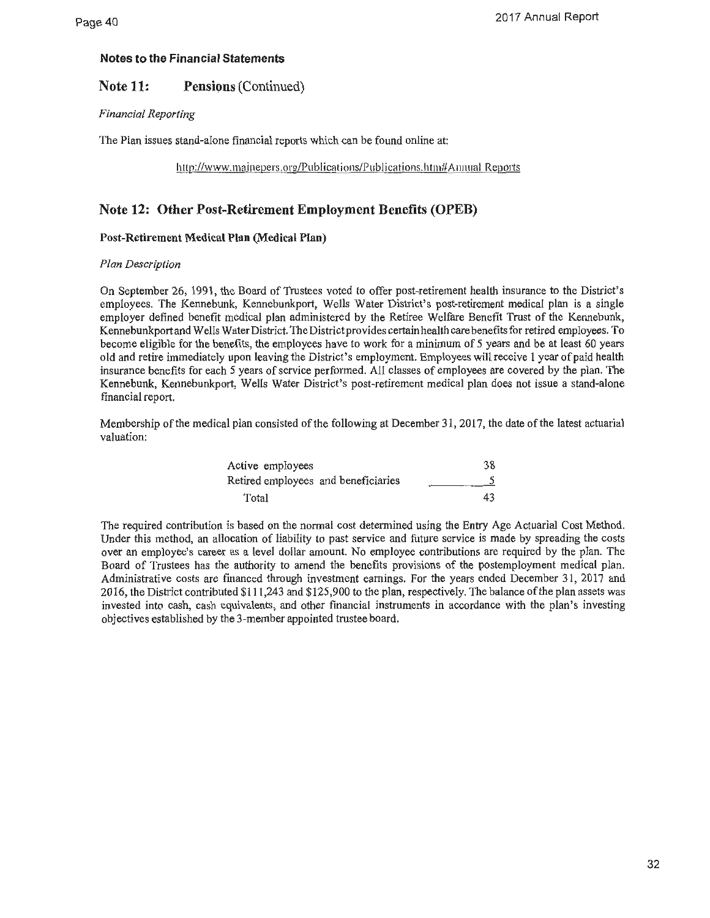**Notes to the Financial Statements**

## Note 11: Pensions (Continued)

*Financial Reporting*

The Plan issues stand-alone financial reports which can be found online at:

http://www.mainepers.org/Publications/Publications.htm#Annual Reports

## Note 12: Other Post-Retirement Employment Benefits (OPEB)

### Post-Retirement Medical Plan (Medical Plan)

*Plan Description*

On September 26, 1991, the Board of Trustees voted to offer post-retirement health insurance to the District's employees. The Kennebunk, Kennebunkport, Wells Water District's post-retirement medical plan is a single employer defined benefit medical plan administered by the Retiree Welfare Benefit Trust of the Kennebunk, Kennebunkport and Wells Water District. The District provides certain health care benefits for retired employees. To become eligible for the benefits, the employees have to work for a minimum of 5 years and be at least 60 years old and retire immediately upon leaving the District's employment. Employees will receive 1 year of paid health insurance benefits for each 5 years of service performed. All classes of employees are covered by the plan. The Kennebunk, Kennebunkport, Wells Water District's post-retirement medical plan does not issue a stand-alone financial report.

Membership of the medical plan consisted of the following at December 31, 2017, the date of the latest actuarial valuation:

| | |
|---|---|
| Active employees | 38 |
| Retired employees and beneficiaries | 5 |
| Total | 43 |

The required contribution is based on the normal cost determined using the Entry Age Actuarial Cost Method. Under this method, an allocation of liability to past service and future service is made by spreading the costs over an employee's career as a level dollar amount. No employee contributions are required by the plan. The Board of Trustees has the authority to amend the benefits provisions of the postemployment medical plan. Administrative costs are financed through investment earnings. For the years ended December 31, 2017 and 2016, the District contributed $111,243 and $125,900 to the plan, respectively. The balance of the plan assets was invested into cash, cash equivalents, and other financial instruments in accordance with the plan's investing objectives established by the 3-member appointed trustee board.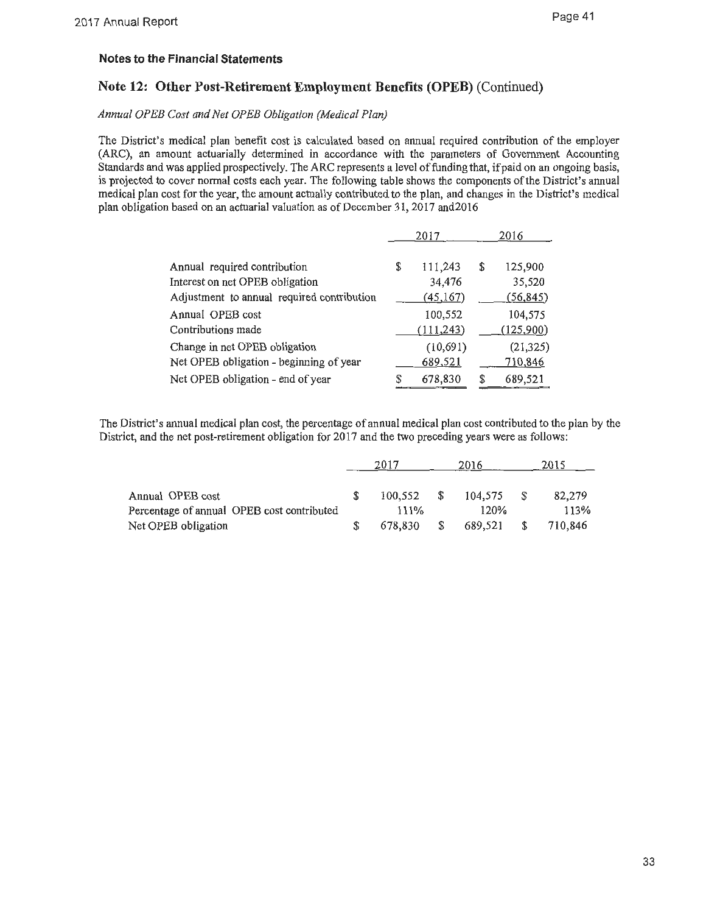**Notes to the Financial Statements**

## Note 12: Other Post-Retirement Employment Benefits (OPEB) (Continued)

*Annual OPEB Cost and Net OPEB Obligation (Medical Plan)*

The District's medical plan benefit cost is calculated based on annual required contribution of the employer (ARC), an amount actuarially determined in accordance with the parameters of Government Accounting Standards and was applied prospectively. The ARC represents a level of funding that, if paid on an ongoing basis, is projected to cover normal costs each year. The following table shows the components of the District's annual medical plan cost for the year, the amount actually contributed to the plan, and changes in the District's medical plan obligation based on an actuarial valuation as of December 31, 2017 and2016

| | 2017 | 2016 |
|---|---|---|
| Annual required contribution | $ 111,243 | $ 125,900 |
| Interest on net OPEB obligation | 34,476 | 35,520 |
| Adjustment to annual required contribution | (45,167) | (56,845) |
| Annual OPEB cost | 100,552 | 104,575 |
| Contributions made | (111,243) | (125,900) |
| Change in net OPEB obligation | (10,691) | (21,325) |
| Net OPEB obligation - beginning of year | 689,521 | 710,846 |
| Net OPEB obligation - end of year | $ 678,830 | $ 689,521 |

The District's annual medical plan cost, the percentage of annual medical plan cost contributed to the plan by the District, and the net post-retirement obligation for 2017 and the two preceding years were as follows:

| | 2017 | 2016 | 2015 |
|---|---|---|---|
| Annual OPEB cost | $ 100,552 | $ 104,575 | $ 82,279 |
| Percentage of annual OPEB cost contributed | 111% | 120% | 113% |
| Net OPEB obligation | $ 678,830 | $ 689,521 | $ 710,846 |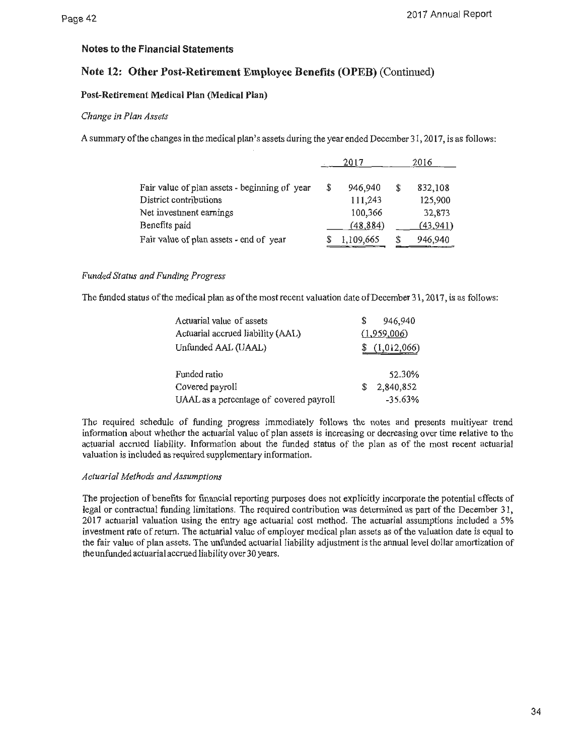## Notes to the Financial Statements

## Note 12: Other Post-Retirement Employee Benefits (OPEB) (Continued)

### Post-Retirement Medical Plan (Medical Plan)

*Change in Plan Assets*

A summary of the changes in the medical plan's assets during the year ended December 31, 2017, is as follows:

| | 2017 | 2016 |
|---|---|---|
| Fair value of plan assets - beginning of year | $ 946,940 | $ 832,108 |
| District contributions | 111,243 | 125,900 |
| Net investment earnings | 100,366 | 32,873 |
| Benefits paid | (48,884) | (43,941) |
| Fair value of plan assets - end of year | $ 1,109,665 | $ 946,940 |

*Funded Status and Funding Progress*

The funded status of the medical plan as of the most recent valuation date of December 31, 2017, is as follows:

| | |
|---|---|
| Actuarial value of assets | $ 946,940 |
| Actuarial accrued liability (AAL) | (1,959,006) |
| Unfunded AAL (UAAL) | $ (1,012,066) |
| | |
| Funded ratio | 52.30% |
| Covered payroll | $ 2,840,852 |
| UAAL as a percentage of covered payroll | -35.63% |

The required schedule of funding progress immediately follows the notes and presents multiyear trend information about whether the actuarial value of plan assets is increasing or decreasing over time relative to the actuarial accrued liability. Information about the funded status of the plan as of the most recent actuarial valuation is included as required supplementary information.

*Actuarial Methods and Assumptions*

The projection of benefits for financial reporting purposes does not explicitly incorporate the potential effects of legal or contractual funding limitations. The required contribution was determined as part of the December 31, 2017 actuarial valuation using the entry age actuarial cost method. The actuarial assumptions included a 5% investment rate of return. The actuarial value of employer medical plan assets as of the valuation date is equal to the fair value of plan assets. The unfunded actuarial liability adjustment is the annual level dollar amortization of the unfunded actuarial accrued liability over 30 years.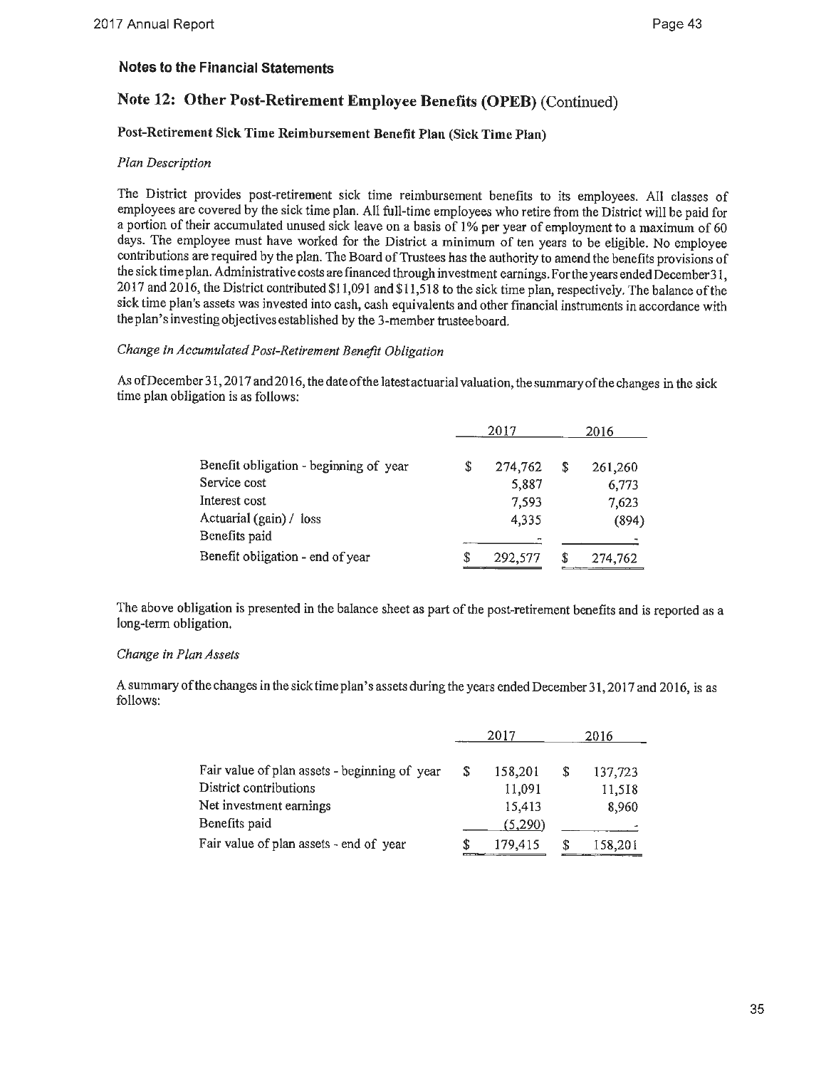## Notes to the Financial Statements

### Note 12: Other Post-Retirement Employee Benefits (OPEB) (Continued)

**Post-Retirement Sick Time Reimbursement Benefit Plan (Sick Time Plan)**

*Plan Description*

The District provides post-retirement sick time reimbursement benefits to its employees. All classes of employees are covered by the sick time plan. All full-time employees who retire from the District will be paid for a portion of their accumulated unused sick leave on a basis of 1% per year of employment to a maximum of 60 days. The employee must have worked for the District a minimum of ten years to be eligible. No employee contributions are required by the plan. The Board of Trustees has the authority to amend the benefits provisions of the sick time plan. Administrative costs are financed through investment earnings. For the years ended December 31, 2017 and 2016, the District contributed $11,091 and $11,518 to the sick time plan, respectively. The balance of the sick time plan's assets was invested into cash, cash equivalents and other financial instruments in accordance with the plan's investing objectives established by the 3-member trustee board.

*Change in Accumulated Post-Retirement Benefit Obligation*

As of December 31, 2017 and 2016, the date of the latest actuarial valuation, the summary of the changes in the sick time plan obligation is as follows:

| | 2017 | 2016 |
|---|---|---|
| Benefit obligation - beginning of year | $ 274,762 | $ 261,260 |
| Service cost | 5,887 | 6,773 |
| Interest cost | 7,593 | 7,623 |
| Actuarial (gain) / loss | 4,335 | (894) |
| Benefits paid | - | - |
| Benefit obligation - end of year | $ 292,577 | $ 274,762 |

The above obligation is presented in the balance sheet as part of the post-retirement benefits and is reported as a long-term obligation.

*Change in Plan Assets*

A summary of the changes in the sick time plan's assets during the years ended December 31, 2017 and 2016, is as follows:

| | 2017 | 2016 |
|---|---|---|
| Fair value of plan assets - beginning of year | $ 158,201 | $ 137,723 |
| District contributions | 11,091 | 11,518 |
| Net investment earnings | 15,413 | 8,960 |
| Benefits paid | (5,290) | - |
| Fair value of plan assets - end of year | $ 179,415 | $ 158,201 |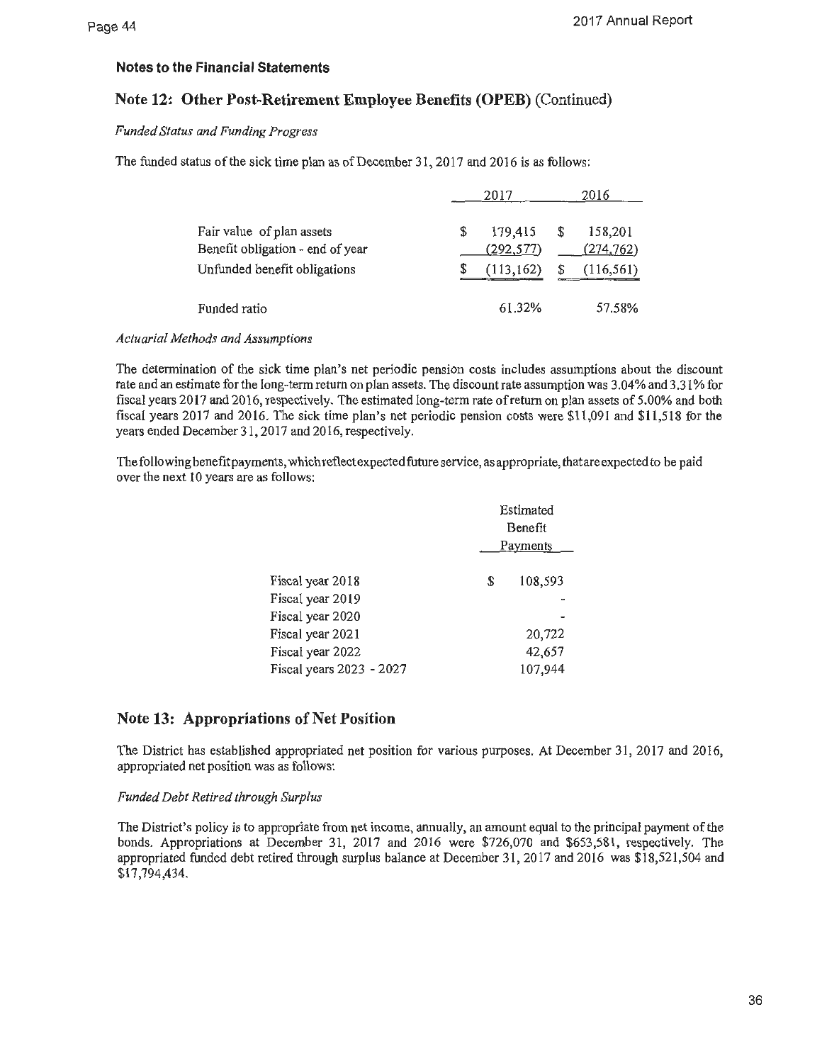**Notes to the Financial Statements**

## Note 12: Other Post-Retirement Employee Benefits (OPEB) (Continued)

*Funded Status and Funding Progress*

The funded status of the sick time plan as of December 31, 2017 and 2016 is as follows:

| | 2017 | 2016 |
|---|---|---|
| Fair value of plan assets | $ 179,415 | $ 158,201 |
| Benefit obligation - end of year | (292,577) | (274,762) |
| Unfunded benefit obligations | $ (113,162) | $ (116,561) |
| Funded ratio | 61.32% | 57.58% |

*Actuarial Methods and Assumptions*

The determination of the sick time plan's net periodic pension costs includes assumptions about the discount rate and an estimate for the long-term return on plan assets. The discount rate assumption was 3.04% and 3.31% for fiscal years 2017 and 2016, respectively. The estimated long-term rate of return on plan assets of 5.00% and both fiscal years 2017 and 2016. The sick time plan's net periodic pension costs were $11,091 and $11,518 for the years ended December 31, 2017 and 2016, respectively.

The following benefit payments, which reflect expected future service, as appropriate, that are expected to be paid over the next 10 years are as follows:

| | Estimated Benefit Payments |
|---|---|
| Fiscal year 2018 | $ 108,593 |
| Fiscal year 2019 | - |
| Fiscal year 2020 | - |
| Fiscal year 2021 | 20,722 |
| Fiscal year 2022 | 42,657 |
| Fiscal years 2023 - 2027 | 107,944 |

## Note 13: Appropriations of Net Position

The District has established appropriated net position for various purposes. At December 31, 2017 and 2016, appropriated net position was as follows:

*Funded Debt Retired through Surplus*

The District's policy is to appropriate from net income, annually, an amount equal to the principal payment of the bonds. Appropriations at December 31, 2017 and 2016 were $726,070 and $653,581, respectively. The appropriated funded debt retired through surplus balance at December 31, 2017 and 2016 was $18,521,504 and $17,794,434.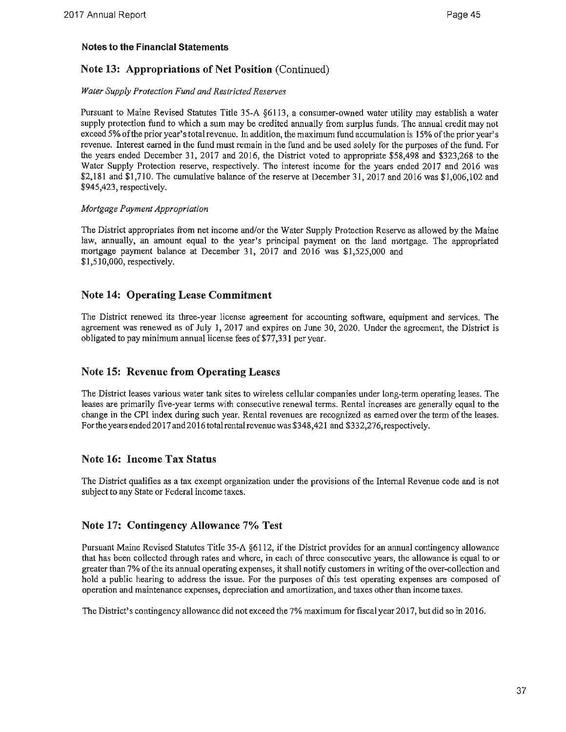**Notes to the Financial Statements**

## Note 13: Appropriations of Net Position (Continued)

*Water Supply Protection Fund and Restricted Reserves*

Pursuant to Maine Revised Statutes Title 35-A §6113, a consumer-owned water utility may establish a water supply protection fund to which a sum may be credited annually from surplus funds. The annual credit may not exceed 5% of the prior year's total revenue. In addition, the maximum fund accumulation is 15% of the prior year's revenue. Interest earned in the fund must remain in the fund and be used solely for the purposes of the fund. For the years ended December 31, 2017 and 2016, the District voted to appropriate $58,498 and $323,268 to the Water Supply Protection reserve, respectively. The interest income for the years ended 2017 and 2016 was $2,181 and $1,710. The cumulative balance of the reserve at December 31, 2017 and 2016 was $1,006,102 and $945,423, respectively.

*Mortgage Payment Appropriation*

The District appropriates from net income and/or the Water Supply Protection Reserve as allowed by the Maine law, annually, an amount equal to the year's principal payment on the land mortgage. The appropriated mortgage payment balance at December 31, 2017 and 2016 was $1,525,000 and $1,510,000, respectively.

## Note 14: Operating Lease Commitment

The District renewed its three-year license agreement for accounting software, equipment and services. The agreement was renewed as of July 1, 2017 and expires on June 30, 2020. Under the agreement, the District is obligated to pay minimum annual license fees of $77,331 per year.

## Note 15: Revenue from Operating Leases

The District leases various water tank sites to wireless cellular companies under long-term operating leases. The leases are primarily five-year terms with consecutive renewal terms. Rental increases are generally equal to the change in the CPI index during such year. Rental revenues are recognized as earned over the term of the leases. For the years ended 2017 and 2016 total rental revenue was $348,421 and $332,276, respectively.

## Note 16: Income Tax Status

The District qualifies as a tax exempt organization under the provisions of the Internal Revenue code and is not subject to any State or Federal income taxes.

## Note 17: Contingency Allowance 7% Test

Pursuant Maine Revised Statutes Title 35-A §6112, if the District provides for an annual contingency allowance that has been collected through rates and where, in each of three consecutive years, the allowance is equal to or greater than 7% of the its annual operating expenses, it shall notify customers in writing of the over-collection and hold a public hearing to address the issue. For the purposes of this test operating expenses are composed of operation and maintenance expenses, depreciation and amortization, and taxes other than income taxes.

The District's contingency allowance did not exceed the 7% maximum for fiscal year 2017, but did so in 2016.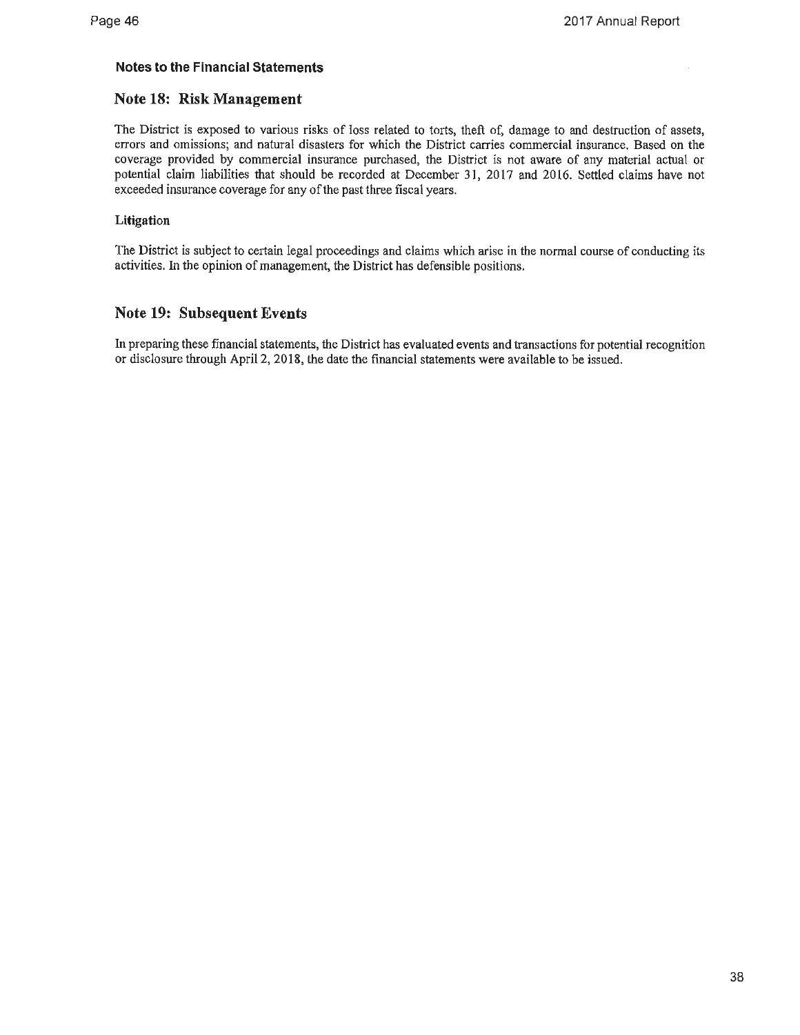### Notes to the Financial Statements

## Note 18: Risk Management

The District is exposed to various risks of loss related to torts, theft of, damage to and destruction of assets, errors and omissions; and natural disasters for which the District carries commercial insurance. Based on the coverage provided by commercial insurance purchased, the District is not aware of any material actual or potential claim liabilities that should be recorded at December 31, 2017 and 2016. Settled claims have not exceeded insurance coverage for any of the past three fiscal years.

### Litigation

The District is subject to certain legal proceedings and claims which arise in the normal course of conducting its activities. In the opinion of management, the District has defensible positions.

## Note 19: Subsequent Events

In preparing these financial statements, the District has evaluated events and transactions for potential recognition or disclosure through April 2, 2018, the date the financial statements were available to be issued.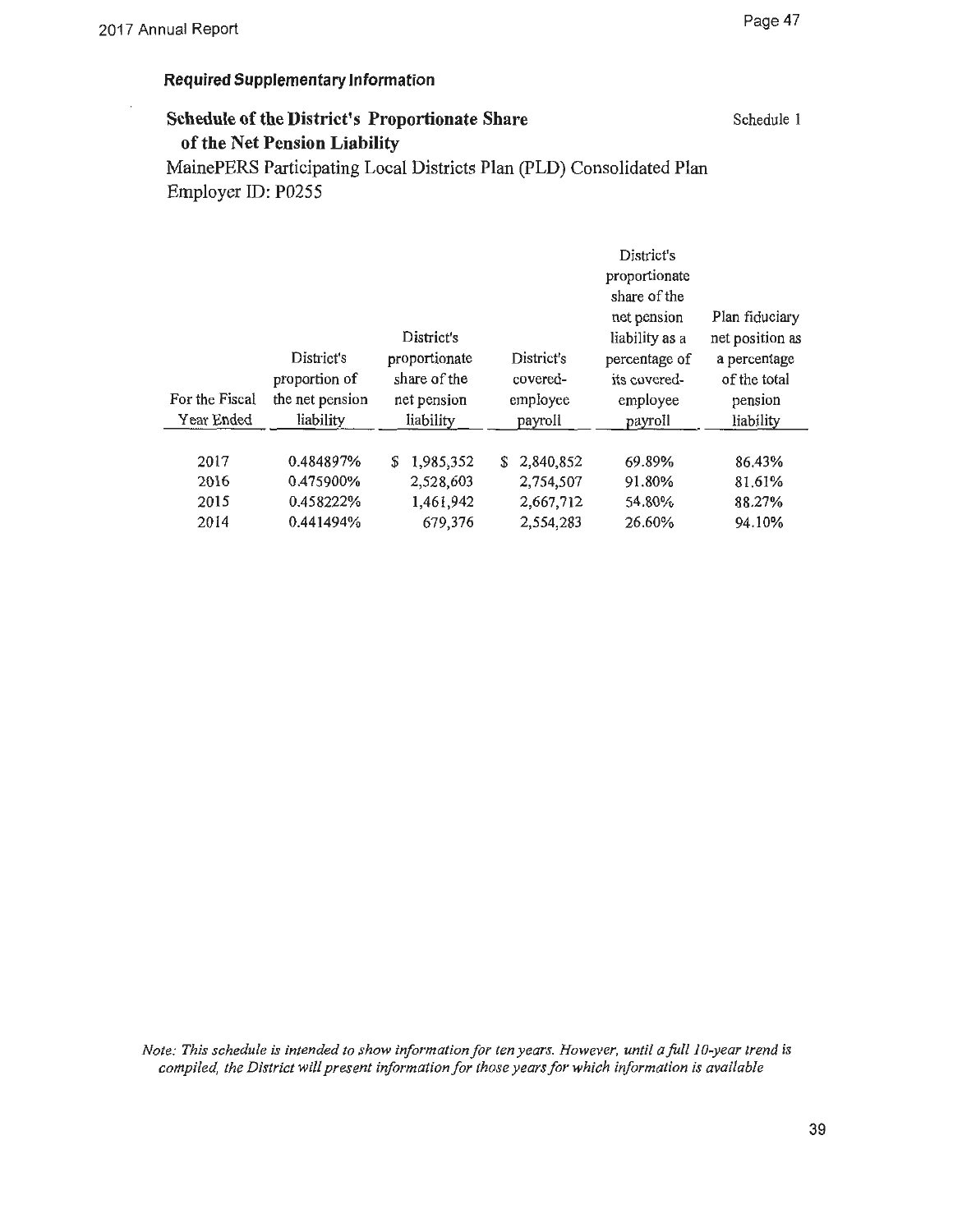**Required Supplementary Information**

## Schedule of the District's Proportionate Share of the Net Pension Liability

Schedule 1

MainePERS Participating Local Districts Plan (PLD) Consolidated Plan
Employer ID: P0255

| For the Fiscal Year Ended | District's proportion of the net pension liability | District's proportionate share of the net pension liability | District's covered-employee payroll | District's proportionate share of the net pension liability as a percentage of its covered-employee payroll | Plan fiduciary net position as a percentage of the total pension liability |
|---|---|---|---|---|---|
| 2017 | 0.484897% | $ 1,985,352 | $ 2,840,852 | 69.89% | 86.43% |
| 2016 | 0.475900% | 2,528,603 | 2,754,507 | 91.80% | 81.61% |
| 2015 | 0.458222% | 1,461,942 | 2,667,712 | 54.80% | 88.27% |
| 2014 | 0.441494% | 679,376 | 2,554,283 | 26.60% | 94.10% |

*Note: This schedule is intended to show information for ten years. However, until a full 10-year trend is compiled, the District will present information for those years for which information is available*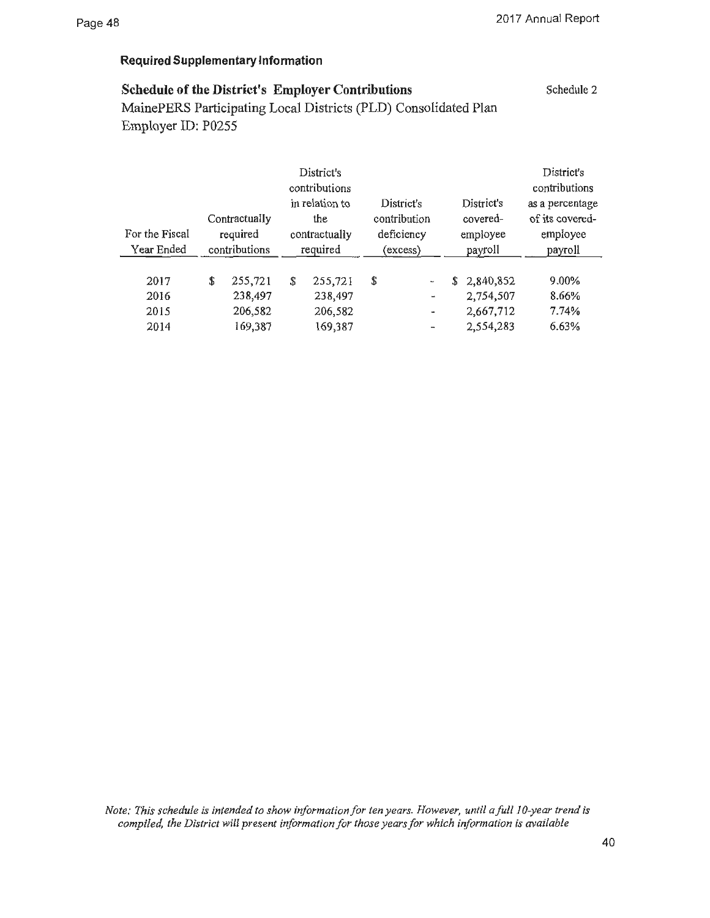**Required Supplementary Information**

**Schedule of the District's Employer Contributions**

Schedule 2

MainePERS Participating Local Districts (PLD) Consolidated Plan
Employer ID: P0255

| For the Fiscal Year Ended | Contractually required contributions | District's contributions in relation to the contractually required | District's contribution deficiency (excess) | District's covered-employee payroll | District's contributions as a percentage of its covered-employee payroll |
|---|---|---|---|---|---|
| 2017 | $ 255,721 | $ 255,721 | $ - | $ 2,840,852 | 9.00% |
| 2016 | 238,497 | 238,497 | - | 2,754,507 | 8.66% |
| 2015 | 206,582 | 206,582 | - | 2,667,712 | 7.74% |
| 2014 | 169,387 | 169,387 | - | 2,554,283 | 6.63% |

*Note: This schedule is intended to show information for ten years. However, until a full 10-year trend is compiled, the District will present information for those years for which information is available*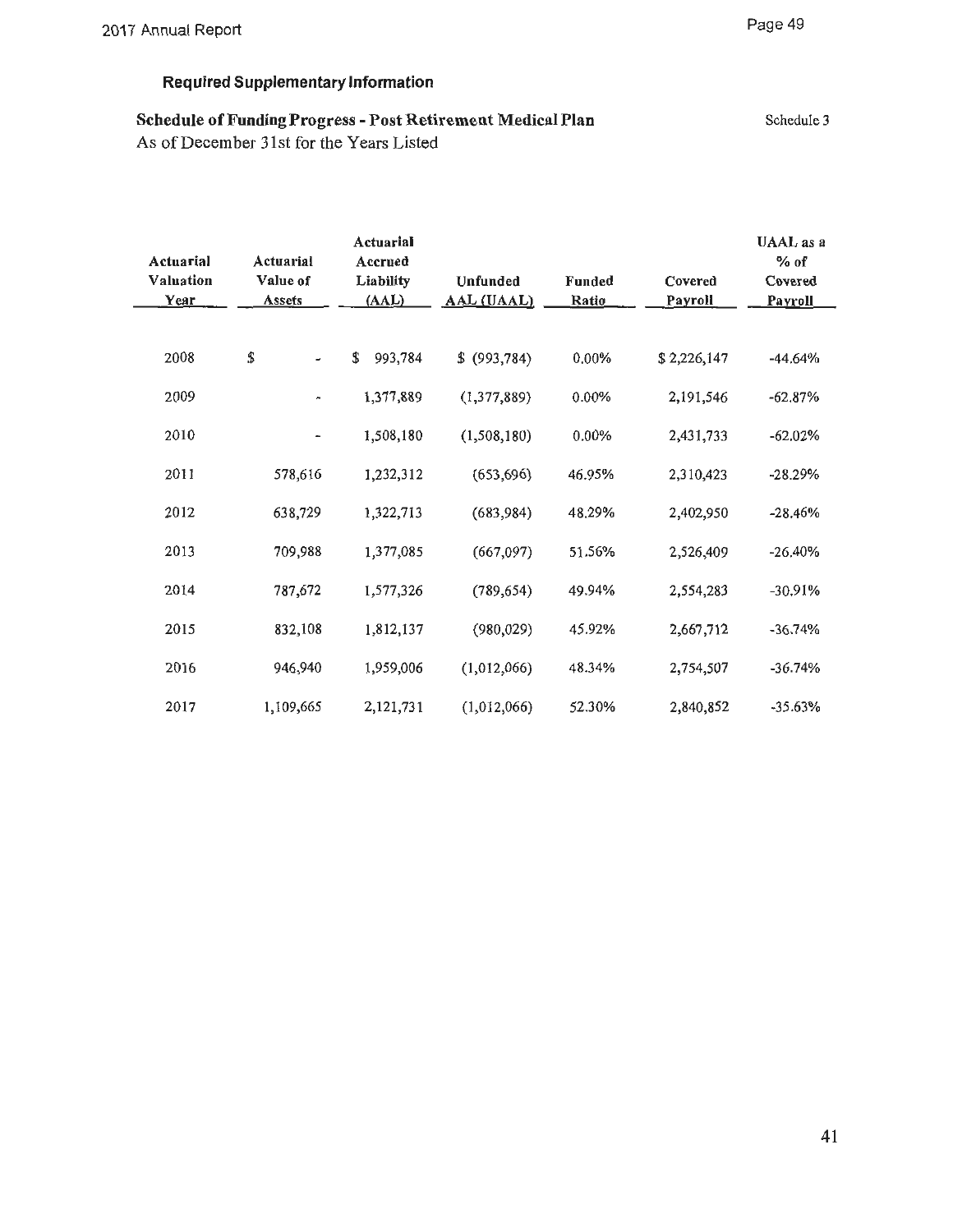## Required Supplementary Information

### Schedule of Funding Progress - Post Retirement Medical Plan

Schedule 3

As of December 31st for the Years Listed

| Actuarial Valuation Year | Actuarial Value of Assets | Actuarial Accrued Liability (AAL) | Unfunded AAL (UAAL) | Funded Ratio | Covered Payroll | UAAL as a % of Covered Payroll |
|---|---|---|---|---|---|---|
| 2008 | $ - | $ 993,784 | $ (993,784) | 0.00% | $ 2,226,147 | -44.64% |
| 2009 | - | 1,377,889 | (1,377,889) | 0.00% | 2,191,546 | -62.87% |
| 2010 | - | 1,508,180 | (1,508,180) | 0.00% | 2,431,733 | -62.02% |
| 2011 | 578,616 | 1,232,312 | (653,696) | 46.95% | 2,310,423 | -28.29% |
| 2012 | 638,729 | 1,322,713 | (683,984) | 48.29% | 2,402,950 | -28.46% |
| 2013 | 709,988 | 1,377,085 | (667,097) | 51.56% | 2,526,409 | -26.40% |
| 2014 | 787,672 | 1,577,326 | (789,654) | 49.94% | 2,554,283 | -30.91% |
| 2015 | 832,108 | 1,812,137 | (980,029) | 45.92% | 2,667,712 | -36.74% |
| 2016 | 946,940 | 1,959,006 | (1,012,066) | 48.34% | 2,754,507 | -36.74% |
| 2017 | 1,109,665 | 2,121,731 | (1,012,066) | 52.30% | 2,840,852 | -35.63% |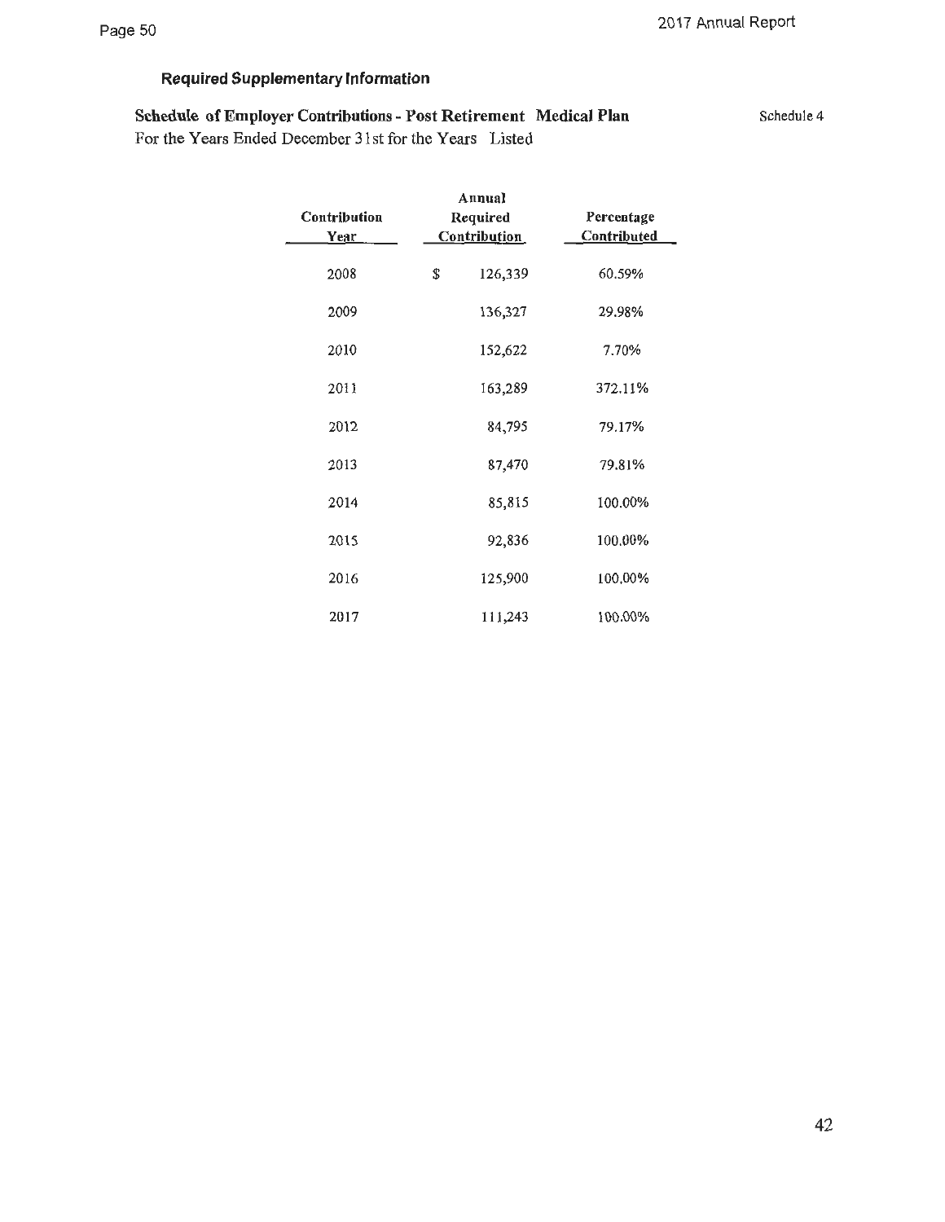## Required Supplementary Information

**Schedule of Employer Contributions - Post Retirement Medical Plan**

For the Years Ended December 31st for the Years Listed

Schedule 4

| Contribution Year | Annual Required Contribution | Percentage Contributed |
|---|---|---|
| 2008 | $ 126,339 | 60.59% |
| 2009 | 136,327 | 29.98% |
| 2010 | 152,622 | 7.70% |
| 2011 | 163,289 | 372.11% |
| 2012 | 84,795 | 79.17% |
| 2013 | 87,470 | 79.81% |
| 2014 | 85,815 | 100.00% |
| 2015 | 92,836 | 100.00% |
| 2016 | 125,900 | 100.00% |
| 2017 | 111,243 | 100.00% |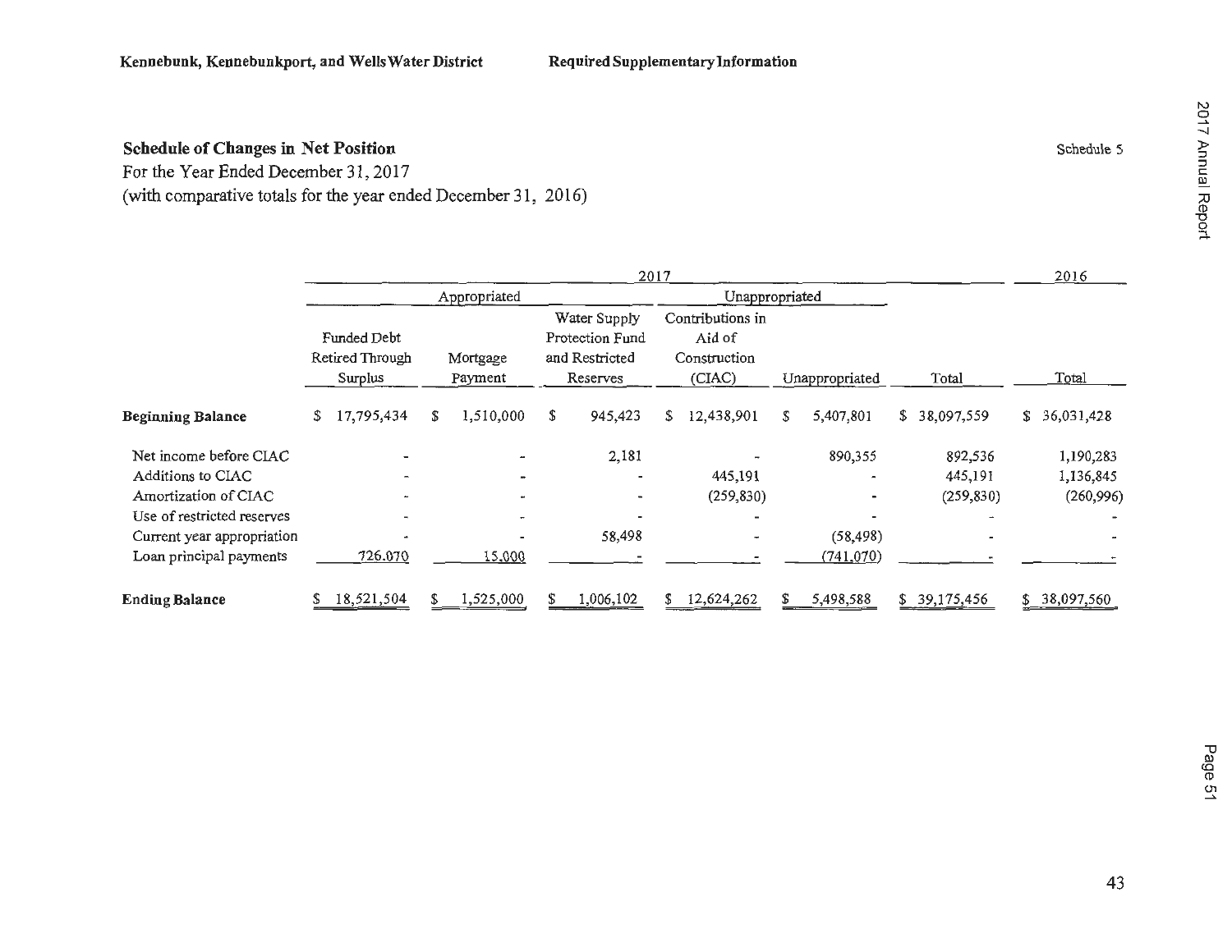## Schedule of Changes in Net Position

Schedule 5

For the Year Ended December 31, 2017
(with comparative totals for the year ended December 31, 2016)

| | 2017 | | | | | | 2016 |
|---|---|---|---|---|---|---|---|
| | Appropriated | | Unappropriated | | | | |
| | Funded Debt Retired Through Surplus | Mortgage Payment | Water Supply Protection Fund and Restricted Reserves | Contributions in Aid of Construction (CIAC) | Unappropriated | Total | Total |
| **Beginning Balance** | $ 17,795,434 | $ 1,510,000 | $ 945,423 | $ 12,438,901 | $ 5,407,801 | $ 38,097,559 | $ 36,031,428 |
| Net income before CIAC | - | - | 2,181 | - | 890,355 | 892,536 | 1,190,283 |
| Additions to CIAC | - | - | - | 445,191 | - | 445,191 | 1,136,845 |
| Amortization of CIAC | - | - | - | (259,830) | - | (259,830) | (260,996) |
| Use of restricted reserves | - | - | - | - | - | - | - |
| Current year appropriation | - | - | 58,498 | - | (58,498) | - | - |
| Loan principal payments | 726,070 | 15,000 | - | - | (741,070) | - | - |
| **Ending Balance** | $ 18,521,504 | $ 1,525,000 | $ 1,006,102 | $ 12,624,262 | $ 5,498,588 | $ 39,175,456 | $ 38,097,560 |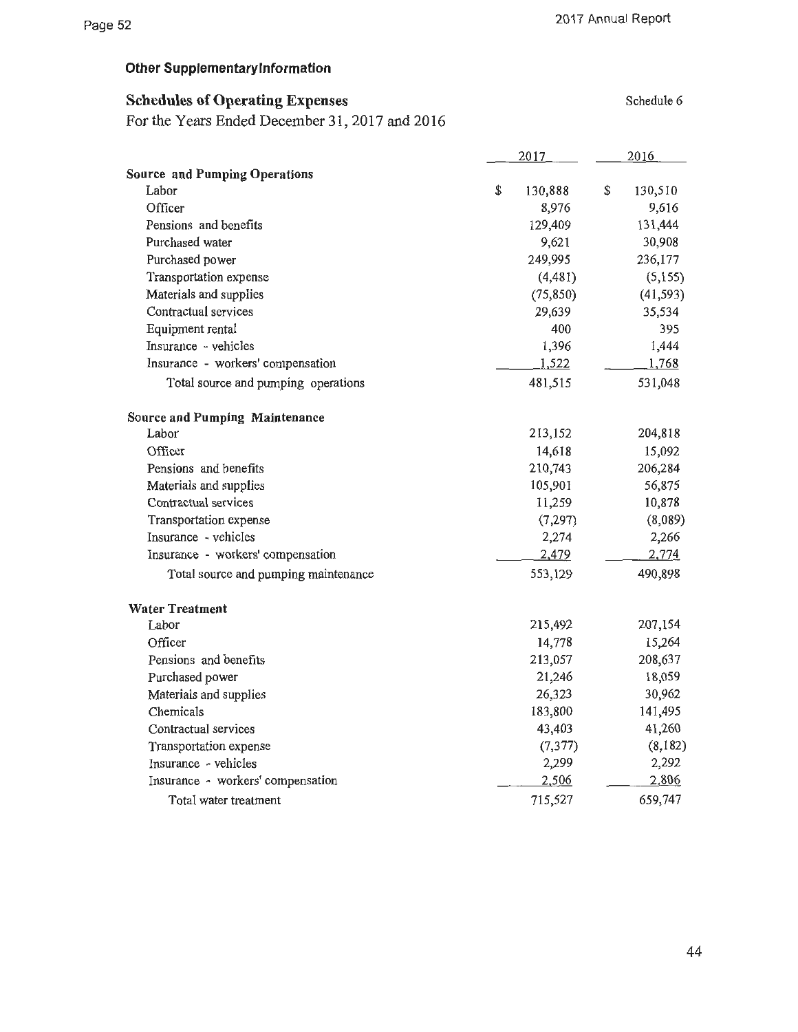**Other Supplementary Information**

## Schedules of Operating Expenses

Schedule 6

For the Years Ended December 31, 2017 and 2016

| | 2017 | 2016 |
|---|---|---|
| **Source and Pumping Operations** | | |
| Labor | $ 130,888 | $ 130,510 |
| Officer | 8,976 | 9,616 |
| Pensions and benefits | 129,409 | 131,444 |
| Purchased water | 9,621 | 30,908 |
| Purchased power | 249,995 | 236,177 |
| Transportation expense | (4,481) | (5,155) |
| Materials and supplies | (75,850) | (41,593) |
| Contractual services | 29,639 | 35,534 |
| Equipment rental | 400 | 395 |
| Insurance - vehicles | 1,396 | 1,444 |
| Insurance - workers' compensation | 1,522 | 1,768 |
| Total source and pumping operations | 481,515 | 531,048 |
| **Source and Pumping Maintenance** | | |
| Labor | 213,152 | 204,818 |
| Officer | 14,618 | 15,092 |
| Pensions and benefits | 210,743 | 206,284 |
| Materials and supplies | 105,901 | 56,875 |
| Contractual services | 11,259 | 10,878 |
| Transportation expense | (7,297) | (8,089) |
| Insurance - vehicles | 2,274 | 2,266 |
| Insurance - workers' compensation | 2,479 | 2,774 |
| Total source and pumping maintenance | 553,129 | 490,898 |
| **Water Treatment** | | |
| Labor | 215,492 | 207,154 |
| Officer | 14,778 | 15,264 |
| Pensions and benefits | 213,057 | 208,637 |
| Purchased power | 21,246 | 18,059 |
| Materials and supplies | 26,323 | 30,962 |
| Chemicals | 183,800 | 141,495 |
| Contractual services | 43,403 | 41,260 |
| Transportation expense | (7,377) | (8,182) |
| Insurance - vehicles | 2,299 | 2,292 |
| Insurance - workers' compensation | 2,506 | 2,806 |
| Total water treatment | 715,527 | 659,747 |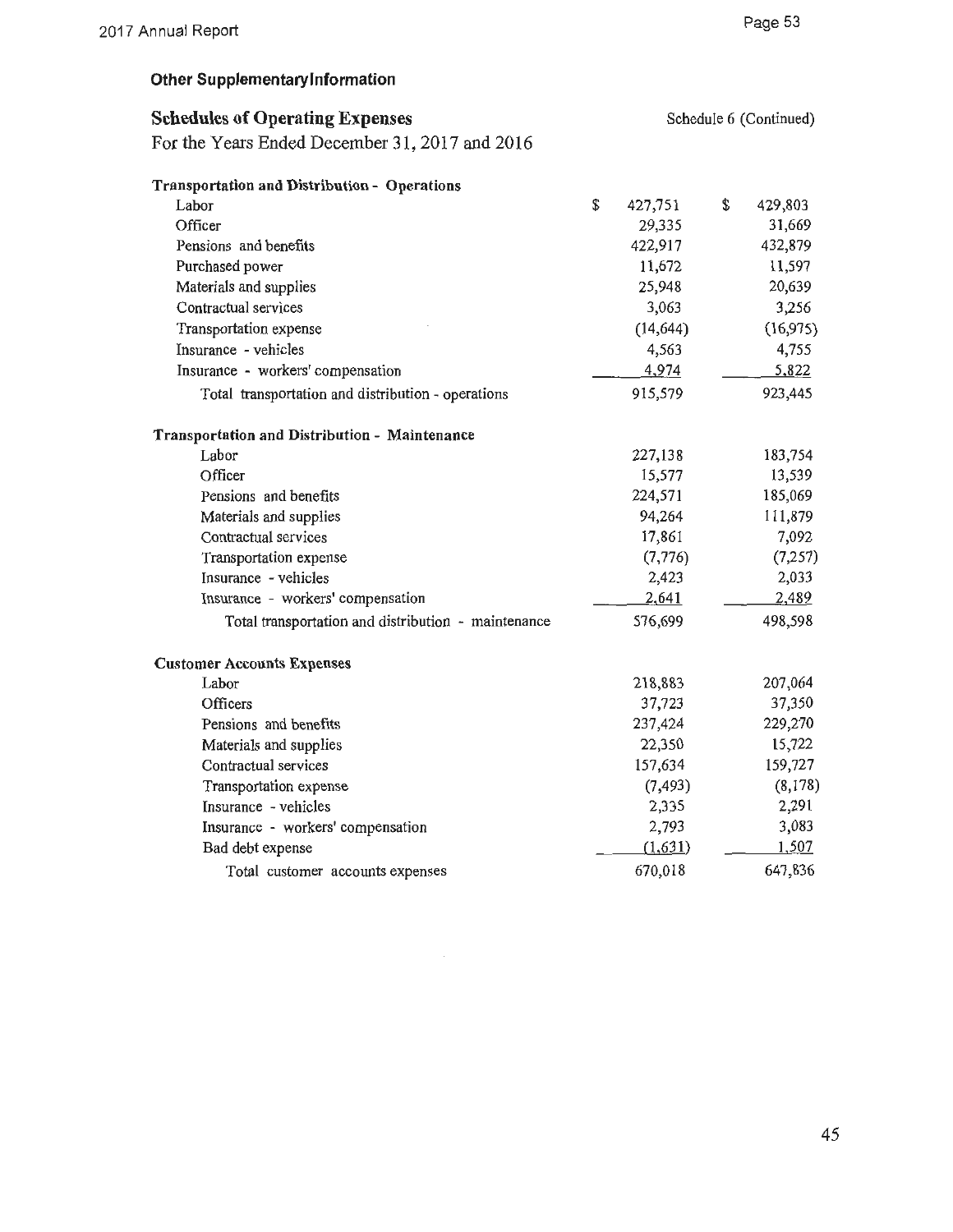**Other Supplementary Information**

## Schedules of Operating Expenses

Schedule 6 (Continued)

For the Years Ended December 31, 2017 and 2016

| | 2017 | 2016 |
|---|---|---|
| **Transportation and Distribution - Operations** | | |
| Labor | $ 427,751 | $ 429,803 |
| Officer | 29,335 | 31,669 |
| Pensions and benefits | 422,917 | 432,879 |
| Purchased power | 11,672 | 11,597 |
| Materials and supplies | 25,948 | 20,639 |
| Contractual services | 3,063 | 3,256 |
| Transportation expense | (14,644) | (16,975) |
| Insurance - vehicles | 4,563 | 4,755 |
| Insurance - workers' compensation | 4,974 | 5,822 |
| Total transportation and distribution - operations | 915,579 | 923,445 |
| **Transportation and Distribution - Maintenance** | | |
| Labor | 227,138 | 183,754 |
| Officer | 15,577 | 13,539 |
| Pensions and benefits | 224,571 | 185,069 |
| Materials and supplies | 94,264 | 111,879 |
| Contractual services | 17,861 | 7,092 |
| Transportation expense | (7,776) | (7,257) |
| Insurance - vehicles | 2,423 | 2,033 |
| Insurance - workers' compensation | 2,641 | 2,489 |
| Total transportation and distribution - maintenance | 576,699 | 498,598 |
| **Customer Accounts Expenses** | | |
| Labor | 218,883 | 207,064 |
| Officers | 37,723 | 37,350 |
| Pensions and benefits | 237,424 | 229,270 |
| Materials and supplies | 22,350 | 15,722 |
| Contractual services | 157,634 | 159,727 |
| Transportation expense | (7,493) | (8,178) |
| Insurance - vehicles | 2,335 | 2,291 |
| Insurance - workers' compensation | 2,793 | 3,083 |
| Bad debt expense | (1,631) | 1,507 |
| Total customer accounts expenses | 670,018 | 647,836 |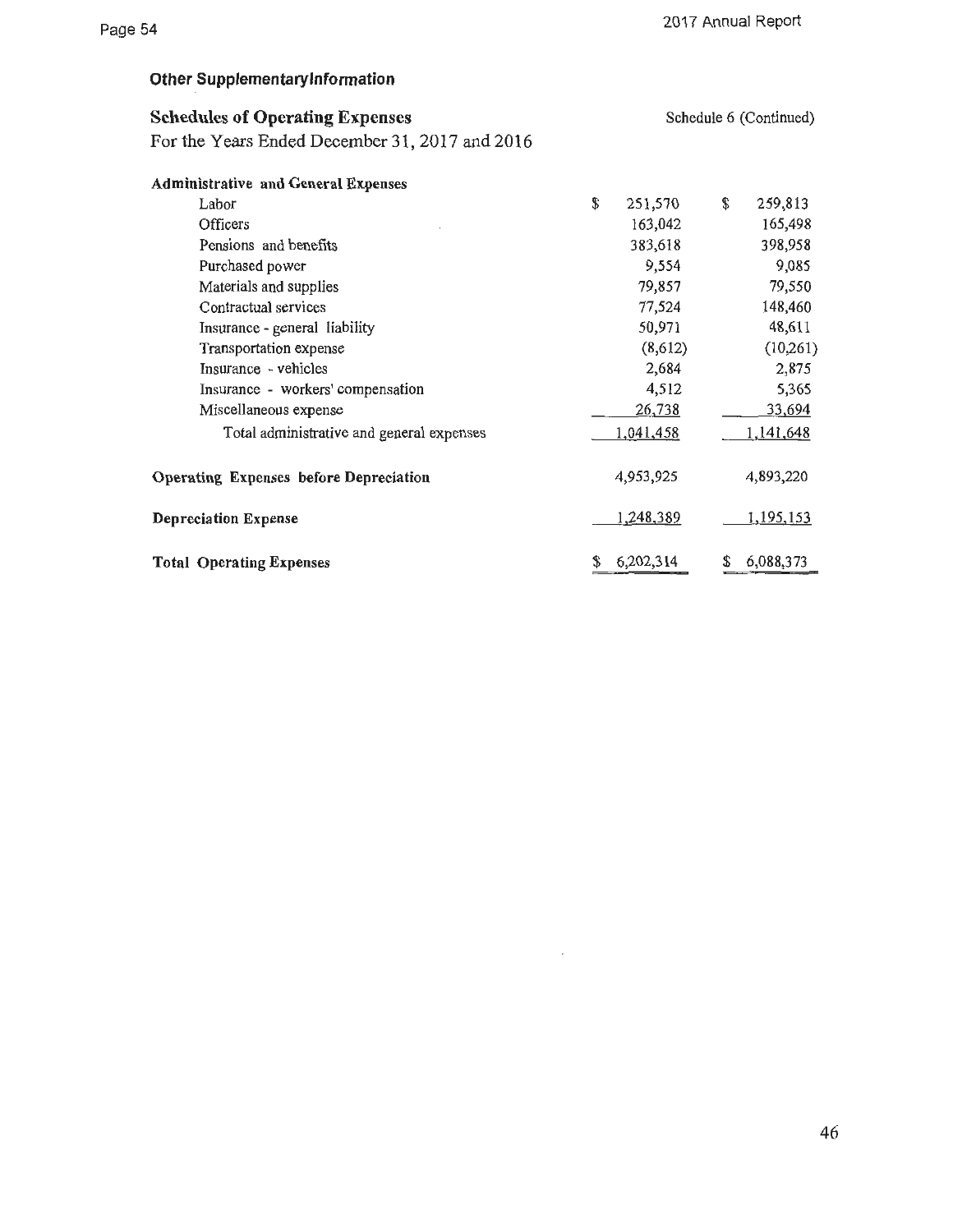**Other Supplementary Information**

## Schedules of Operating Expenses

Schedule 6 (Continued)

For the Years Ended December 31, 2017 and 2016

| | 2017 | 2016 |
|---|---|---|
| **Administrative and General Expenses** | | |
| Labor | $ 251,570 | $ 259,813 |
| Officers | 163,042 | 165,498 |
| Pensions and benefits | 383,618 | 398,958 |
| Purchased power | 9,554 | 9,085 |
| Materials and supplies | 79,857 | 79,550 |
| Contractual services | 77,524 | 148,460 |
| Insurance - general liability | 50,971 | 48,611 |
| Transportation expense | (8,612) | (10,261) |
| Insurance - vehicles | 2,684 | 2,875 |
| Insurance - workers' compensation | 4,512 | 5,365 |
| Miscellaneous expense | 26,738 | 33,694 |
| Total administrative and general expenses | 1,041,458 | 1,141,648 |
| **Operating Expenses before Depreciation** | 4,953,925 | 4,893,220 |
| **Depreciation Expense** | 1,248,389 | 1,195,153 |
| **Total Operating Expenses** | $ 6,202,314 | $ 6,088,373 |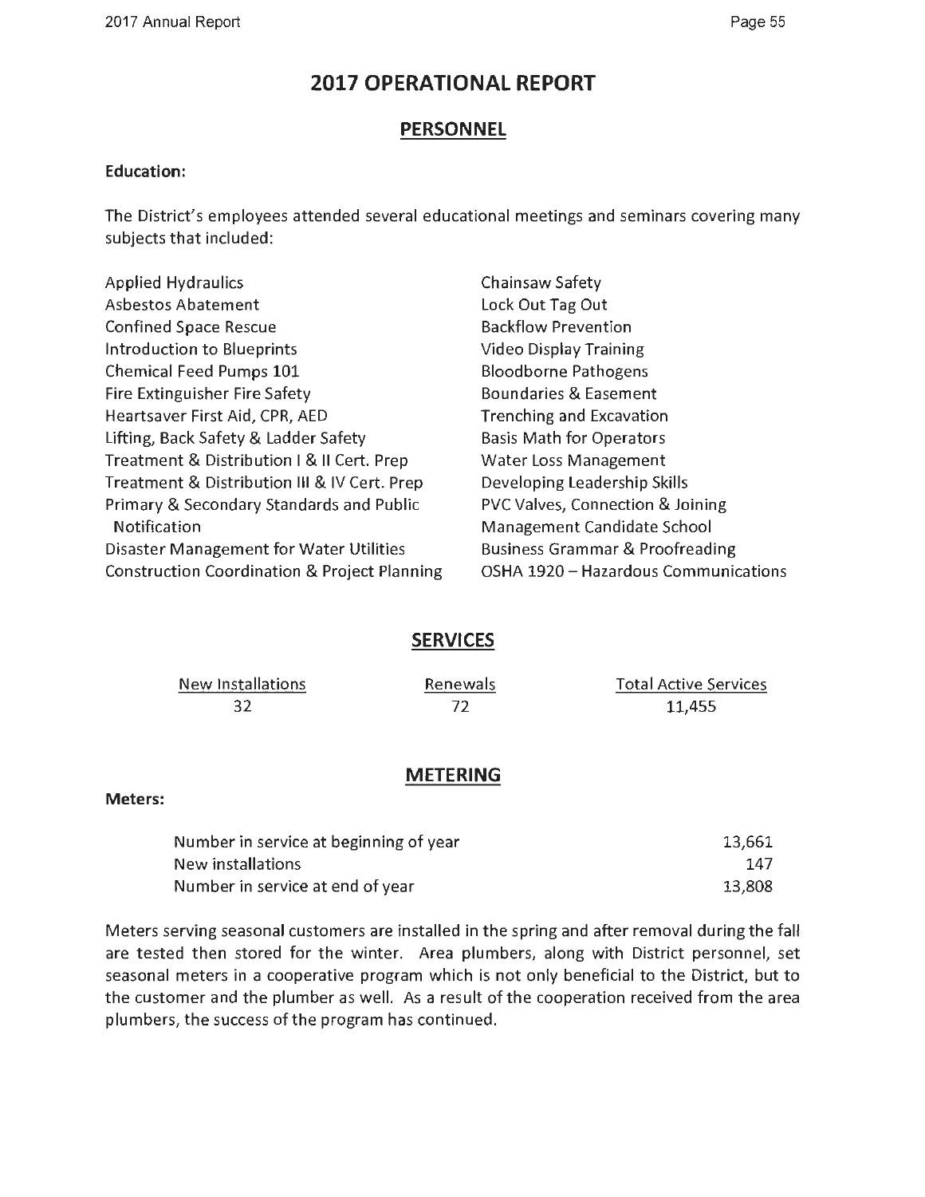# 2017 OPERATIONAL REPORT

## PERSONNEL

**Education:**

The District's employees attended several educational meetings and seminars covering many subjects that included:

- Applied Hydraulics
- Asbestos Abatement
- Confined Space Rescue
- Introduction to Blueprints
- Chemical Feed Pumps 101
- Fire Extinguisher Fire Safety
- Heartsaver First Aid, CPR, AED
- Lifting, Back Safety & Ladder Safety
- Treatment & Distribution I & II Cert. Prep
- Treatment & Distribution III & IV Cert. Prep
- Primary & Secondary Standards and Public Notification
- Disaster Management for Water Utilities
- Construction Coordination & Project Planning
- Chainsaw Safety
- Lock Out Tag Out
- Backflow Prevention
- Video Display Training
- Bloodborne Pathogens
- Boundaries & Easement
- Trenching and Excavation
- Basis Math for Operators
- Water Loss Management
- Developing Leadership Skills
- PVC Valves, Connection & Joining
- Management Candidate School
- Business Grammar & Proofreading
- OSHA 1920 – Hazardous Communications

## SERVICES

| New Installations | Renewals | Total Active Services |
|---|---|---|
| 32 | 72 | 11,455 |

## METERING

**Meters:**

| | |
|---|---|
| Number in service at beginning of year | 13,661 |
| New installations | 147 |
| Number in service at end of year | 13,808 |

Meters serving seasonal customers are installed in the spring and after removal during the fall are tested then stored for the winter. Area plumbers, along with District personnel, set seasonal meters in a cooperative program which is not only beneficial to the District, but to the customer and the plumber as well. As a result of the cooperation received from the area plumbers, the success of the program has continued.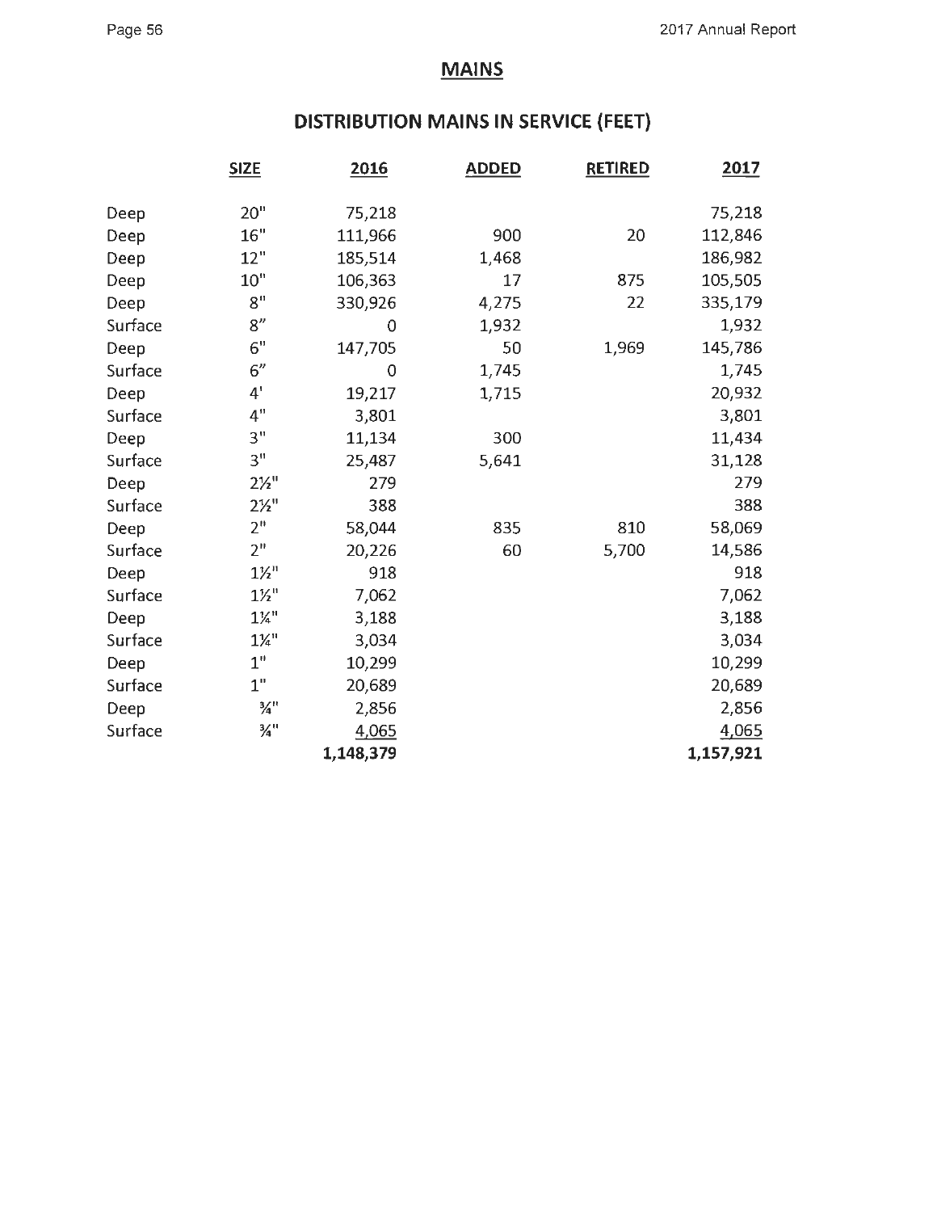# MAINS

## DISTRIBUTION MAINS IN SERVICE (FEET)

| | SIZE | 2016 | ADDED | RETIRED | 2017 |
|---|---|---|---|---|---|
| Deep | 20" | 75,218 | | | 75,218 |
| Deep | 16" | 111,966 | 900 | 20 | 112,846 |
| Deep | 12" | 185,514 | 1,468 | | 186,982 |
| Deep | 10" | 106,363 | 17 | 875 | 105,505 |
| Deep | 8" | 330,926 | 4,275 | 22 | 335,179 |
| Surface | 8" | 0 | 1,932 | | 1,932 |
| Deep | 6" | 147,705 | 50 | 1,969 | 145,786 |
| Surface | 6" | 0 | 1,745 | | 1,745 |
| Deep | 4' | 19,217 | 1,715 | | 20,932 |
| Surface | 4" | 3,801 | | | 3,801 |
| Deep | 3" | 11,134 | 300 | | 11,434 |
| Surface | 3" | 25,487 | 5,641 | | 31,128 |
| Deep | 2½" | 279 | | | 279 |
| Surface | 2½" | 388 | | | 388 |
| Deep | 2" | 58,044 | 835 | 810 | 58,069 |
| Surface | 2" | 20,226 | 60 | 5,700 | 14,586 |
| Deep | 1½" | 918 | | | 918 |
| Surface | 1½" | 7,062 | | | 7,062 |
| Deep | 1¼" | 3,188 | | | 3,188 |
| Surface | 1¼" | 3,034 | | | 3,034 |
| Deep | 1" | 10,299 | | | 10,299 |
| Surface | 1" | 20,689 | | | 20,689 |
| Deep | ¾" | 2,856 | | | 2,856 |
| Surface | ¾" | 4,065 | | | 4,065 |
| | | **1,148,379** | | | **1,157,921** |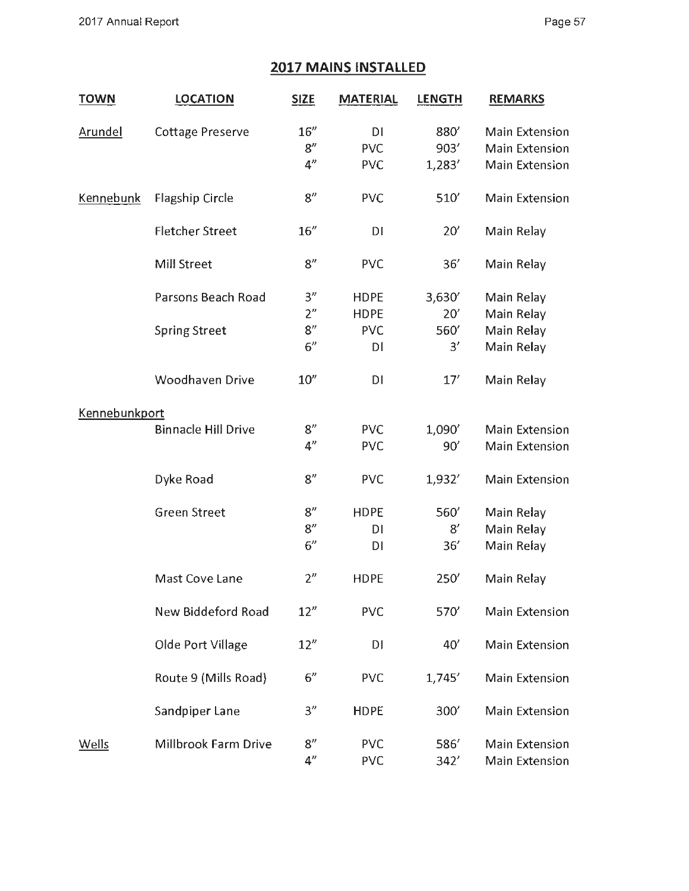## 2017 MAINS INSTALLED

| TOWN | LOCATION | SIZE | MATERIAL | LENGTH | REMARKS |
|---|---|---|---|---|---|
| Arundel | Cottage Preserve | 16" | DI | 880' | Main Extension |
| | | 8" | PVC | 903' | Main Extension |
| | | 4" | PVC | 1,283' | Main Extension |
| Kennebunk | Flagship Circle | 8" | PVC | 510' | Main Extension |
| | Fletcher Street | 16" | DI | 20' | Main Relay |
| | Mill Street | 8" | PVC | 36' | Main Relay |
| | Parsons Beach Road | 3" | HDPE | 3,630' | Main Relay |
| | | 2" | HDPE | 20' | Main Relay |
| | Spring Street | 8" | PVC | 560' | Main Relay |
| | | 6" | DI | 3' | Main Relay |
| | Woodhaven Drive | 10" | DI | 17' | Main Relay |
| Kennebunkport | | | | | |
| | Binnacle Hill Drive | 8" | PVC | 1,090' | Main Extension |
| | | 4" | PVC | 90' | Main Extension |
| | Dyke Road | 8" | PVC | 1,932' | Main Extension |
| | Green Street | 8" | HDPE | 560' | Main Relay |
| | | 8" | DI | 8' | Main Relay |
| | | 6" | DI | 36' | Main Relay |
| | Mast Cove Lane | 2" | HDPE | 250' | Main Relay |
| | New Biddeford Road | 12" | PVC | 570' | Main Extension |
| | Olde Port Village | 12" | DI | 40' | Main Extension |
| | Route 9 (Mills Road) | 6" | PVC | 1,745' | Main Extension |
| | Sandpiper Lane | 3" | HDPE | 300' | Main Extension |
| Wells | Millbrook Farm Drive | 8" | PVC | 586' | Main Extension |
| | | 4" | PVC | 342' | Main Extension |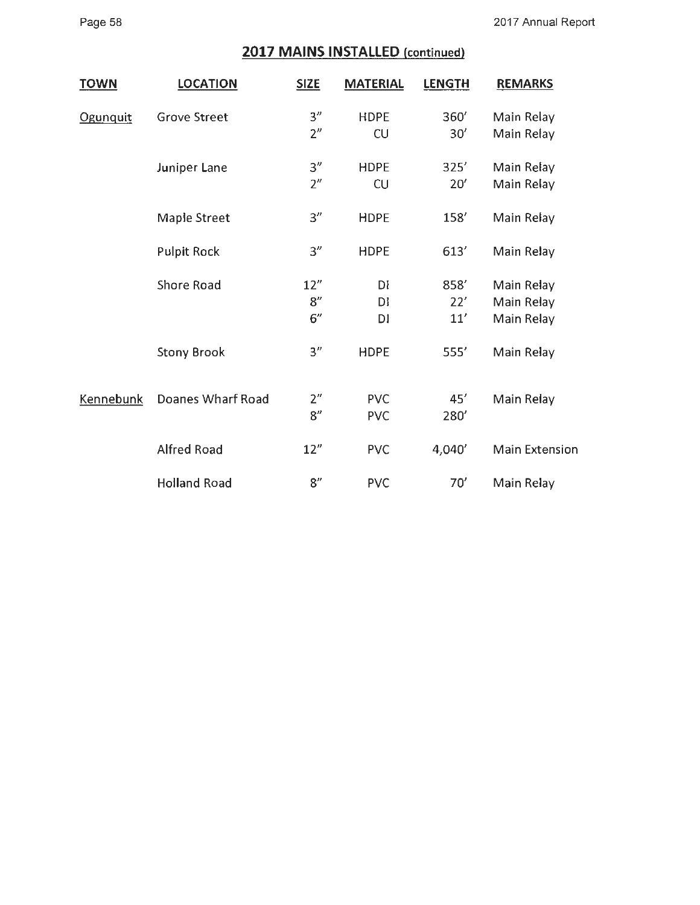## 2017 MAINS INSTALLED (continued)

| TOWN | LOCATION | SIZE | MATERIAL | LENGTH | REMARKS |
|---|---|---|---|---|---|
| Ogunquit | Grove Street | 3" | HDPE | 360' | Main Relay |
| | | 2" | CU | 30' | Main Relay |
| | Juniper Lane | 3" | HDPE | 325' | Main Relay |
| | | 2" | CU | 20' | Main Relay |
| | Maple Street | 3" | HDPE | 158' | Main Relay |
| | Pulpit Rock | 3" | HDPE | 613' | Main Relay |
| | Shore Road | 12" | DI | 858' | Main Relay |
| | | 8" | DI | 22' | Main Relay |
| | | 6" | DI | 11' | Main Relay |
| | Stony Brook | 3" | HDPE | 555' | Main Relay |
| Kennebunk | Doanes Wharf Road | 2" | PVC | 45' | Main Relay |
| | | 8" | PVC | 280' | |
| | Alfred Road | 12" | PVC | 4,040' | Main Extension |
| | Holland Road | 8" | PVC | 70' | Main Relay |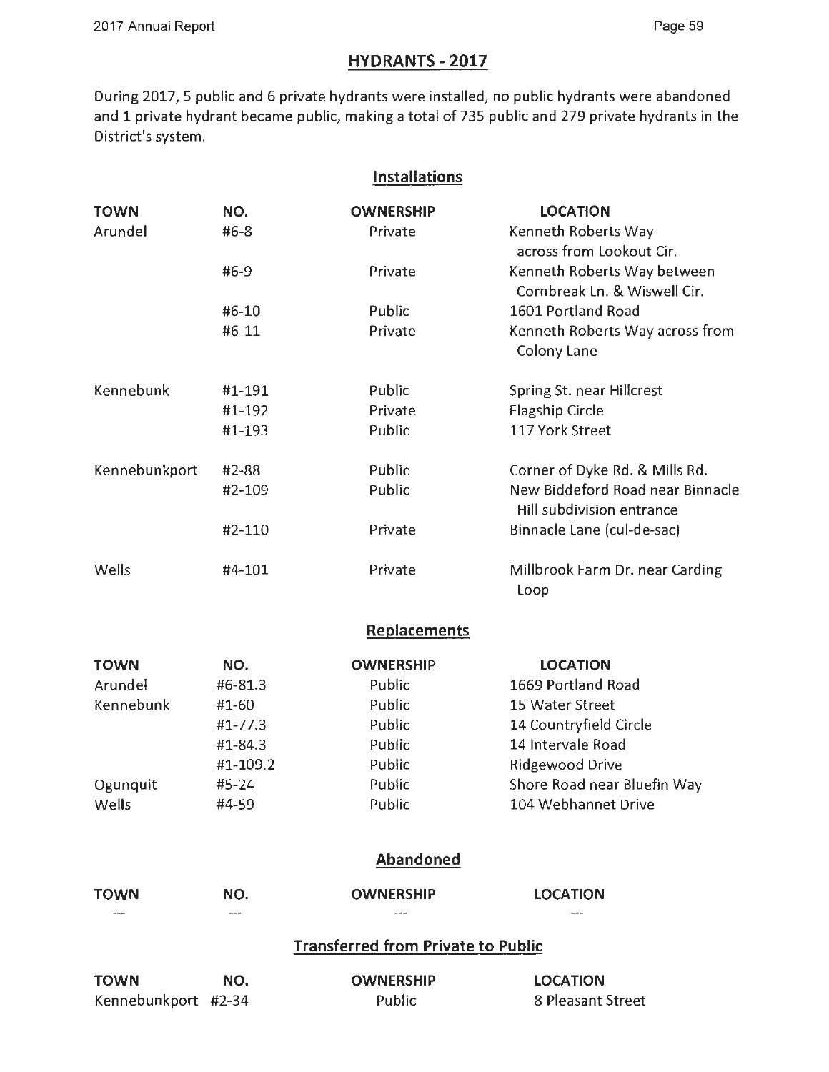## HYDRANTS - 2017

During 2017, 5 public and 6 private hydrants were installed, no public hydrants were abandoned and 1 private hydrant became public, making a total of 735 public and 279 private hydrants in the District's system.

### Installations

| TOWN | NO. | OWNERSHIP | LOCATION |
|---|---|---|---|
| Arundel | #6-8 | Private | Kenneth Roberts Way across from Lookout Cir. |
| | #6-9 | Private | Kenneth Roberts Way between Cornbreak Ln. & Wiswell Cir. |
| | #6-10 | Public | 1601 Portland Road |
| | #6-11 | Private | Kenneth Roberts Way across from Colony Lane |
| Kennebunk | #1-191 | Public | Spring St. near Hillcrest |
| | #1-192 | Private | Flagship Circle |
| | #1-193 | Public | 117 York Street |
| Kennebunkport | #2-88 | Public | Corner of Dyke Rd. & Mills Rd. |
| | #2-109 | Public | New Biddeford Road near Binnacle Hill subdivision entrance |
| | #2-110 | Private | Binnacle Lane (cul-de-sac) |
| Wells | #4-101 | Private | Millbrook Farm Dr. near Carding Loop |

### Replacements

| TOWN | NO. | OWNERSHIP | LOCATION |
|---|---|---|---|
| Arundel | #6-81.3 | Public | 1669 Portland Road |
| Kennebunk | #1-60 | Public | 15 Water Street |
| | #1-77.3 | Public | 14 Countryfield Circle |
| | #1-84.3 | Public | 14 Intervale Road |
| | #1-109.2 | Public | Ridgewood Drive |
| Ogunquit | #5-24 | Public | Shore Road near Bluefin Way |
| Wells | #4-59 | Public | 104 Webhannet Drive |

### Abandoned

| TOWN | NO. | OWNERSHIP | LOCATION |
|---|---|---|---|
| --- | --- | --- | --- |

### Transferred from Private to Public

| TOWN | NO. | OWNERSHIP | LOCATION |
|---|---|---|---|
| Kennebunkport | #2-34 | Public | 8 Pleasant Street |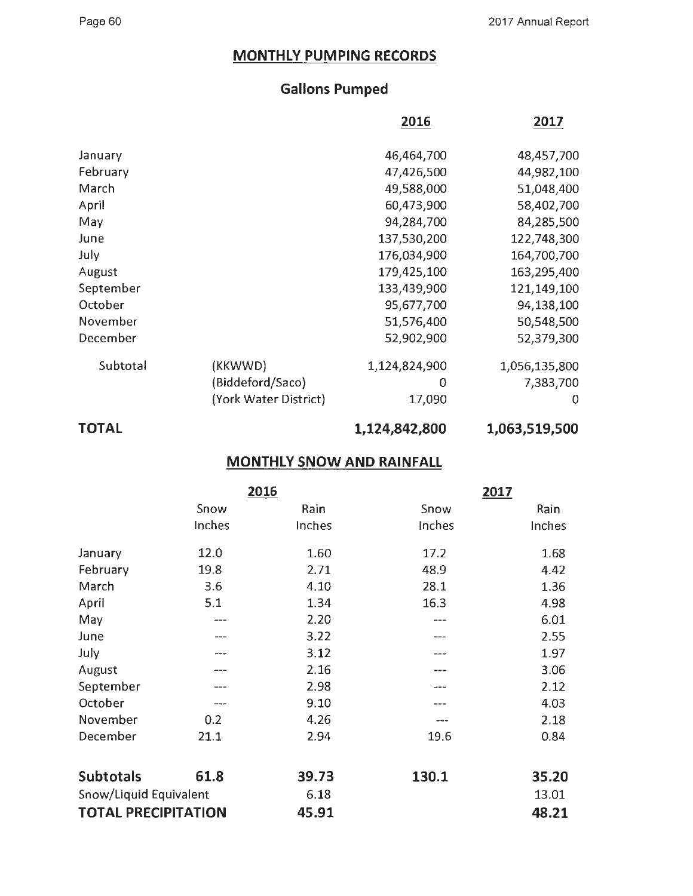## MONTHLY PUMPING RECORDS

### Gallons Pumped

| | | 2016 | 2017 |
|---|---|---|---|
| January | | 46,464,700 | 48,457,700 |
| February | | 47,426,500 | 44,982,100 |
| March | | 49,588,000 | 51,048,400 |
| April | | 60,473,900 | 58,402,700 |
| May | | 94,284,700 | 84,285,500 |
| June | | 137,530,200 | 122,748,300 |
| July | | 176,034,900 | 164,700,700 |
| August | | 179,425,100 | 163,295,400 |
| September | | 133,439,900 | 121,149,100 |
| October | | 95,677,700 | 94,138,100 |
| November | | 51,576,400 | 50,548,500 |
| December | | 52,902,900 | 52,379,300 |
| Subtotal | (KKWWD) | 1,124,824,900 | 1,056,135,800 |
| | (Biddeford/Saco) | 0 | 7,383,700 |
| | (York Water District) | 17,090 | 0 |
| **TOTAL** | | **1,124,842,800** | **1,063,519,500** |

## MONTHLY SNOW AND RAINFALL

| | 2016 | | 2017 | |
|---|---|---|---|---|
| | Snow Inches | Rain Inches | Snow Inches | Rain Inches |
| January | 12.0 | 1.60 | 17.2 | 1.68 |
| February | 19.8 | 2.71 | 48.9 | 4.42 |
| March | 3.6 | 4.10 | 28.1 | 1.36 |
| April | 5.1 | 1.34 | 16.3 | 4.98 |
| May | --- | 2.20 | --- | 6.01 |
| June | --- | 3.22 | --- | 2.55 |
| July | --- | 3.12 | --- | 1.97 |
| August | --- | 2.16 | --- | 3.06 |
| September | --- | 2.98 | --- | 2.12 |
| October | --- | 9.10 | --- | 4.03 |
| November | 0.2 | 4.26 | --- | 2.18 |
| December | 21.1 | 2.94 | 19.6 | 0.84 |
| **Subtotals** | **61.8** | **39.73** | **130.1** | **35.20** |
| Snow/Liquid Equivalent | | 6.18 | | 13.01 |
| **TOTAL PRECIPITATION** | | **45.91** | | **48.21** |